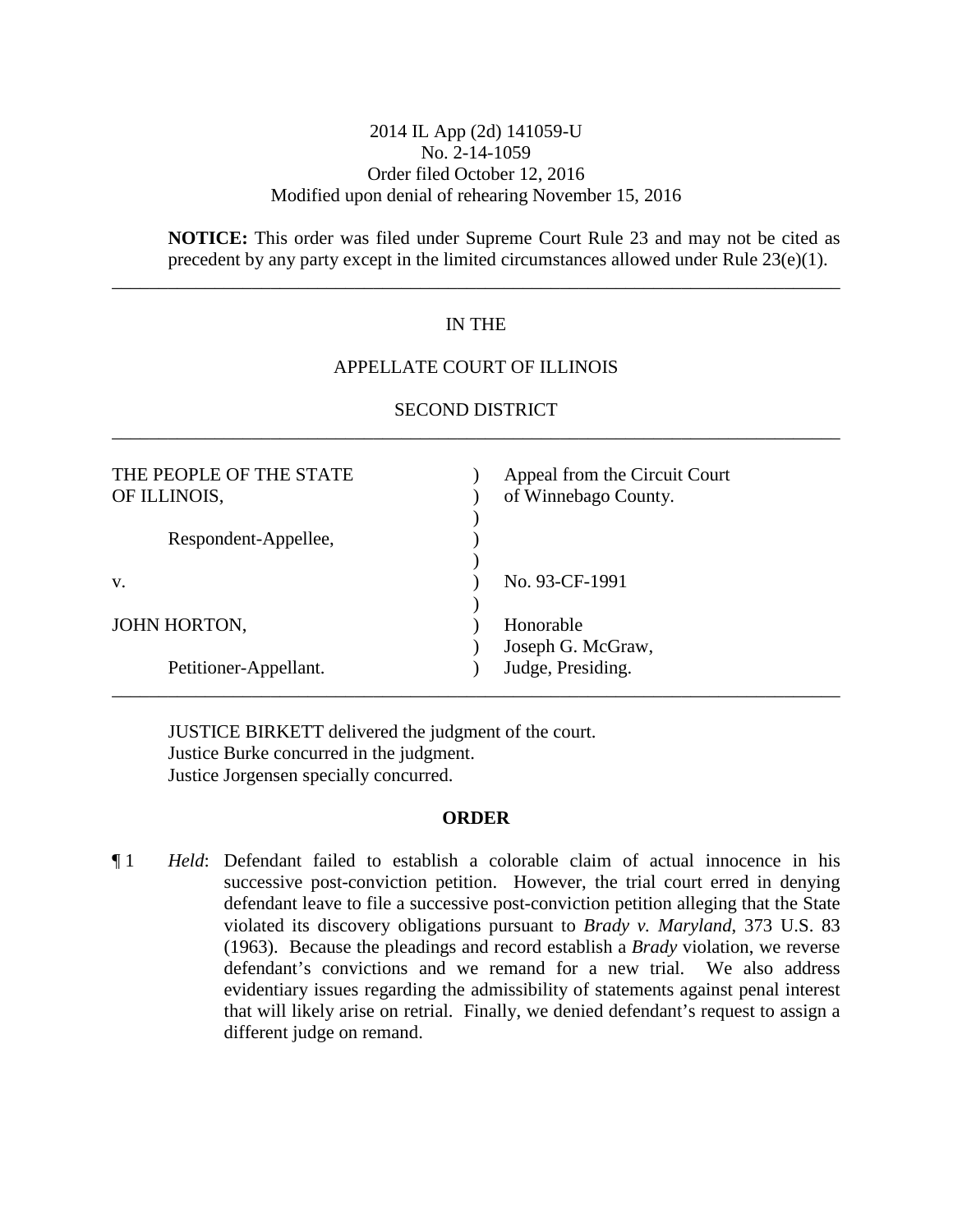2014 IL App (2d) 141059-U
No. 2-14-1059
Order filed October 12, 2016
Modified upon denial of rehearing November 15, 2016

**NOTICE:** This order was filed under Supreme Court Rule 23 and may not be cited as precedent by any party except in the limited circumstances allowed under Rule 23(e)(1).

---

IN THE

APPELLATE COURT OF ILLINOIS

SECOND DISTRICT

---

| | | |
|---|---|---|
| THE PEOPLE OF THE STATE OF ILLINOIS, | ) | Appeal from the Circuit Court of Winnebago County. |
| Respondent-Appellee, | ) | |
| v. | ) | No. 93-CF-1991 |
| JOHN HORTON, | ) | Honorable Joseph G. McGraw, |
| Petitioner-Appellant. | ) | Judge, Presiding. |

---

JUSTICE BIRKETT delivered the judgment of the court.
Justice Burke concurred in the judgment.
Justice Jorgensen specially concurred.

## ORDER

¶ 1 *Held*: Defendant failed to establish a colorable claim of actual innocence in his successive post-conviction petition. However, the trial court erred in denying defendant leave to file a successive post-conviction petition alleging that the State violated its discovery obligations pursuant to *Brady v. Maryland*, 373 U.S. 83 (1963). Because the pleadings and record establish a *Brady* violation, we reverse defendant's convictions and we remand for a new trial. We also address evidentiary issues regarding the admissibility of statements against penal interest that will likely arise on retrial. Finally, we denied defendant's request to assign a different judge on remand.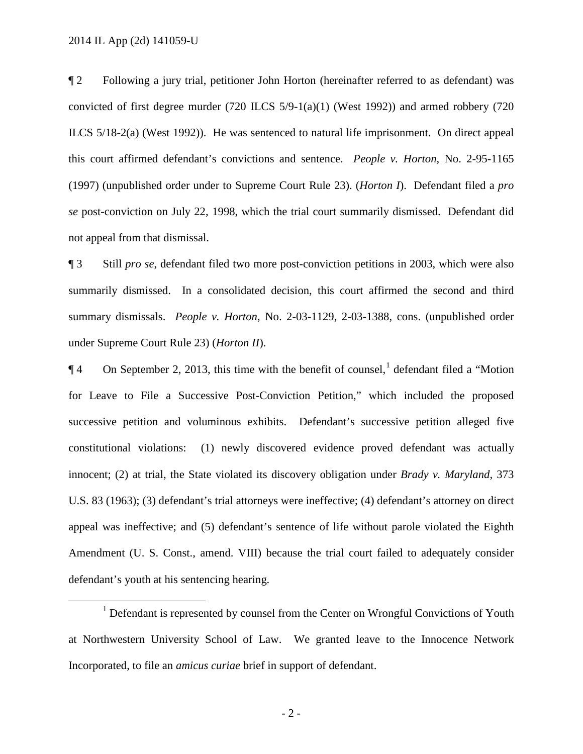¶ 2 Following a jury trial, petitioner John Horton (hereinafter referred to as defendant) was convicted of first degree murder (720 ILCS 5/9-1(a)(1) (West 1992)) and armed robbery (720 ILCS 5/18-2(a) (West 1992)). He was sentenced to natural life imprisonment. On direct appeal this court affirmed defendant's convictions and sentence. *People v. Horton*, No. 2-95-1165 (1997) (unpublished order under to Supreme Court Rule 23). (*Horton I*). Defendant filed a *pro se* post-conviction on July 22, 1998, which the trial court summarily dismissed. Defendant did not appeal from that dismissal.

¶ 3 Still *pro se*, defendant filed two more post-conviction petitions in 2003, which were also summarily dismissed. In a consolidated decision, this court affirmed the second and third summary dismissals. *People v. Horton*, No. 2-03-1129, 2-03-1388, cons. (unpublished order under Supreme Court Rule 23) (*Horton II*).

¶ 4 On September 2, 2013, this time with the benefit of counsel,[1] defendant filed a "Motion for Leave to File a Successive Post-Conviction Petition," which included the proposed successive petition and voluminous exhibits. Defendant's successive petition alleged five constitutional violations: (1) newly discovered evidence proved defendant was actually innocent; (2) at trial, the State violated its discovery obligation under *Brady v. Maryland*, 373 U.S. 83 (1963); (3) defendant's trial attorneys were ineffective; (4) defendant's attorney on direct appeal was ineffective; and (5) defendant's sentence of life without parole violated the Eighth Amendment (U. S. Const., amend. VIII) because the trial court failed to adequately consider defendant's youth at his sentencing hearing.

[1] Defendant is represented by counsel from the Center on Wrongful Convictions of Youth at Northwestern University School of Law. We granted leave to the Innocence Network Incorporated, to file an *amicus curiae* brief in support of defendant.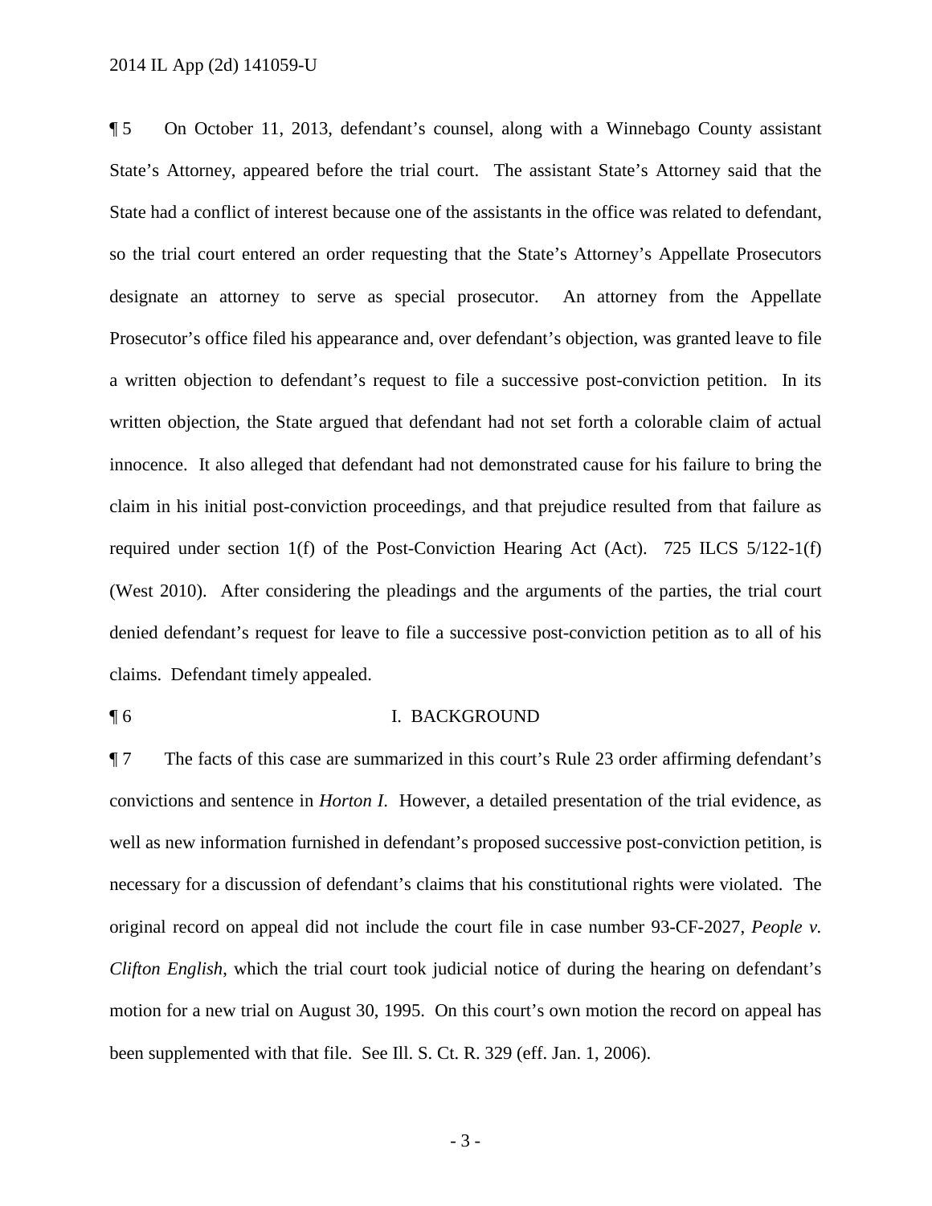¶ 5 On October 11, 2013, defendant's counsel, along with a Winnebago County assistant State's Attorney, appeared before the trial court. The assistant State's Attorney said that the State had a conflict of interest because one of the assistants in the office was related to defendant, so the trial court entered an order requesting that the State's Attorney's Appellate Prosecutors designate an attorney to serve as special prosecutor. An attorney from the Appellate Prosecutor's office filed his appearance and, over defendant's objection, was granted leave to file a written objection to defendant's request to file a successive post-conviction petition. In its written objection, the State argued that defendant had not set forth a colorable claim of actual innocence. It also alleged that defendant had not demonstrated cause for his failure to bring the claim in his initial post-conviction proceedings, and that prejudice resulted from that failure as required under section 1(f) of the Post-Conviction Hearing Act (Act). 725 ILCS 5/122-1(f) (West 2010). After considering the pleadings and the arguments of the parties, the trial court denied defendant's request for leave to file a successive post-conviction petition as to all of his claims. Defendant timely appealed.

¶ 6 I. BACKGROUND

¶ 7 The facts of this case are summarized in this court's Rule 23 order affirming defendant's convictions and sentence in *Horton I*. However, a detailed presentation of the trial evidence, as well as new information furnished in defendant's proposed successive post-conviction petition, is necessary for a discussion of defendant's claims that his constitutional rights were violated. The original record on appeal did not include the court file in case number 93-CF-2027, *People v. Clifton English*, which the trial court took judicial notice of during the hearing on defendant's motion for a new trial on August 30, 1995. On this court's own motion the record on appeal has been supplemented with that file. See Ill. S. Ct. R. 329 (eff. Jan. 1, 2006).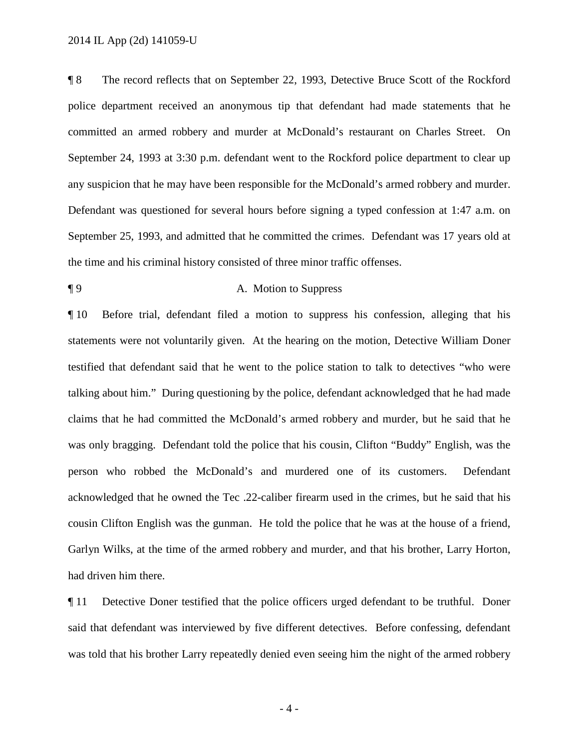¶ 8 The record reflects that on September 22, 1993, Detective Bruce Scott of the Rockford police department received an anonymous tip that defendant had made statements that he committed an armed robbery and murder at McDonald's restaurant on Charles Street. On September 24, 1993 at 3:30 p.m. defendant went to the Rockford police department to clear up any suspicion that he may have been responsible for the McDonald's armed robbery and murder. Defendant was questioned for several hours before signing a typed confession at 1:47 a.m. on September 25, 1993, and admitted that he committed the crimes. Defendant was 17 years old at the time and his criminal history consisted of three minor traffic offenses.

¶ 9 A. Motion to Suppress

¶ 10 Before trial, defendant filed a motion to suppress his confession, alleging that his statements were not voluntarily given. At the hearing on the motion, Detective William Doner testified that defendant said that he went to the police station to talk to detectives "who were talking about him." During questioning by the police, defendant acknowledged that he had made claims that he had committed the McDonald's armed robbery and murder, but he said that he was only bragging. Defendant told the police that his cousin, Clifton "Buddy" English, was the person who robbed the McDonald's and murdered one of its customers. Defendant acknowledged that he owned the Tec .22-caliber firearm used in the crimes, but he said that his cousin Clifton English was the gunman. He told the police that he was at the house of a friend, Garlyn Wilks, at the time of the armed robbery and murder, and that his brother, Larry Horton, had driven him there.

¶ 11 Detective Doner testified that the police officers urged defendant to be truthful. Doner said that defendant was interviewed by five different detectives. Before confessing, defendant was told that his brother Larry repeatedly denied even seeing him the night of the armed robbery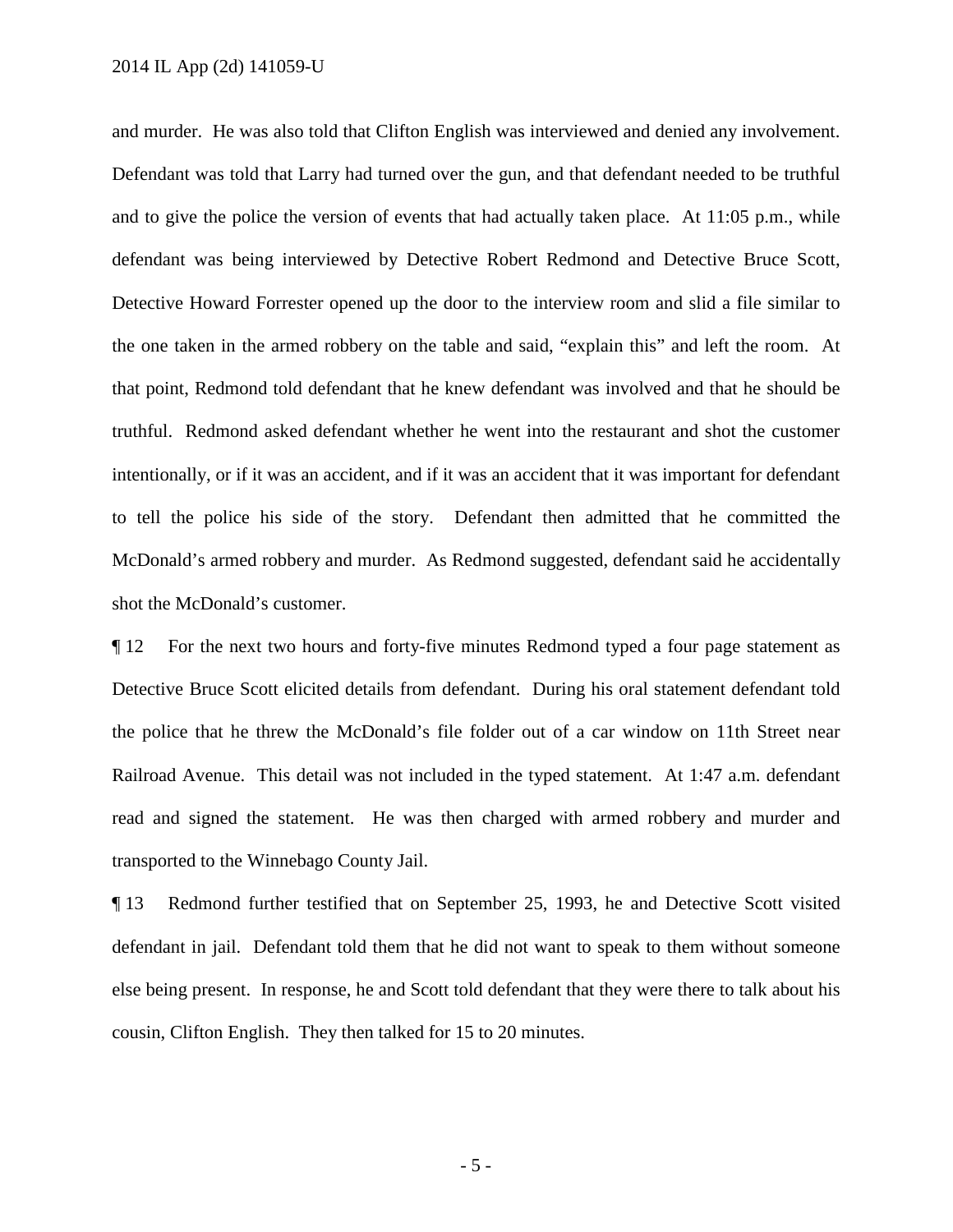and murder. He was also told that Clifton English was interviewed and denied any involvement. Defendant was told that Larry had turned over the gun, and that defendant needed to be truthful and to give the police the version of events that had actually taken place. At 11:05 p.m., while defendant was being interviewed by Detective Robert Redmond and Detective Bruce Scott, Detective Howard Forrester opened up the door to the interview room and slid a file similar to the one taken in the armed robbery on the table and said, "explain this" and left the room. At that point, Redmond told defendant that he knew defendant was involved and that he should be truthful. Redmond asked defendant whether he went into the restaurant and shot the customer intentionally, or if it was an accident, and if it was an accident that it was important for defendant to tell the police his side of the story. Defendant then admitted that he committed the McDonald's armed robbery and murder. As Redmond suggested, defendant said he accidentally shot the McDonald's customer.

¶ 12 For the next two hours and forty-five minutes Redmond typed a four page statement as Detective Bruce Scott elicited details from defendant. During his oral statement defendant told the police that he threw the McDonald's file folder out of a car window on 11th Street near Railroad Avenue. This detail was not included in the typed statement. At 1:47 a.m. defendant read and signed the statement. He was then charged with armed robbery and murder and transported to the Winnebago County Jail.

¶ 13 Redmond further testified that on September 25, 1993, he and Detective Scott visited defendant in jail. Defendant told them that he did not want to speak to them without someone else being present. In response, he and Scott told defendant that they were there to talk about his cousin, Clifton English. They then talked for 15 to 20 minutes.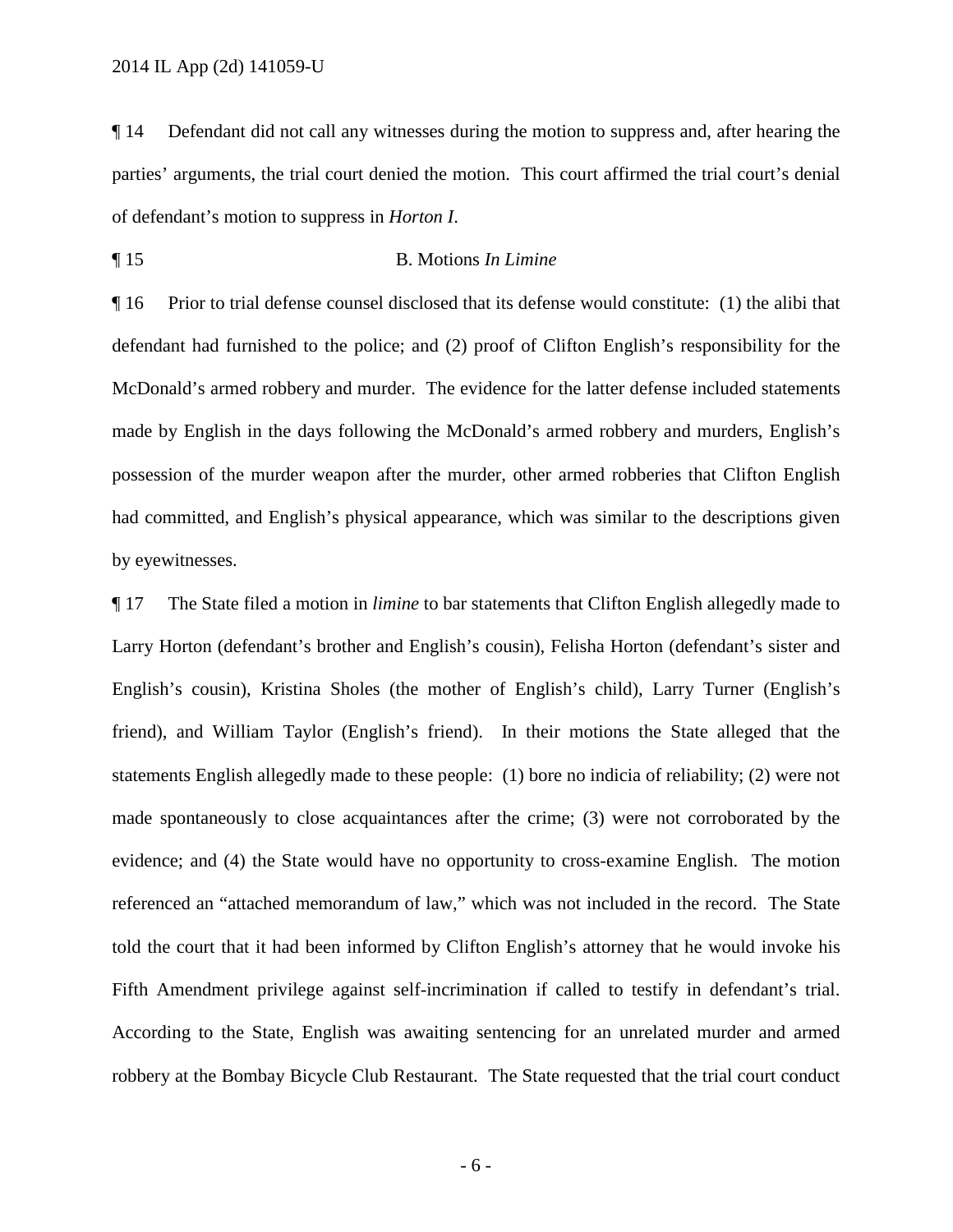¶ 14 Defendant did not call any witnesses during the motion to suppress and, after hearing the parties' arguments, the trial court denied the motion. This court affirmed the trial court's denial of defendant's motion to suppress in *Horton I*.

¶ 15 B. Motions *In Limine*

¶ 16 Prior to trial defense counsel disclosed that its defense would constitute: (1) the alibi that defendant had furnished to the police; and (2) proof of Clifton English's responsibility for the McDonald's armed robbery and murder. The evidence for the latter defense included statements made by English in the days following the McDonald's armed robbery and murders, English's possession of the murder weapon after the murder, other armed robberies that Clifton English had committed, and English's physical appearance, which was similar to the descriptions given by eyewitnesses.

¶ 17 The State filed a motion in *limine* to bar statements that Clifton English allegedly made to Larry Horton (defendant's brother and English's cousin), Felisha Horton (defendant's sister and English's cousin), Kristina Sholes (the mother of English's child), Larry Turner (English's friend), and William Taylor (English's friend). In their motions the State alleged that the statements English allegedly made to these people: (1) bore no indicia of reliability; (2) were not made spontaneously to close acquaintances after the crime; (3) were not corroborated by the evidence; and (4) the State would have no opportunity to cross-examine English. The motion referenced an "attached memorandum of law," which was not included in the record. The State told the court that it had been informed by Clifton English's attorney that he would invoke his Fifth Amendment privilege against self-incrimination if called to testify in defendant's trial. According to the State, English was awaiting sentencing for an unrelated murder and armed robbery at the Bombay Bicycle Club Restaurant. The State requested that the trial court conduct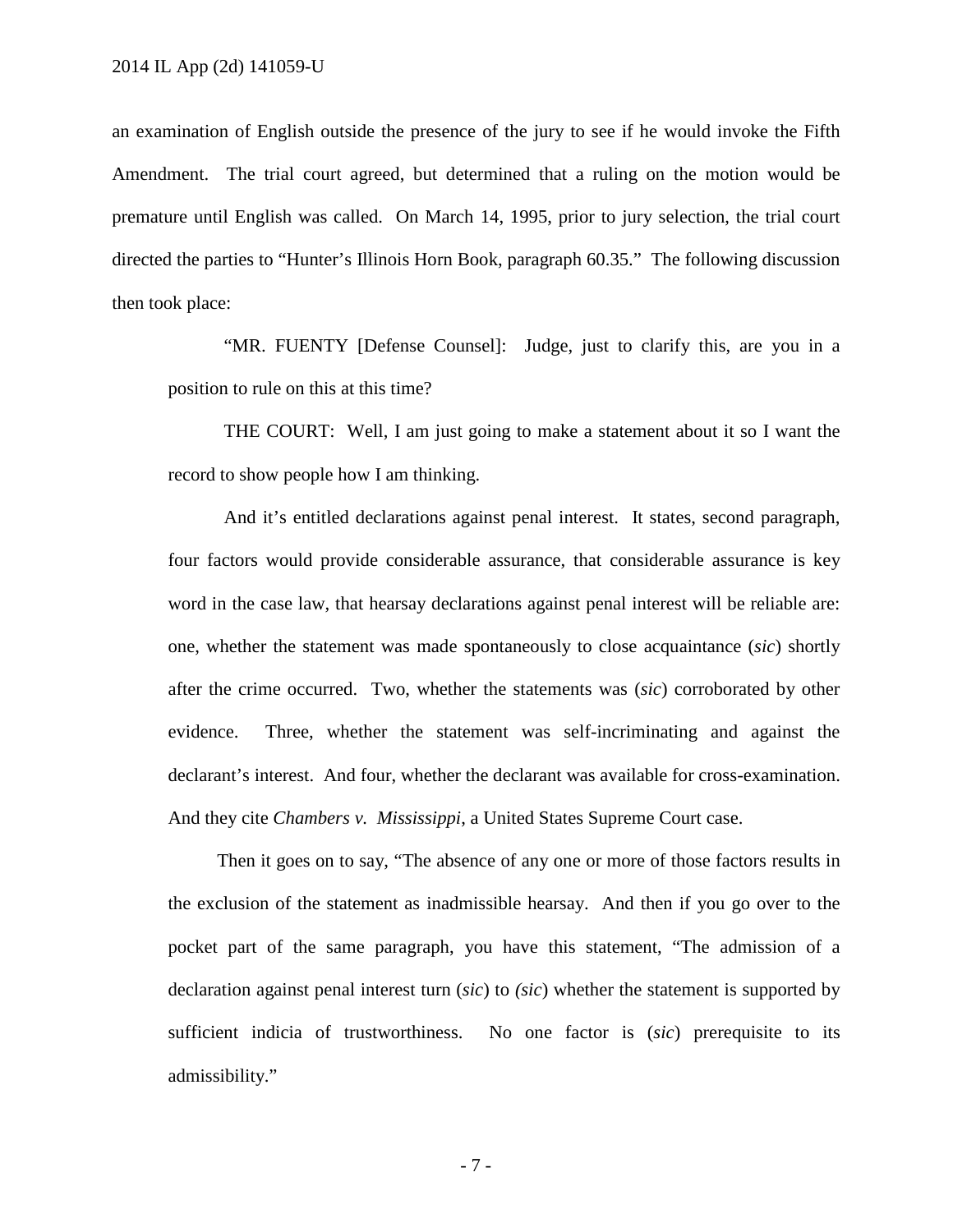an examination of English outside the presence of the jury to see if he would invoke the Fifth Amendment. The trial court agreed, but determined that a ruling on the motion would be premature until English was called. On March 14, 1995, prior to jury selection, the trial court directed the parties to "Hunter's Illinois Horn Book, paragraph 60.35." The following discussion then took place:

> "MR. FUENTY [Defense Counsel]: Judge, just to clarify this, are you in a position to rule on this at this time?
>
> THE COURT: Well, I am just going to make a statement about it so I want the record to show people how I am thinking.
>
> And it's entitled declarations against penal interest. It states, second paragraph, four factors would provide considerable assurance, that considerable assurance is key word in the case law, that hearsay declarations against penal interest will be reliable are: one, whether the statement was made spontaneously to close acquaintance (*sic*) shortly after the crime occurred. Two, whether the statements was (*sic*) corroborated by other evidence. Three, whether the statement was self-incriminating and against the declarant's interest. And four, whether the declarant was available for cross-examination. And they cite *Chambers v. Mississippi*, a United States Supreme Court case.
>
> Then it goes on to say, "The absence of any one or more of those factors results in the exclusion of the statement as inadmissible hearsay. And then if you go over to the pocket part of the same paragraph, you have this statement, "The admission of a declaration against penal interest turn (*sic*) to *(sic*) whether the statement is supported by sufficient indicia of trustworthiness. No one factor is (*sic*) prerequisite to its admissibility."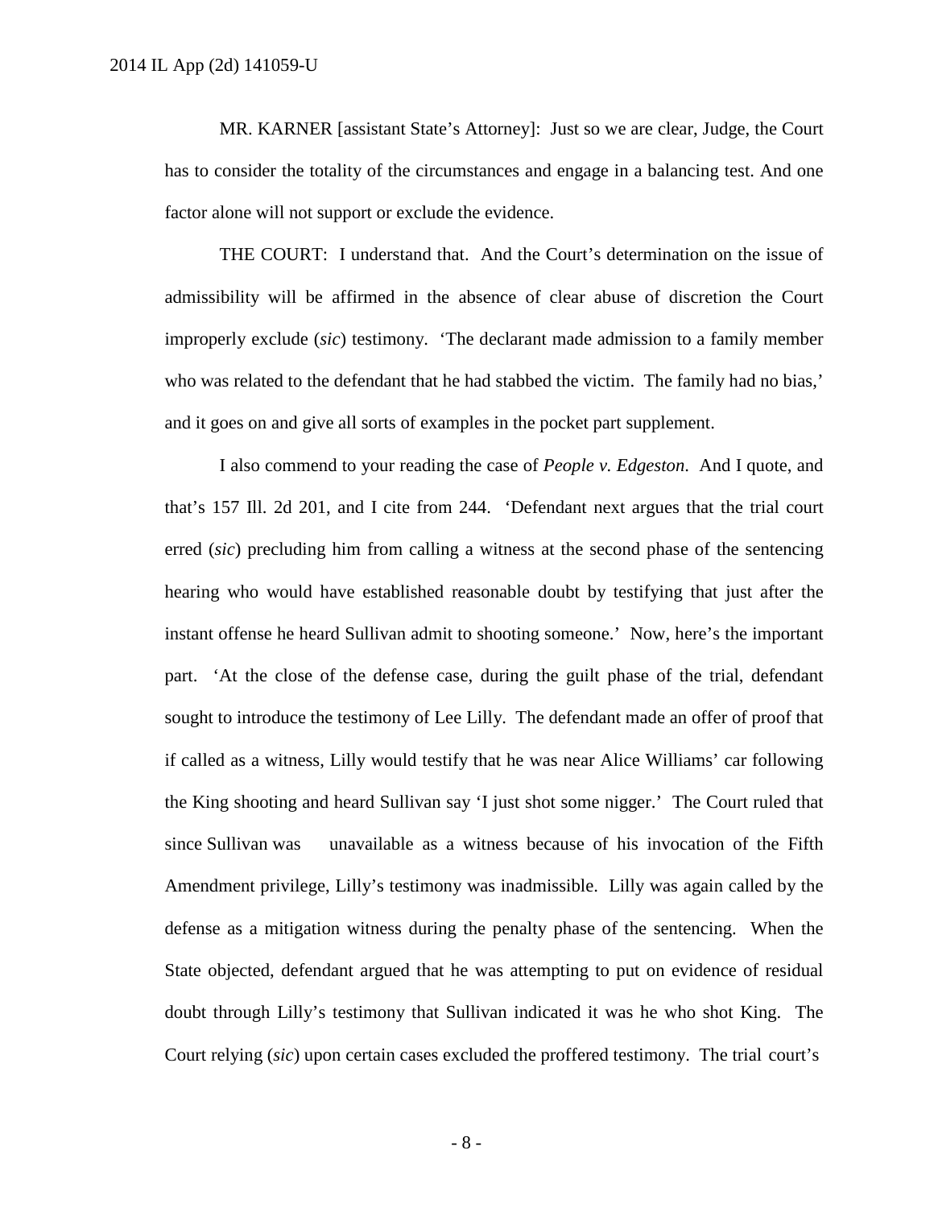MR. KARNER [assistant State's Attorney]: Just so we are clear, Judge, the Court has to consider the totality of the circumstances and engage in a balancing test. And one factor alone will not support or exclude the evidence.

THE COURT: I understand that. And the Court's determination on the issue of admissibility will be affirmed in the absence of clear abuse of discretion the Court improperly exclude (*sic*) testimony. 'The declarant made admission to a family member who was related to the defendant that he had stabbed the victim. The family had no bias,' and it goes on and give all sorts of examples in the pocket part supplement.

I also commend to your reading the case of *People v. Edgeston*. And I quote, and that's 157 Ill. 2d 201, and I cite from 244. 'Defendant next argues that the trial court erred (*sic*) precluding him from calling a witness at the second phase of the sentencing hearing who would have established reasonable doubt by testifying that just after the instant offense he heard Sullivan admit to shooting someone.' Now, here's the important part. 'At the close of the defense case, during the guilt phase of the trial, defendant sought to introduce the testimony of Lee Lilly. The defendant made an offer of proof that if called as a witness, Lilly would testify that he was near Alice Williams' car following the King shooting and heard Sullivan say 'I just shot some nigger.' The Court ruled that since Sullivan was unavailable as a witness because of his invocation of the Fifth Amendment privilege, Lilly's testimony was inadmissible. Lilly was again called by the defense as a mitigation witness during the penalty phase of the sentencing. When the State objected, defendant argued that he was attempting to put on evidence of residual doubt through Lilly's testimony that Sullivan indicated it was he who shot King. The Court relying (*sic*) upon certain cases excluded the proffered testimony. The trial court's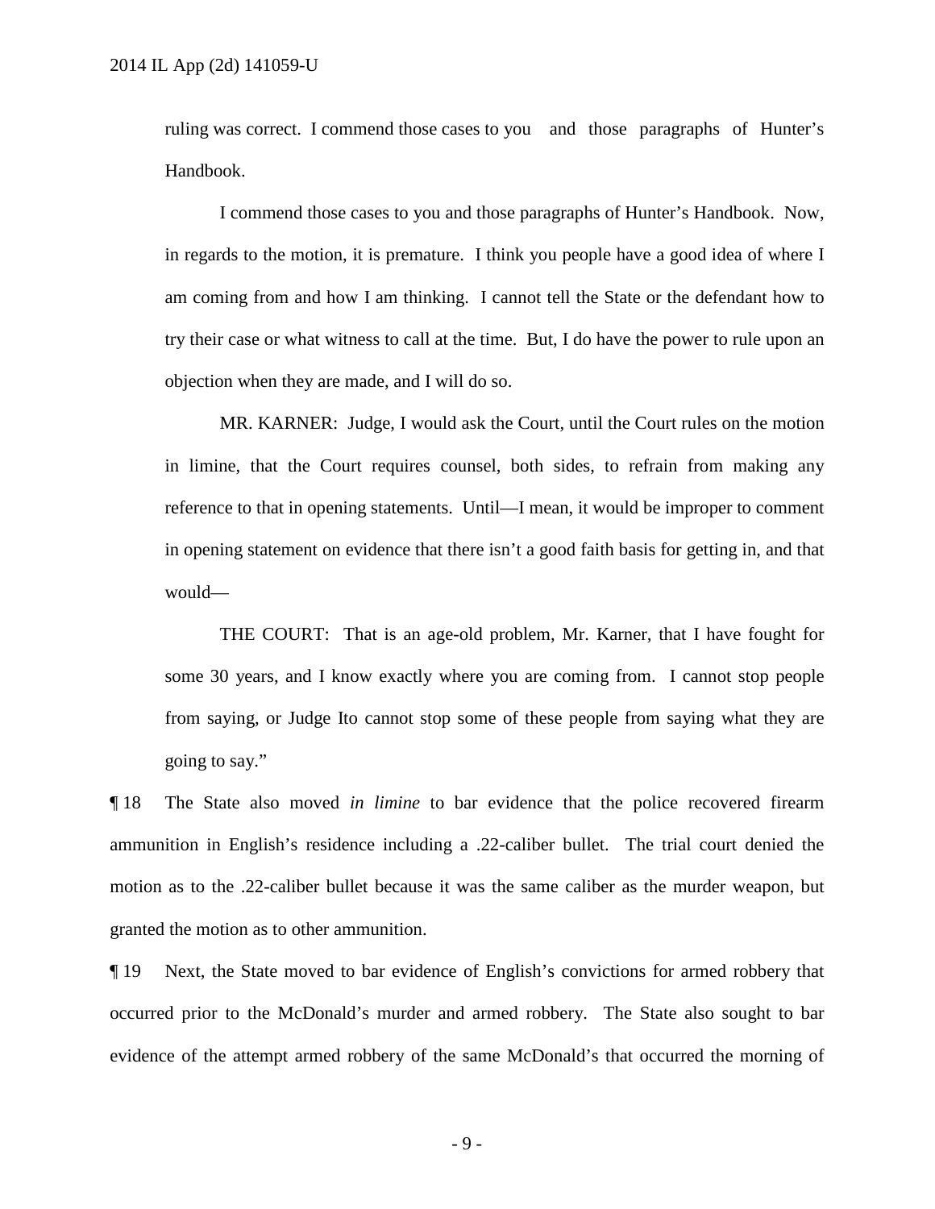ruling was correct. I commend those cases to you and those paragraphs of Hunter's Handbook.

I commend those cases to you and those paragraphs of Hunter's Handbook. Now, in regards to the motion, it is premature. I think you people have a good idea of where I am coming from and how I am thinking. I cannot tell the State or the defendant how to try their case or what witness to call at the time. But, I do have the power to rule upon an objection when they are made, and I will do so.

MR. KARNER: Judge, I would ask the Court, until the Court rules on the motion in limine, that the Court requires counsel, both sides, to refrain from making any reference to that in opening statements. Until—I mean, it would be improper to comment in opening statement on evidence that there isn't a good faith basis for getting in, and that would—

THE COURT: That is an age-old problem, Mr. Karner, that I have fought for some 30 years, and I know exactly where you are coming from. I cannot stop people from saying, or Judge Ito cannot stop some of these people from saying what they are going to say."

¶ 18 The State also moved *in limine* to bar evidence that the police recovered firearm ammunition in English's residence including a .22-caliber bullet. The trial court denied the motion as to the .22-caliber bullet because it was the same caliber as the murder weapon, but granted the motion as to other ammunition.

¶ 19 Next, the State moved to bar evidence of English's convictions for armed robbery that occurred prior to the McDonald's murder and armed robbery. The State also sought to bar evidence of the attempt armed robbery of the same McDonald's that occurred the morning of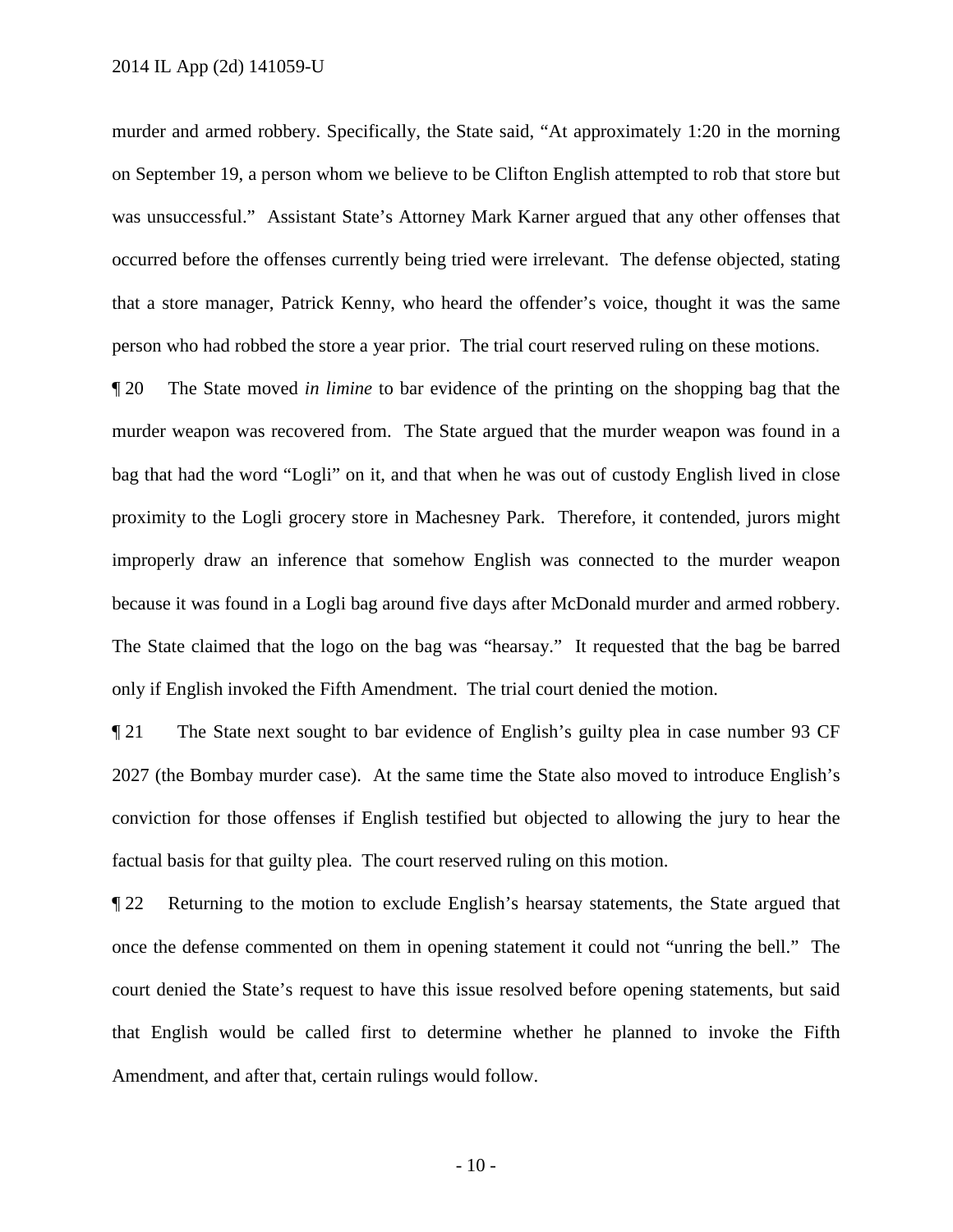murder and armed robbery. Specifically, the State said, "At approximately 1:20 in the morning on September 19, a person whom we believe to be Clifton English attempted to rob that store but was unsuccessful." Assistant State's Attorney Mark Karner argued that any other offenses that occurred before the offenses currently being tried were irrelevant. The defense objected, stating that a store manager, Patrick Kenny, who heard the offender's voice, thought it was the same person who had robbed the store a year prior. The trial court reserved ruling on these motions.

¶ 20 The State moved *in limine* to bar evidence of the printing on the shopping bag that the murder weapon was recovered from. The State argued that the murder weapon was found in a bag that had the word "Logli" on it, and that when he was out of custody English lived in close proximity to the Logli grocery store in Machesney Park. Therefore, it contended, jurors might improperly draw an inference that somehow English was connected to the murder weapon because it was found in a Logli bag around five days after McDonald murder and armed robbery. The State claimed that the logo on the bag was "hearsay." It requested that the bag be barred only if English invoked the Fifth Amendment. The trial court denied the motion.

¶ 21 The State next sought to bar evidence of English's guilty plea in case number 93 CF 2027 (the Bombay murder case). At the same time the State also moved to introduce English's conviction for those offenses if English testified but objected to allowing the jury to hear the factual basis for that guilty plea. The court reserved ruling on this motion.

¶ 22 Returning to the motion to exclude English's hearsay statements, the State argued that once the defense commented on them in opening statement it could not "unring the bell." The court denied the State's request to have this issue resolved before opening statements, but said that English would be called first to determine whether he planned to invoke the Fifth Amendment, and after that, certain rulings would follow.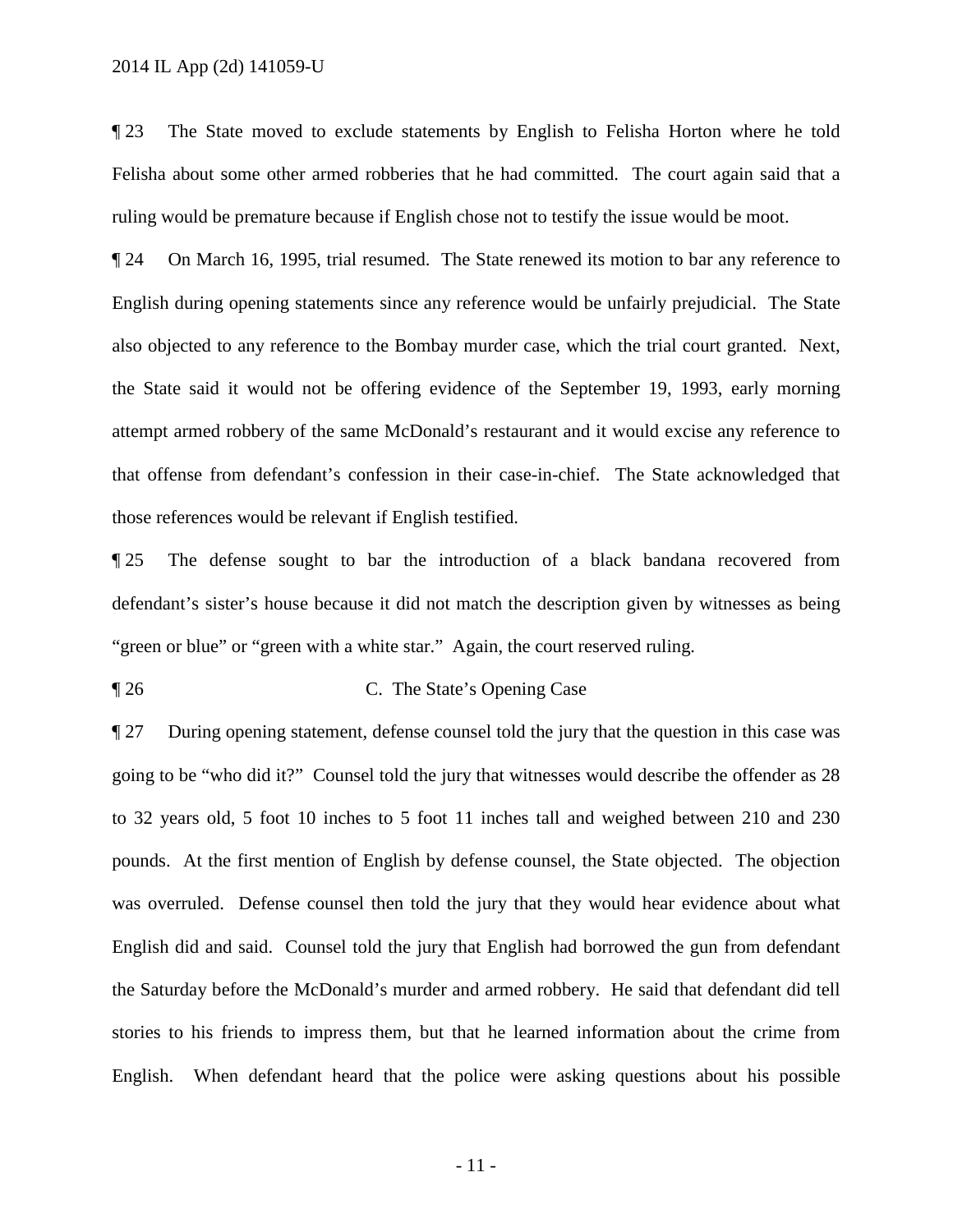¶ 23 The State moved to exclude statements by English to Felisha Horton where he told Felisha about some other armed robberies that he had committed. The court again said that a ruling would be premature because if English chose not to testify the issue would be moot.

¶ 24 On March 16, 1995, trial resumed. The State renewed its motion to bar any reference to English during opening statements since any reference would be unfairly prejudicial. The State also objected to any reference to the Bombay murder case, which the trial court granted. Next, the State said it would not be offering evidence of the September 19, 1993, early morning attempt armed robbery of the same McDonald's restaurant and it would excise any reference to that offense from defendant's confession in their case-in-chief. The State acknowledged that those references would be relevant if English testified.

¶ 25 The defense sought to bar the introduction of a black bandana recovered from defendant's sister's house because it did not match the description given by witnesses as being "green or blue" or "green with a white star." Again, the court reserved ruling.

¶ 26 C. The State's Opening Case

¶ 27 During opening statement, defense counsel told the jury that the question in this case was going to be "who did it?" Counsel told the jury that witnesses would describe the offender as 28 to 32 years old, 5 foot 10 inches to 5 foot 11 inches tall and weighed between 210 and 230 pounds. At the first mention of English by defense counsel, the State objected. The objection was overruled. Defense counsel then told the jury that they would hear evidence about what English did and said. Counsel told the jury that English had borrowed the gun from defendant the Saturday before the McDonald's murder and armed robbery. He said that defendant did tell stories to his friends to impress them, but that he learned information about the crime from English. When defendant heard that the police were asking questions about his possible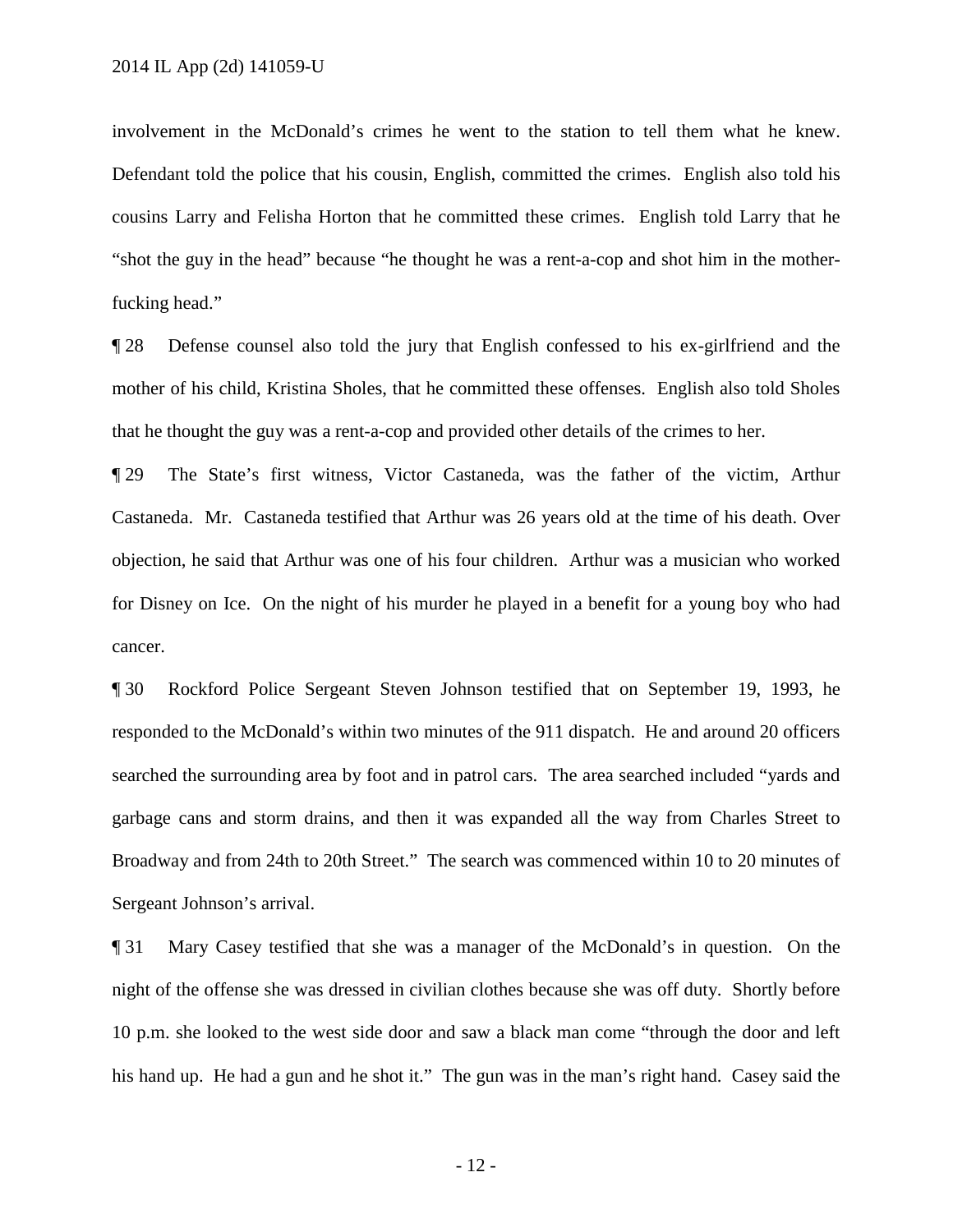involvement in the McDonald's crimes he went to the station to tell them what he knew. Defendant told the police that his cousin, English, committed the crimes. English also told his cousins Larry and Felisha Horton that he committed these crimes. English told Larry that he "shot the guy in the head" because "he thought he was a rent-a-cop and shot him in the mother-fucking head."

¶ 28 Defense counsel also told the jury that English confessed to his ex-girlfriend and the mother of his child, Kristina Sholes, that he committed these offenses. English also told Sholes that he thought the guy was a rent-a-cop and provided other details of the crimes to her.

¶ 29 The State's first witness, Victor Castaneda, was the father of the victim, Arthur Castaneda. Mr. Castaneda testified that Arthur was 26 years old at the time of his death. Over objection, he said that Arthur was one of his four children. Arthur was a musician who worked for Disney on Ice. On the night of his murder he played in a benefit for a young boy who had cancer.

¶ 30 Rockford Police Sergeant Steven Johnson testified that on September 19, 1993, he responded to the McDonald's within two minutes of the 911 dispatch. He and around 20 officers searched the surrounding area by foot and in patrol cars. The area searched included "yards and garbage cans and storm drains, and then it was expanded all the way from Charles Street to Broadway and from 24th to 20th Street." The search was commenced within 10 to 20 minutes of Sergeant Johnson's arrival.

¶ 31 Mary Casey testified that she was a manager of the McDonald's in question. On the night of the offense she was dressed in civilian clothes because she was off duty. Shortly before 10 p.m. she looked to the west side door and saw a black man come "through the door and left his hand up. He had a gun and he shot it." The gun was in the man's right hand. Casey said the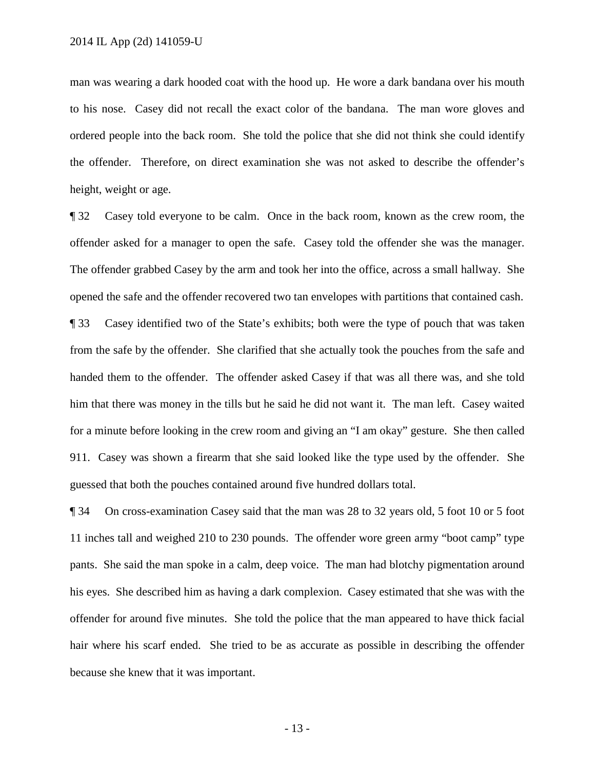man was wearing a dark hooded coat with the hood up. He wore a dark bandana over his mouth to his nose. Casey did not recall the exact color of the bandana. The man wore gloves and ordered people into the back room. She told the police that she did not think she could identify the offender. Therefore, on direct examination she was not asked to describe the offender's height, weight or age.

¶ 32 Casey told everyone to be calm. Once in the back room, known as the crew room, the offender asked for a manager to open the safe. Casey told the offender she was the manager. The offender grabbed Casey by the arm and took her into the office, across a small hallway. She opened the safe and the offender recovered two tan envelopes with partitions that contained cash.

¶ 33 Casey identified two of the State's exhibits; both were the type of pouch that was taken from the safe by the offender. She clarified that she actually took the pouches from the safe and handed them to the offender. The offender asked Casey if that was all there was, and she told him that there was money in the tills but he said he did not want it. The man left. Casey waited for a minute before looking in the crew room and giving an "I am okay" gesture. She then called 911. Casey was shown a firearm that she said looked like the type used by the offender. She guessed that both the pouches contained around five hundred dollars total.

¶ 34 On cross-examination Casey said that the man was 28 to 32 years old, 5 foot 10 or 5 foot 11 inches tall and weighed 210 to 230 pounds. The offender wore green army "boot camp" type pants. She said the man spoke in a calm, deep voice. The man had blotchy pigmentation around his eyes. She described him as having a dark complexion. Casey estimated that she was with the offender for around five minutes. She told the police that the man appeared to have thick facial hair where his scarf ended. She tried to be as accurate as possible in describing the offender because she knew that it was important.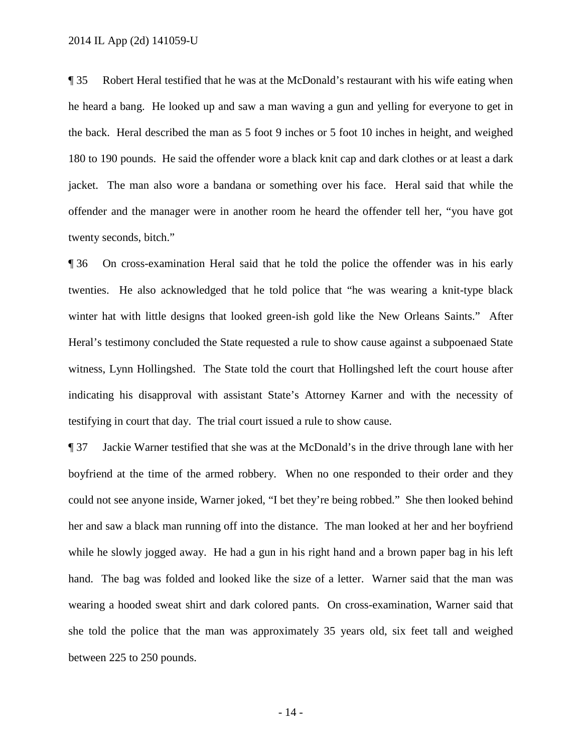¶ 35 Robert Heral testified that he was at the McDonald's restaurant with his wife eating when he heard a bang. He looked up and saw a man waving a gun and yelling for everyone to get in the back. Heral described the man as 5 foot 9 inches or 5 foot 10 inches in height, and weighed 180 to 190 pounds. He said the offender wore a black knit cap and dark clothes or at least a dark jacket. The man also wore a bandana or something over his face. Heral said that while the offender and the manager were in another room he heard the offender tell her, "you have got twenty seconds, bitch."

¶ 36 On cross-examination Heral said that he told the police the offender was in his early twenties. He also acknowledged that he told police that "he was wearing a knit-type black winter hat with little designs that looked green-ish gold like the New Orleans Saints." After Heral's testimony concluded the State requested a rule to show cause against a subpoenaed State witness, Lynn Hollingshed. The State told the court that Hollingshed left the court house after indicating his disapproval with assistant State's Attorney Karner and with the necessity of testifying in court that day. The trial court issued a rule to show cause.

¶ 37 Jackie Warner testified that she was at the McDonald's in the drive through lane with her boyfriend at the time of the armed robbery. When no one responded to their order and they could not see anyone inside, Warner joked, "I bet they're being robbed." She then looked behind her and saw a black man running off into the distance. The man looked at her and her boyfriend while he slowly jogged away. He had a gun in his right hand and a brown paper bag in his left hand. The bag was folded and looked like the size of a letter. Warner said that the man was wearing a hooded sweat shirt and dark colored pants. On cross-examination, Warner said that she told the police that the man was approximately 35 years old, six feet tall and weighed between 225 to 250 pounds.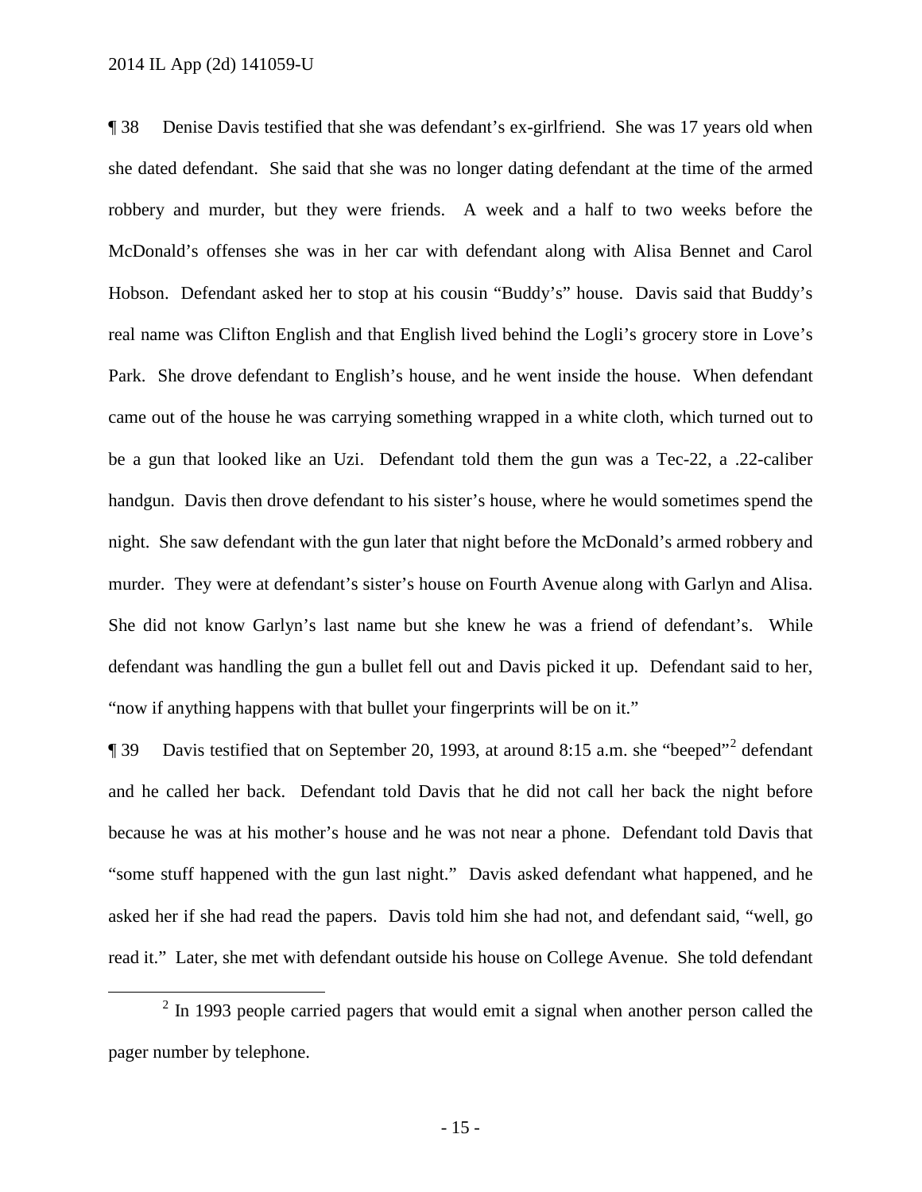¶ 38 Denise Davis testified that she was defendant's ex-girlfriend. She was 17 years old when she dated defendant. She said that she was no longer dating defendant at the time of the armed robbery and murder, but they were friends. A week and a half to two weeks before the McDonald's offenses she was in her car with defendant along with Alisa Bennet and Carol Hobson. Defendant asked her to stop at his cousin "Buddy's" house. Davis said that Buddy's real name was Clifton English and that English lived behind the Logli's grocery store in Love's Park. She drove defendant to English's house, and he went inside the house. When defendant came out of the house he was carrying something wrapped in a white cloth, which turned out to be a gun that looked like an Uzi. Defendant told them the gun was a Tec-22, a .22-caliber handgun. Davis then drove defendant to his sister's house, where he would sometimes spend the night. She saw defendant with the gun later that night before the McDonald's armed robbery and murder. They were at defendant's sister's house on Fourth Avenue along with Garlyn and Alisa. She did not know Garlyn's last name but she knew he was a friend of defendant's. While defendant was handling the gun a bullet fell out and Davis picked it up. Defendant said to her, "now if anything happens with that bullet your fingerprints will be on it."

¶ 39 Davis testified that on September 20, 1993, at around 8:15 a.m. she "beeped"[2] defendant and he called her back. Defendant told Davis that he did not call her back the night before because he was at his mother's house and he was not near a phone. Defendant told Davis that "some stuff happened with the gun last night." Davis asked defendant what happened, and he asked her if she had read the papers. Davis told him she had not, and defendant said, "well, go read it." Later, she met with defendant outside his house on College Avenue. She told defendant

[2] In 1993 people carried pagers that would emit a signal when another person called the pager number by telephone.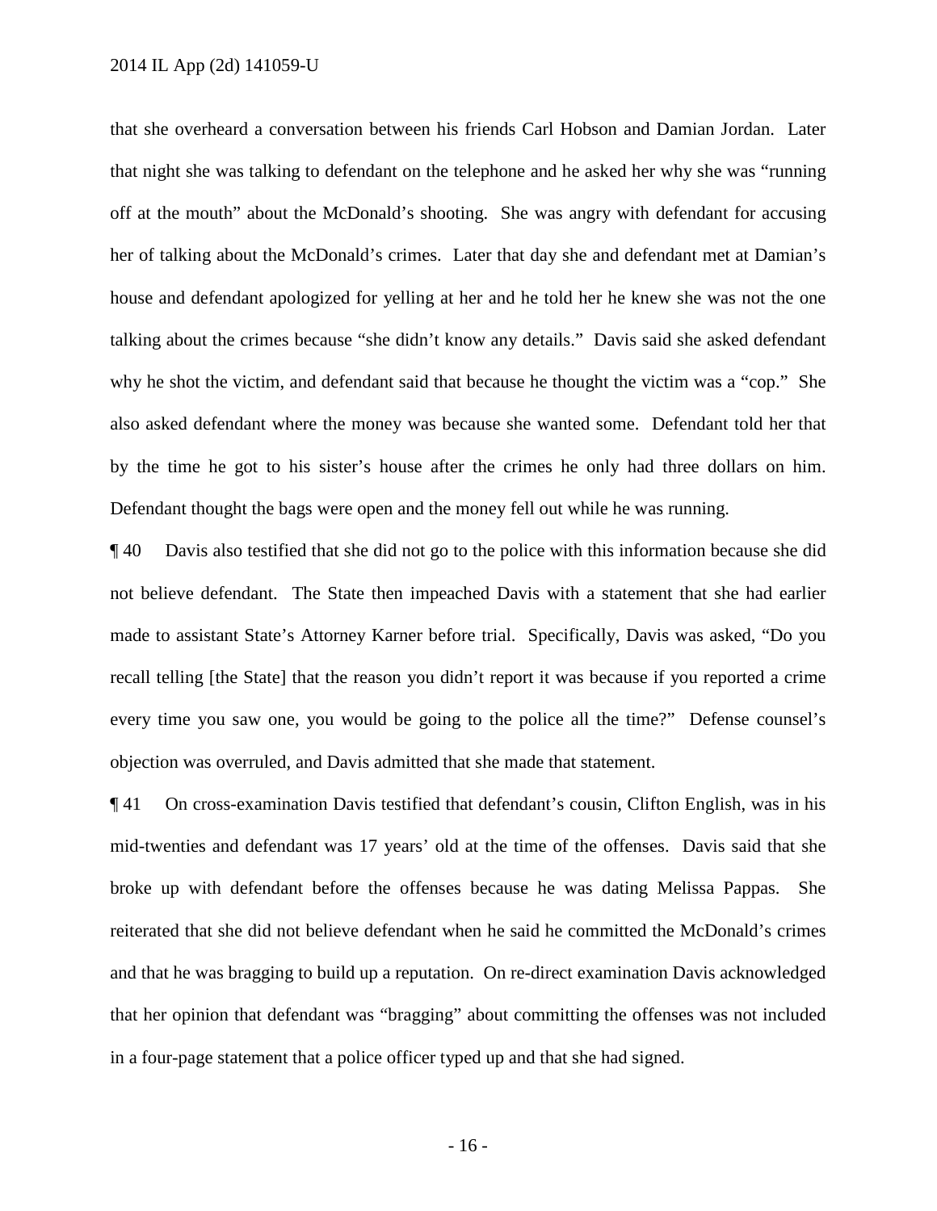that she overheard a conversation between his friends Carl Hobson and Damian Jordan. Later that night she was talking to defendant on the telephone and he asked her why she was "running off at the mouth" about the McDonald's shooting. She was angry with defendant for accusing her of talking about the McDonald's crimes. Later that day she and defendant met at Damian's house and defendant apologized for yelling at her and he told her he knew she was not the one talking about the crimes because "she didn't know any details." Davis said she asked defendant why he shot the victim, and defendant said that because he thought the victim was a "cop." She also asked defendant where the money was because she wanted some. Defendant told her that by the time he got to his sister's house after the crimes he only had three dollars on him. Defendant thought the bags were open and the money fell out while he was running.

¶ 40 Davis also testified that she did not go to the police with this information because she did not believe defendant. The State then impeached Davis with a statement that she had earlier made to assistant State's Attorney Karner before trial. Specifically, Davis was asked, "Do you recall telling [the State] that the reason you didn't report it was because if you reported a crime every time you saw one, you would be going to the police all the time?" Defense counsel's objection was overruled, and Davis admitted that she made that statement.

¶ 41 On cross-examination Davis testified that defendant's cousin, Clifton English, was in his mid-twenties and defendant was 17 years' old at the time of the offenses. Davis said that she broke up with defendant before the offenses because he was dating Melissa Pappas. She reiterated that she did not believe defendant when he said he committed the McDonald's crimes and that he was bragging to build up a reputation. On re-direct examination Davis acknowledged that her opinion that defendant was "bragging" about committing the offenses was not included in a four-page statement that a police officer typed up and that she had signed.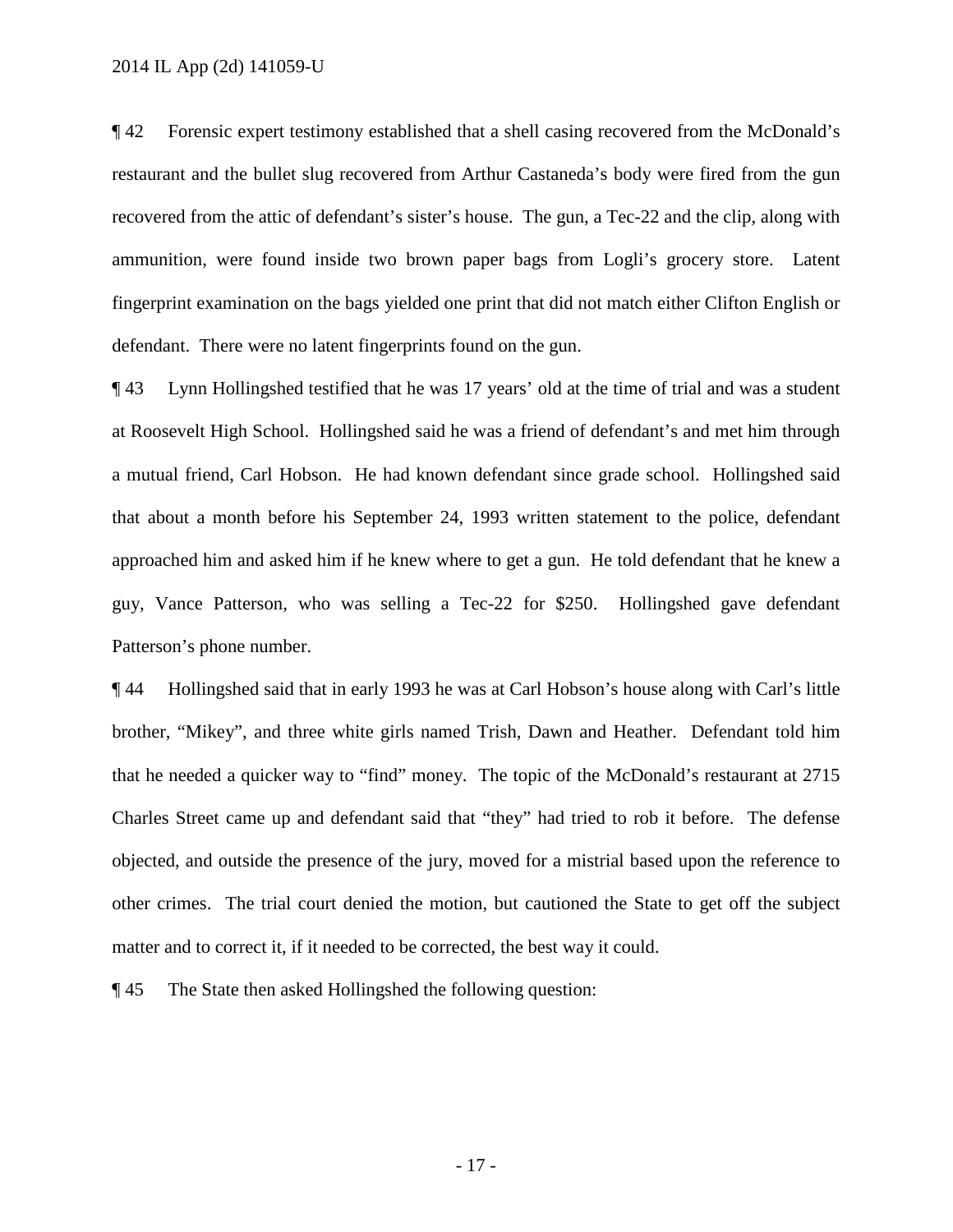¶ 42 Forensic expert testimony established that a shell casing recovered from the McDonald's restaurant and the bullet slug recovered from Arthur Castaneda's body were fired from the gun recovered from the attic of defendant's sister's house. The gun, a Tec-22 and the clip, along with ammunition, were found inside two brown paper bags from Logli's grocery store. Latent fingerprint examination on the bags yielded one print that did not match either Clifton English or defendant. There were no latent fingerprints found on the gun.

¶ 43 Lynn Hollingshed testified that he was 17 years' old at the time of trial and was a student at Roosevelt High School. Hollingshed said he was a friend of defendant's and met him through a mutual friend, Carl Hobson. He had known defendant since grade school. Hollingshed said that about a month before his September 24, 1993 written statement to the police, defendant approached him and asked him if he knew where to get a gun. He told defendant that he knew a guy, Vance Patterson, who was selling a Tec-22 for $250. Hollingshed gave defendant Patterson's phone number.

¶ 44 Hollingshed said that in early 1993 he was at Carl Hobson's house along with Carl's little brother, "Mikey", and three white girls named Trish, Dawn and Heather. Defendant told him that he needed a quicker way to "find" money. The topic of the McDonald's restaurant at 2715 Charles Street came up and defendant said that "they" had tried to rob it before. The defense objected, and outside the presence of the jury, moved for a mistrial based upon the reference to other crimes. The trial court denied the motion, but cautioned the State to get off the subject matter and to correct it, if it needed to be corrected, the best way it could.

¶ 45 The State then asked Hollingshed the following question: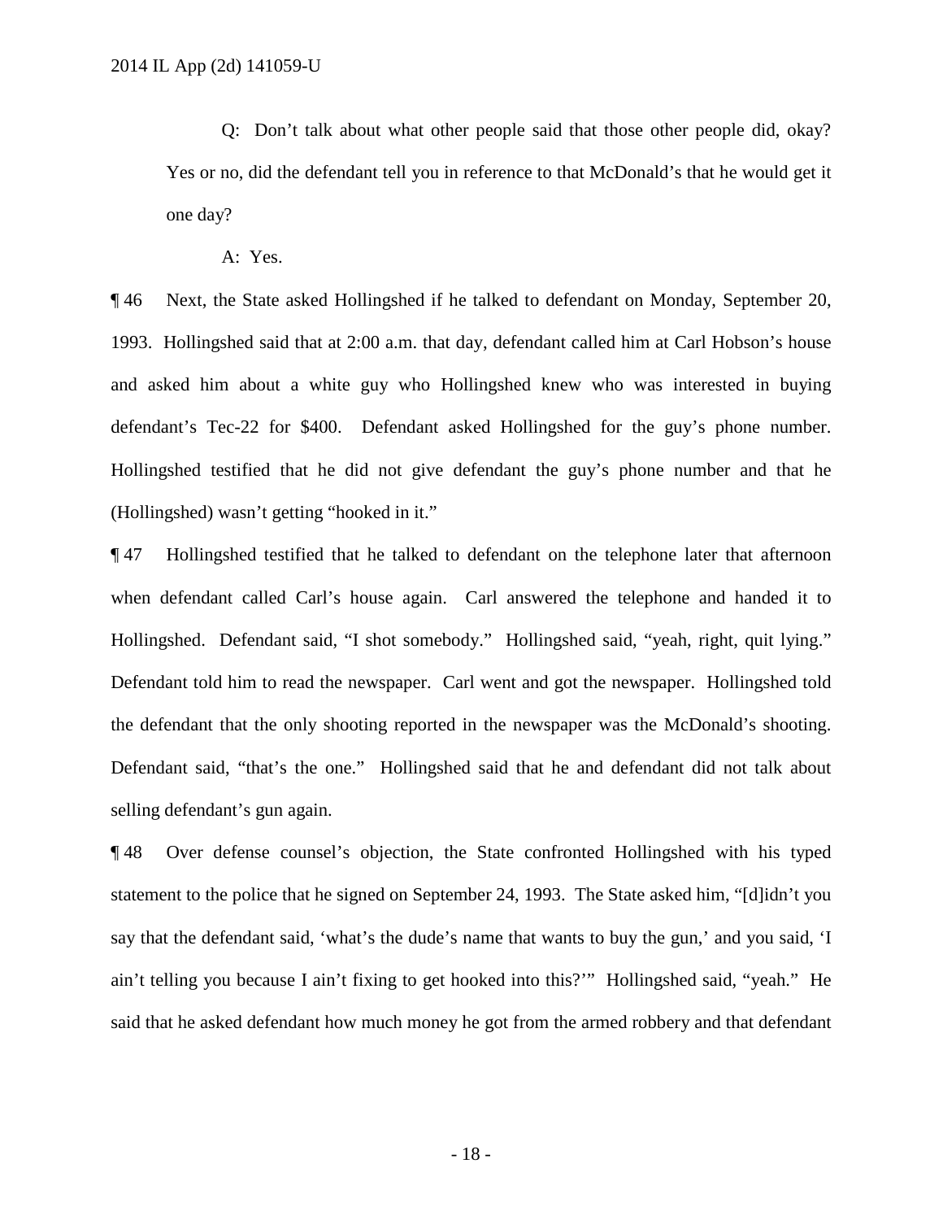Q: Don't talk about what other people said that those other people did, okay? Yes or no, did the defendant tell you in reference to that McDonald's that he would get it one day?

A: Yes.

¶ 46 Next, the State asked Hollingshed if he talked to defendant on Monday, September 20, 1993. Hollingshed said that at 2:00 a.m. that day, defendant called him at Carl Hobson's house and asked him about a white guy who Hollingshed knew who was interested in buying defendant's Tec-22 for $400. Defendant asked Hollingshed for the guy's phone number. Hollingshed testified that he did not give defendant the guy's phone number and that he (Hollingshed) wasn't getting "hooked in it."

¶ 47 Hollingshed testified that he talked to defendant on the telephone later that afternoon when defendant called Carl's house again. Carl answered the telephone and handed it to Hollingshed. Defendant said, "I shot somebody." Hollingshed said, "yeah, right, quit lying." Defendant told him to read the newspaper. Carl went and got the newspaper. Hollingshed told the defendant that the only shooting reported in the newspaper was the McDonald's shooting. Defendant said, "that's the one." Hollingshed said that he and defendant did not talk about selling defendant's gun again.

¶ 48 Over defense counsel's objection, the State confronted Hollingshed with his typed statement to the police that he signed on September 24, 1993. The State asked him, "[d]idn't you say that the defendant said, 'what's the dude's name that wants to buy the gun,' and you said, 'I ain't telling you because I ain't fixing to get hooked into this?'" Hollingshed said, "yeah." He said that he asked defendant how much money he got from the armed robbery and that defendant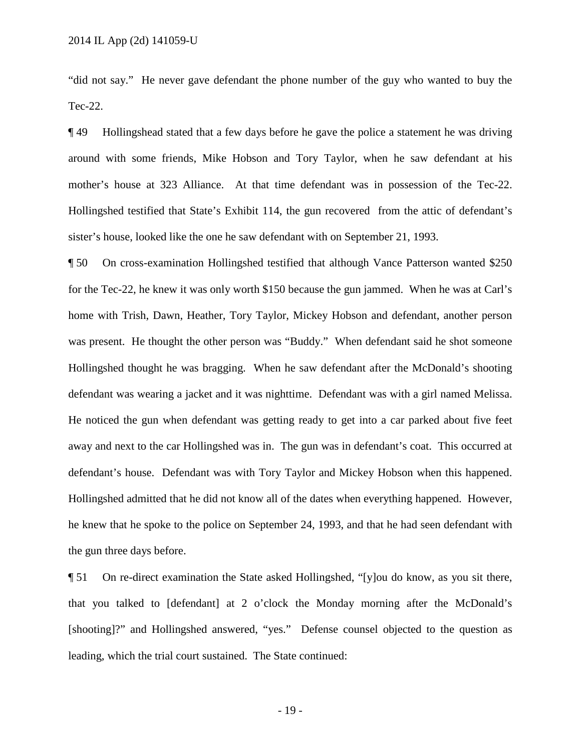"did not say." He never gave defendant the phone number of the guy who wanted to buy the Tec-22.

¶ 49 Hollingshead stated that a few days before he gave the police a statement he was driving around with some friends, Mike Hobson and Tory Taylor, when he saw defendant at his mother's house at 323 Alliance. At that time defendant was in possession of the Tec-22. Hollingshed testified that State's Exhibit 114, the gun recovered from the attic of defendant's sister's house, looked like the one he saw defendant with on September 21, 1993.

¶ 50 On cross-examination Hollingshed testified that although Vance Patterson wanted $250 for the Tec-22, he knew it was only worth $150 because the gun jammed. When he was at Carl's home with Trish, Dawn, Heather, Tory Taylor, Mickey Hobson and defendant, another person was present. He thought the other person was "Buddy." When defendant said he shot someone Hollingshed thought he was bragging. When he saw defendant after the McDonald's shooting defendant was wearing a jacket and it was nighttime. Defendant was with a girl named Melissa. He noticed the gun when defendant was getting ready to get into a car parked about five feet away and next to the car Hollingshed was in. The gun was in defendant's coat. This occurred at defendant's house. Defendant was with Tory Taylor and Mickey Hobson when this happened. Hollingshed admitted that he did not know all of the dates when everything happened. However, he knew that he spoke to the police on September 24, 1993, and that he had seen defendant with the gun three days before.

¶ 51 On re-direct examination the State asked Hollingshed, "[y]ou do know, as you sit there, that you talked to [defendant] at 2 o'clock the Monday morning after the McDonald's [shooting]?" and Hollingshed answered, "yes." Defense counsel objected to the question as leading, which the trial court sustained. The State continued: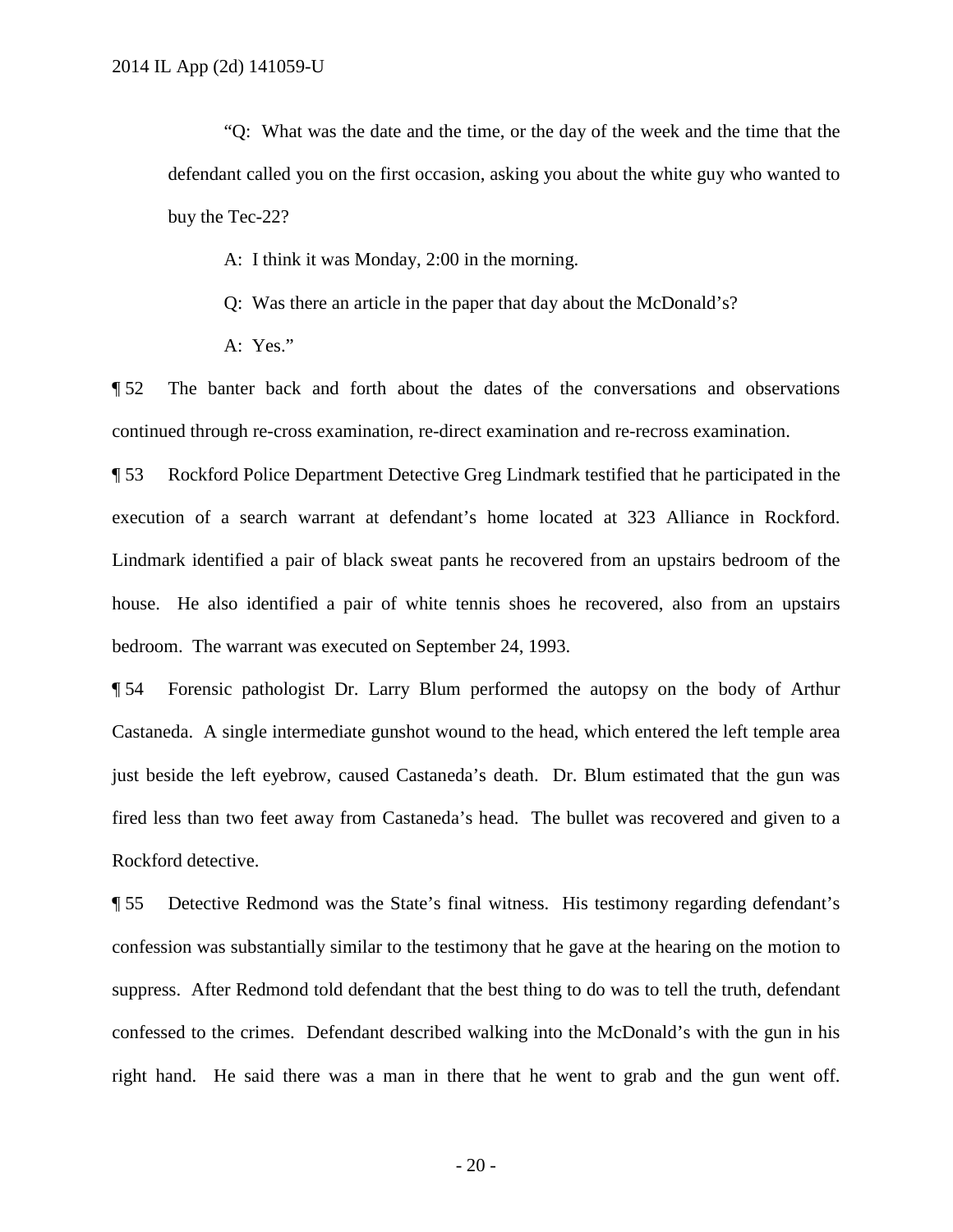"Q: What was the date and the time, or the day of the week and the time that the defendant called you on the first occasion, asking you about the white guy who wanted to buy the Tec-22?

A: I think it was Monday, 2:00 in the morning.

Q: Was there an article in the paper that day about the McDonald's?

A: Yes."

¶ 52 The banter back and forth about the dates of the conversations and observations continued through re-cross examination, re-direct examination and re-recross examination.

¶ 53 Rockford Police Department Detective Greg Lindmark testified that he participated in the execution of a search warrant at defendant's home located at 323 Alliance in Rockford. Lindmark identified a pair of black sweat pants he recovered from an upstairs bedroom of the house. He also identified a pair of white tennis shoes he recovered, also from an upstairs bedroom. The warrant was executed on September 24, 1993.

¶ 54 Forensic pathologist Dr. Larry Blum performed the autopsy on the body of Arthur Castaneda. A single intermediate gunshot wound to the head, which entered the left temple area just beside the left eyebrow, caused Castaneda's death. Dr. Blum estimated that the gun was fired less than two feet away from Castaneda's head. The bullet was recovered and given to a Rockford detective.

¶ 55 Detective Redmond was the State's final witness. His testimony regarding defendant's confession was substantially similar to the testimony that he gave at the hearing on the motion to suppress. After Redmond told defendant that the best thing to do was to tell the truth, defendant confessed to the crimes. Defendant described walking into the McDonald's with the gun in his right hand. He said there was a man in there that he went to grab and the gun went off.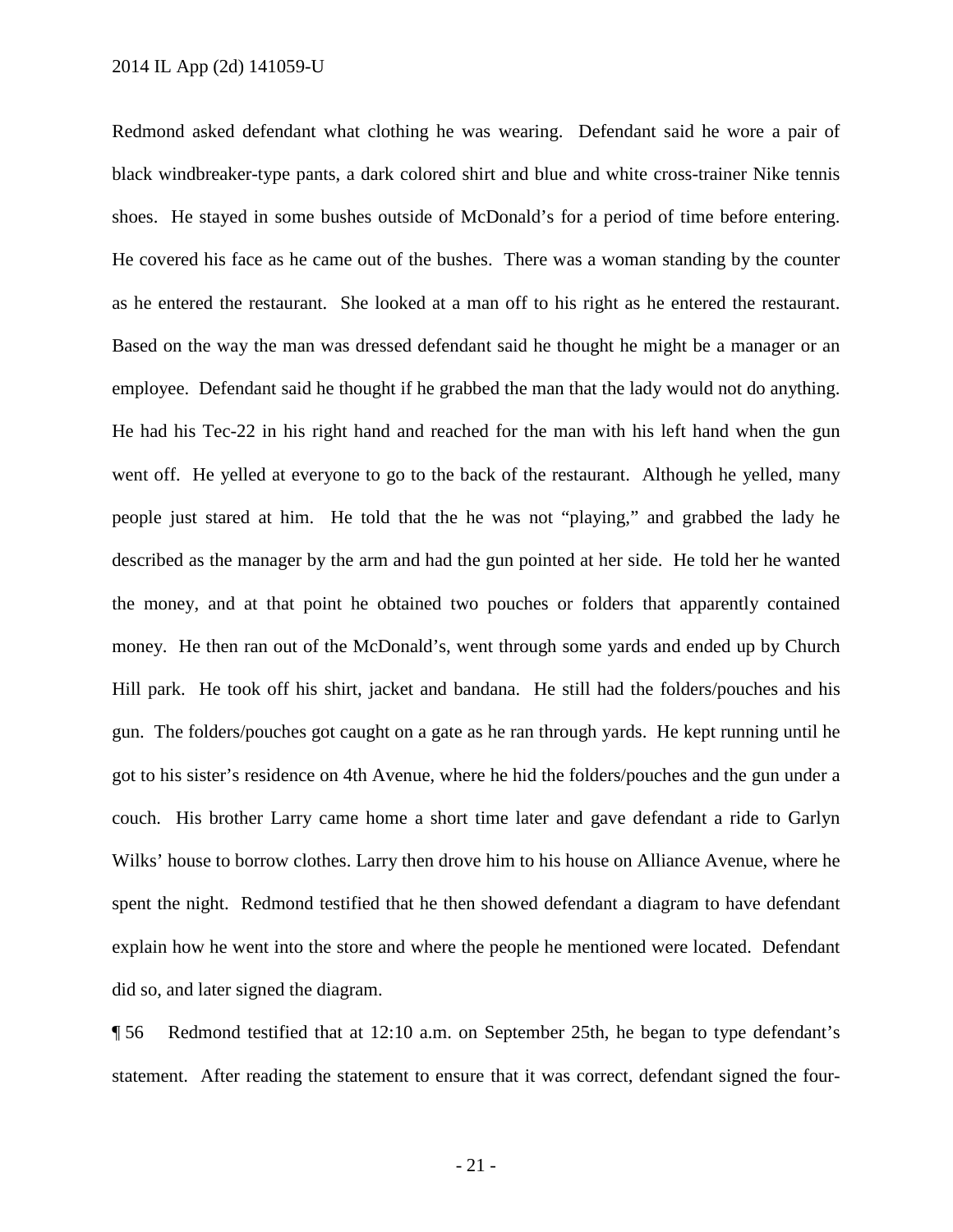Redmond asked defendant what clothing he was wearing. Defendant said he wore a pair of black windbreaker-type pants, a dark colored shirt and blue and white cross-trainer Nike tennis shoes. He stayed in some bushes outside of McDonald's for a period of time before entering. He covered his face as he came out of the bushes. There was a woman standing by the counter as he entered the restaurant. She looked at a man off to his right as he entered the restaurant. Based on the way the man was dressed defendant said he thought he might be a manager or an employee. Defendant said he thought if he grabbed the man that the lady would not do anything. He had his Tec-22 in his right hand and reached for the man with his left hand when the gun went off. He yelled at everyone to go to the back of the restaurant. Although he yelled, many people just stared at him. He told that the he was not "playing," and grabbed the lady he described as the manager by the arm and had the gun pointed at her side. He told her he wanted the money, and at that point he obtained two pouches or folders that apparently contained money. He then ran out of the McDonald's, went through some yards and ended up by Church Hill park. He took off his shirt, jacket and bandana. He still had the folders/pouches and his gun. The folders/pouches got caught on a gate as he ran through yards. He kept running until he got to his sister's residence on 4th Avenue, where he hid the folders/pouches and the gun under a couch. His brother Larry came home a short time later and gave defendant a ride to Garlyn Wilks' house to borrow clothes. Larry then drove him to his house on Alliance Avenue, where he spent the night. Redmond testified that he then showed defendant a diagram to have defendant explain how he went into the store and where the people he mentioned were located. Defendant did so, and later signed the diagram.

¶ 56 Redmond testified that at 12:10 a.m. on September 25th, he began to type defendant's statement. After reading the statement to ensure that it was correct, defendant signed the four-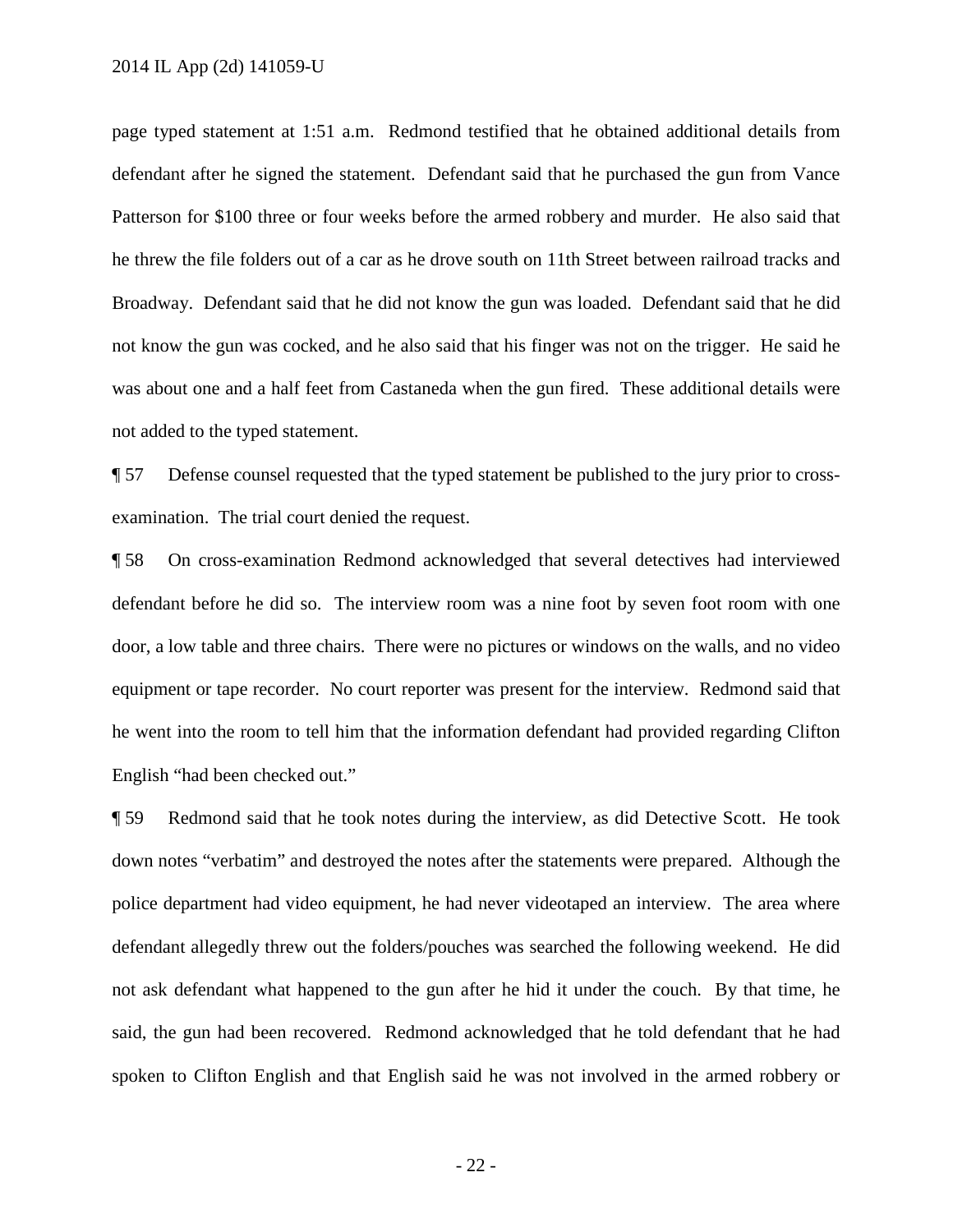page typed statement at 1:51 a.m. Redmond testified that he obtained additional details from defendant after he signed the statement. Defendant said that he purchased the gun from Vance Patterson for $100 three or four weeks before the armed robbery and murder. He also said that he threw the file folders out of a car as he drove south on 11th Street between railroad tracks and Broadway. Defendant said that he did not know the gun was loaded. Defendant said that he did not know the gun was cocked, and he also said that his finger was not on the trigger. He said he was about one and a half feet from Castaneda when the gun fired. These additional details were not added to the typed statement.

¶ 57 Defense counsel requested that the typed statement be published to the jury prior to cross-examination. The trial court denied the request.

¶ 58 On cross-examination Redmond acknowledged that several detectives had interviewed defendant before he did so. The interview room was a nine foot by seven foot room with one door, a low table and three chairs. There were no pictures or windows on the walls, and no video equipment or tape recorder. No court reporter was present for the interview. Redmond said that he went into the room to tell him that the information defendant had provided regarding Clifton English "had been checked out."

¶ 59 Redmond said that he took notes during the interview, as did Detective Scott. He took down notes "verbatim" and destroyed the notes after the statements were prepared. Although the police department had video equipment, he had never videotaped an interview. The area where defendant allegedly threw out the folders/pouches was searched the following weekend. He did not ask defendant what happened to the gun after he hid it under the couch. By that time, he said, the gun had been recovered. Redmond acknowledged that he told defendant that he had spoken to Clifton English and that English said he was not involved in the armed robbery or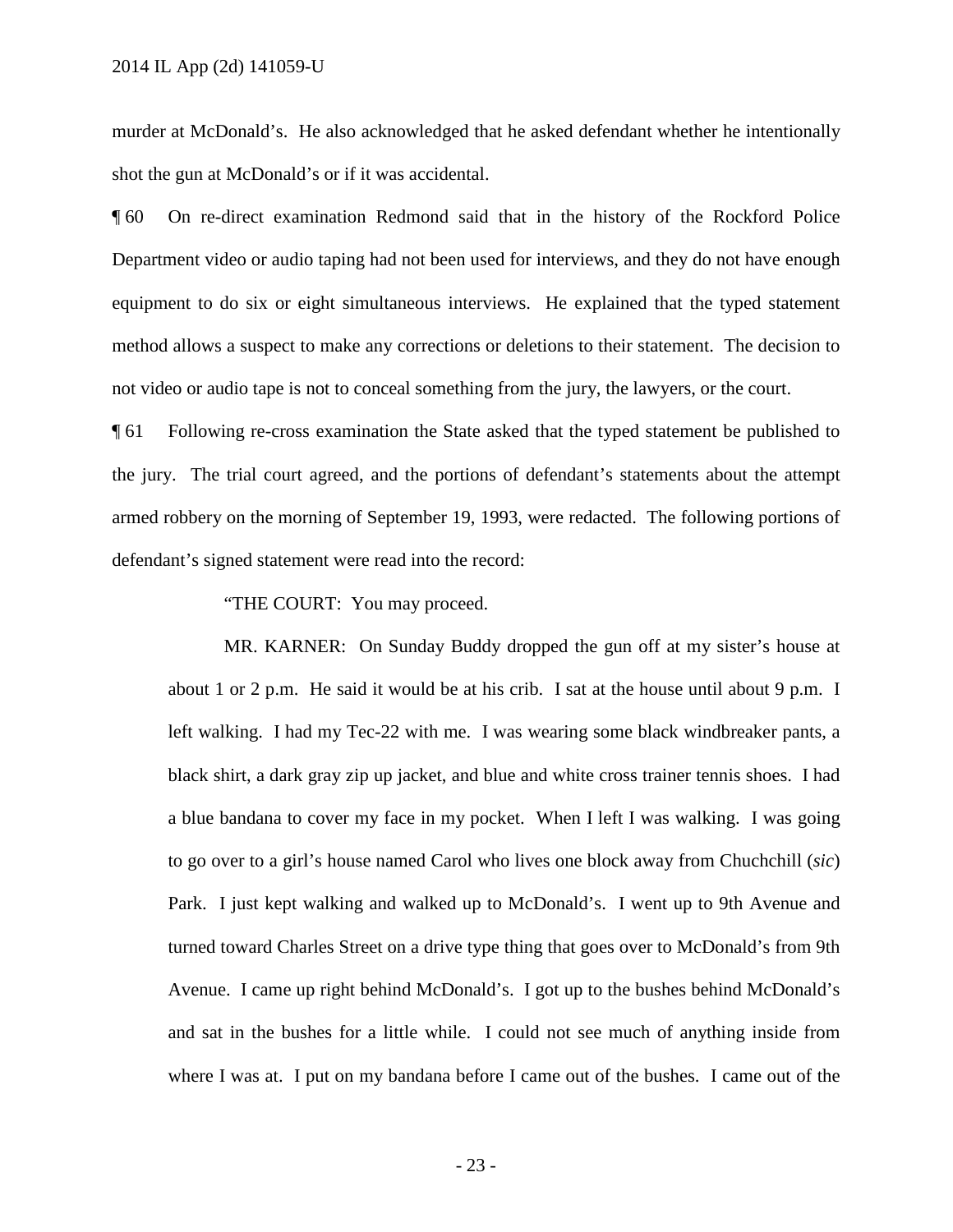murder at McDonald's. He also acknowledged that he asked defendant whether he intentionally shot the gun at McDonald's or if it was accidental.

¶ 60 On re-direct examination Redmond said that in the history of the Rockford Police Department video or audio taping had not been used for interviews, and they do not have enough equipment to do six or eight simultaneous interviews. He explained that the typed statement method allows a suspect to make any corrections or deletions to their statement. The decision to not video or audio tape is not to conceal something from the jury, the lawyers, or the court.

¶ 61 Following re-cross examination the State asked that the typed statement be published to the jury. The trial court agreed, and the portions of defendant's statements about the attempt armed robbery on the morning of September 19, 1993, were redacted. The following portions of defendant's signed statement were read into the record:

> "THE COURT: You may proceed.
>
> MR. KARNER: On Sunday Buddy dropped the gun off at my sister's house at about 1 or 2 p.m. He said it would be at his crib. I sat at the house until about 9 p.m. I left walking. I had my Tec-22 with me. I was wearing some black windbreaker pants, a black shirt, a dark gray zip up jacket, and blue and white cross trainer tennis shoes. I had a blue bandana to cover my face in my pocket. When I left I was walking. I was going to go over to a girl's house named Carol who lives one block away from Chuchchill (*sic*) Park. I just kept walking and walked up to McDonald's. I went up to 9th Avenue and turned toward Charles Street on a drive type thing that goes over to McDonald's from 9th Avenue. I came up right behind McDonald's. I got up to the bushes behind McDonald's and sat in the bushes for a little while. I could not see much of anything inside from where I was at. I put on my bandana before I came out of the bushes. I came out of the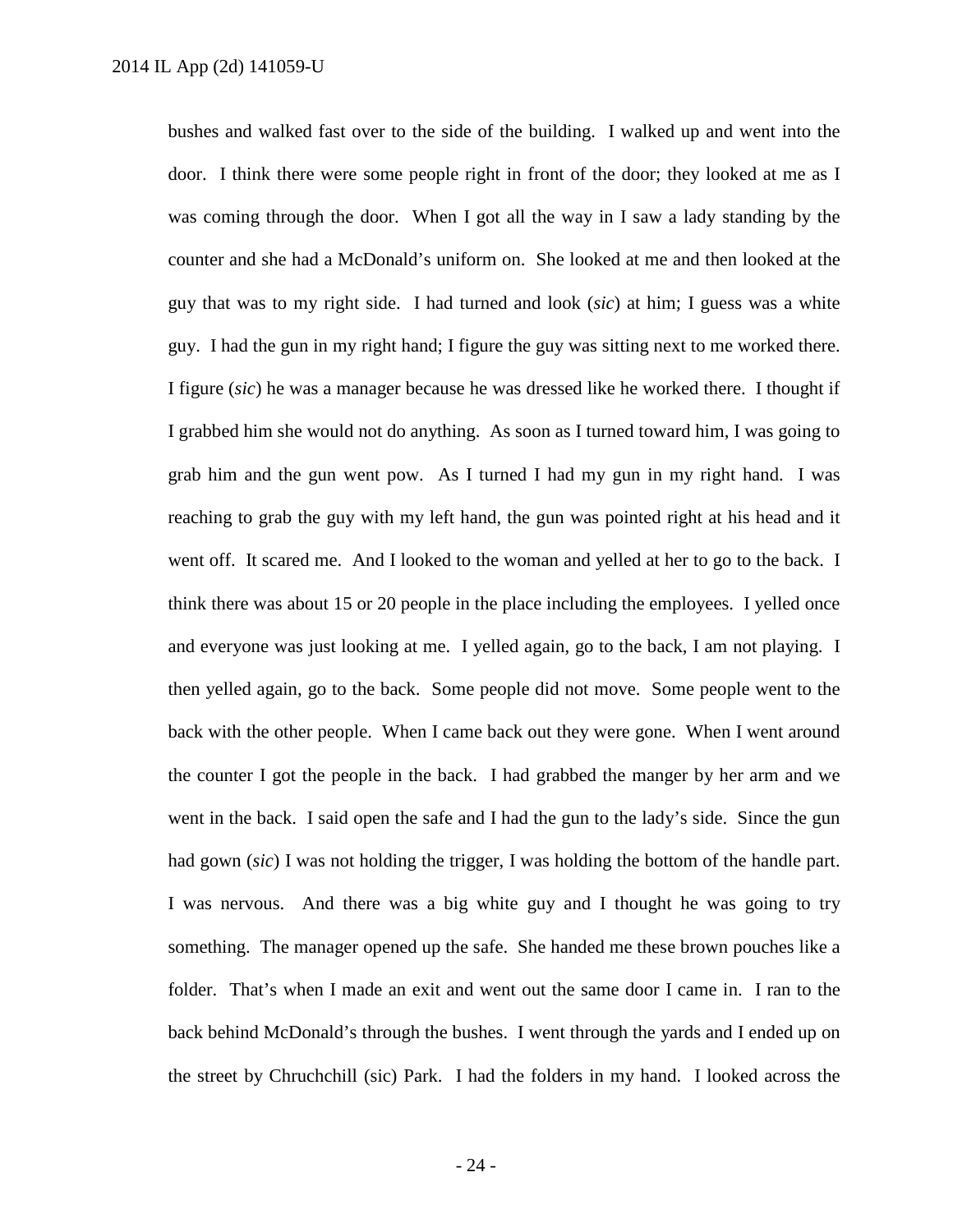bushes and walked fast over to the side of the building. I walked up and went into the door. I think there were some people right in front of the door; they looked at me as I was coming through the door. When I got all the way in I saw a lady standing by the counter and she had a McDonald's uniform on. She looked at me and then looked at the guy that was to my right side. I had turned and look (*sic*) at him; I guess was a white guy. I had the gun in my right hand; I figure the guy was sitting next to me worked there. I figure (*sic*) he was a manager because he was dressed like he worked there. I thought if I grabbed him she would not do anything. As soon as I turned toward him, I was going to grab him and the gun went pow. As I turned I had my gun in my right hand. I was reaching to grab the guy with my left hand, the gun was pointed right at his head and it went off. It scared me. And I looked to the woman and yelled at her to go to the back. I think there was about 15 or 20 people in the place including the employees. I yelled once and everyone was just looking at me. I yelled again, go to the back, I am not playing. I then yelled again, go to the back. Some people did not move. Some people went to the back with the other people. When I came back out they were gone. When I went around the counter I got the people in the back. I had grabbed the manger by her arm and we went in the back. I said open the safe and I had the gun to the lady's side. Since the gun had gown (*sic*) I was not holding the trigger, I was holding the bottom of the handle part. I was nervous. And there was a big white guy and I thought he was going to try something. The manager opened up the safe. She handed me these brown pouches like a folder. That's when I made an exit and went out the same door I came in. I ran to the back behind McDonald's through the bushes. I went through the yards and I ended up on the street by Chruchchill (sic) Park. I had the folders in my hand. I looked across the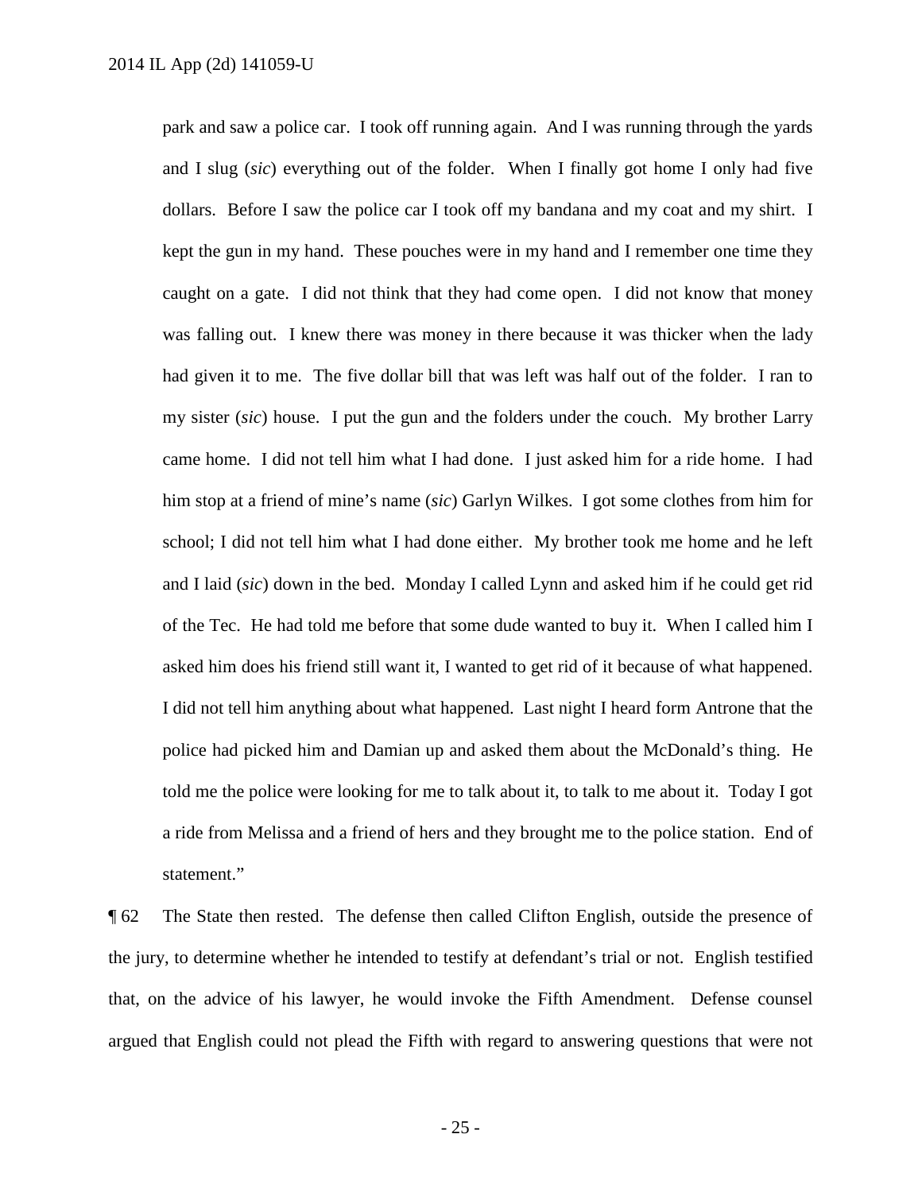park and saw a police car. I took off running again. And I was running through the yards and I slug (*sic*) everything out of the folder. When I finally got home I only had five dollars. Before I saw the police car I took off my bandana and my coat and my shirt. I kept the gun in my hand. These pouches were in my hand and I remember one time they caught on a gate. I did not think that they had come open. I did not know that money was falling out. I knew there was money in there because it was thicker when the lady had given it to me. The five dollar bill that was left was half out of the folder. I ran to my sister (*sic*) house. I put the gun and the folders under the couch. My brother Larry came home. I did not tell him what I had done. I just asked him for a ride home. I had him stop at a friend of mine's name (*sic*) Garlyn Wilkes. I got some clothes from him for school; I did not tell him what I had done either. My brother took me home and he left and I laid (*sic*) down in the bed. Monday I called Lynn and asked him if he could get rid of the Tec. He had told me before that some dude wanted to buy it. When I called him I asked him does his friend still want it, I wanted to get rid of it because of what happened. I did not tell him anything about what happened. Last night I heard form Antrone that the police had picked him and Damian up and asked them about the McDonald's thing. He told me the police were looking for me to talk about it, to talk to me about it. Today I got a ride from Melissa and a friend of hers and they brought me to the police station. End of statement."

¶ 62 The State then rested. The defense then called Clifton English, outside the presence of the jury, to determine whether he intended to testify at defendant's trial or not. English testified that, on the advice of his lawyer, he would invoke the Fifth Amendment. Defense counsel argued that English could not plead the Fifth with regard to answering questions that were not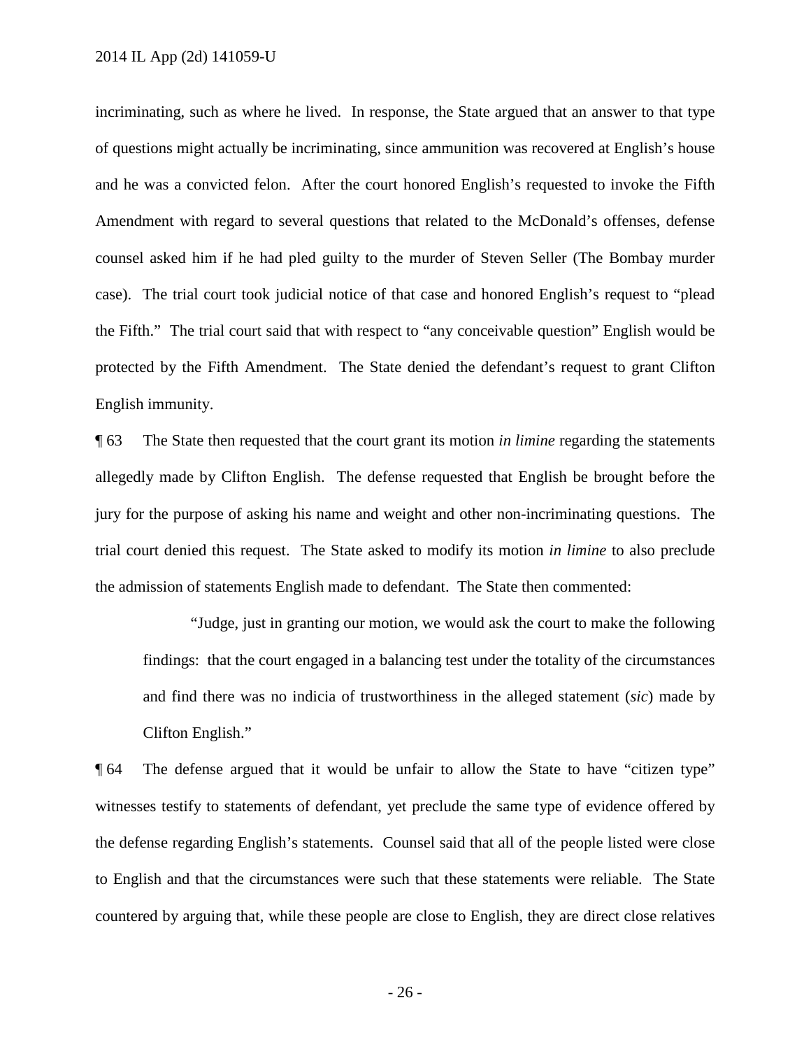incriminating, such as where he lived. In response, the State argued that an answer to that type of questions might actually be incriminating, since ammunition was recovered at English's house and he was a convicted felon. After the court honored English's requested to invoke the Fifth Amendment with regard to several questions that related to the McDonald's offenses, defense counsel asked him if he had pled guilty to the murder of Steven Seller (The Bombay murder case). The trial court took judicial notice of that case and honored English's request to "plead the Fifth." The trial court said that with respect to "any conceivable question" English would be protected by the Fifth Amendment. The State denied the defendant's request to grant Clifton English immunity.

¶ 63 The State then requested that the court grant its motion *in limine* regarding the statements allegedly made by Clifton English. The defense requested that English be brought before the jury for the purpose of asking his name and weight and other non-incriminating questions. The trial court denied this request. The State asked to modify its motion *in limine* to also preclude the admission of statements English made to defendant. The State then commented:

> "Judge, just in granting our motion, we would ask the court to make the following findings: that the court engaged in a balancing test under the totality of the circumstances and find there was no indicia of trustworthiness in the alleged statement (*sic*) made by Clifton English."

¶ 64 The defense argued that it would be unfair to allow the State to have "citizen type" witnesses testify to statements of defendant, yet preclude the same type of evidence offered by the defense regarding English's statements. Counsel said that all of the people listed were close to English and that the circumstances were such that these statements were reliable. The State countered by arguing that, while these people are close to English, they are direct close relatives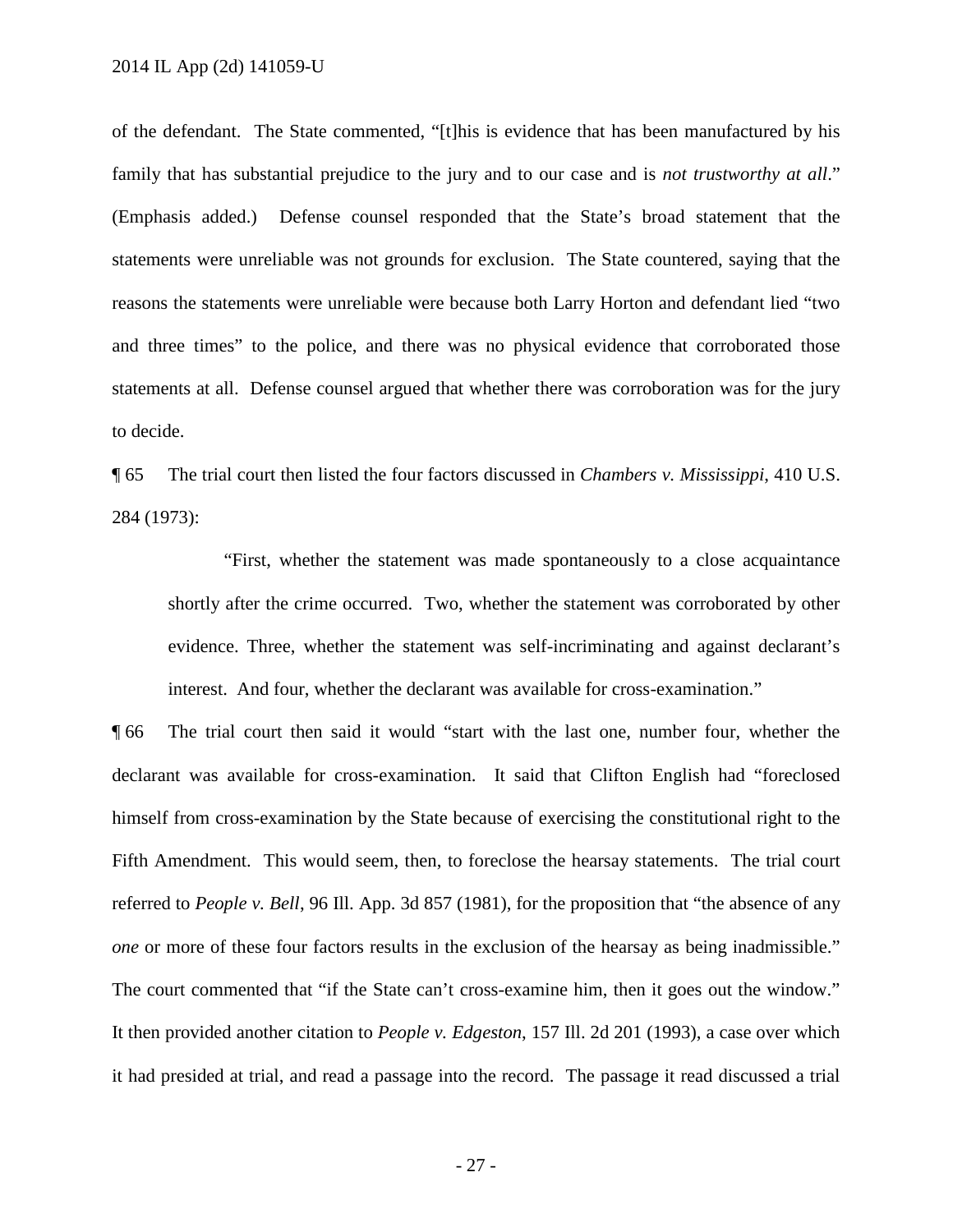of the defendant. The State commented, "[t]his is evidence that has been manufactured by his family that has substantial prejudice to the jury and to our case and is *not trustworthy at all*." (Emphasis added.) Defense counsel responded that the State's broad statement that the statements were unreliable was not grounds for exclusion. The State countered, saying that the reasons the statements were unreliable were because both Larry Horton and defendant lied "two and three times" to the police, and there was no physical evidence that corroborated those statements at all. Defense counsel argued that whether there was corroboration was for the jury to decide.

¶ 65 The trial court then listed the four factors discussed in *Chambers v. Mississippi*, 410 U.S. 284 (1973):

> "First, whether the statement was made spontaneously to a close acquaintance shortly after the crime occurred. Two, whether the statement was corroborated by other evidence. Three, whether the statement was self-incriminating and against declarant's interest. And four, whether the declarant was available for cross-examination."

¶ 66 The trial court then said it would "start with the last one, number four, whether the declarant was available for cross-examination. It said that Clifton English had "foreclosed himself from cross-examination by the State because of exercising the constitutional right to the Fifth Amendment. This would seem, then, to foreclose the hearsay statements. The trial court referred to *People v. Bell*, 96 Ill. App. 3d 857 (1981), for the proposition that "the absence of any *one* or more of these four factors results in the exclusion of the hearsay as being inadmissible." The court commented that "if the State can't cross-examine him, then it goes out the window." It then provided another citation to *People v. Edgeston*, 157 Ill. 2d 201 (1993), a case over which it had presided at trial, and read a passage into the record. The passage it read discussed a trial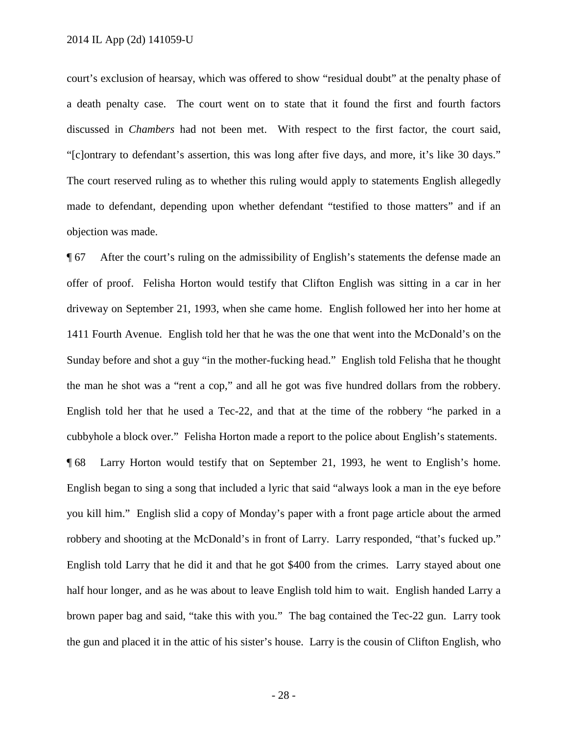court's exclusion of hearsay, which was offered to show "residual doubt" at the penalty phase of a death penalty case. The court went on to state that it found the first and fourth factors discussed in *Chambers* had not been met. With respect to the first factor, the court said, "[c]ontrary to defendant's assertion, this was long after five days, and more, it's like 30 days." The court reserved ruling as to whether this ruling would apply to statements English allegedly made to defendant, depending upon whether defendant "testified to those matters" and if an objection was made.

¶ 67 After the court's ruling on the admissibility of English's statements the defense made an offer of proof. Felisha Horton would testify that Clifton English was sitting in a car in her driveway on September 21, 1993, when she came home. English followed her into her home at 1411 Fourth Avenue. English told her that he was the one that went into the McDonald's on the Sunday before and shot a guy "in the mother-fucking head." English told Felisha that he thought the man he shot was a "rent a cop," and all he got was five hundred dollars from the robbery. English told her that he used a Tec-22, and that at the time of the robbery "he parked in a cubbyhole a block over." Felisha Horton made a report to the police about English's statements.

¶ 68 Larry Horton would testify that on September 21, 1993, he went to English's home. English began to sing a song that included a lyric that said "always look a man in the eye before you kill him." English slid a copy of Monday's paper with a front page article about the armed robbery and shooting at the McDonald's in front of Larry. Larry responded, "that's fucked up." English told Larry that he did it and that he got $400 from the crimes. Larry stayed about one half hour longer, and as he was about to leave English told him to wait. English handed Larry a brown paper bag and said, "take this with you." The bag contained the Tec-22 gun. Larry took the gun and placed it in the attic of his sister's house. Larry is the cousin of Clifton English, who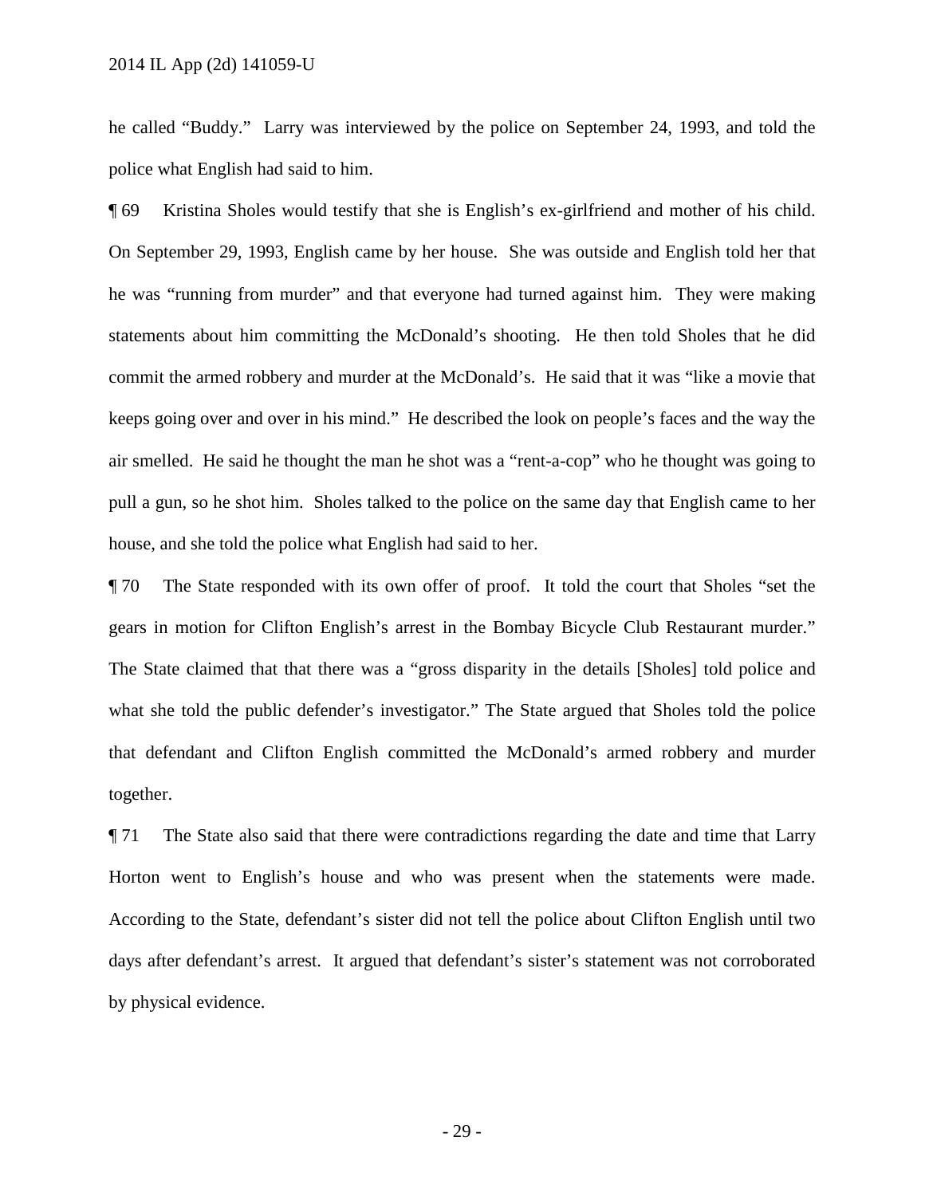he called "Buddy." Larry was interviewed by the police on September 24, 1993, and told the police what English had said to him.

¶ 69 Kristina Sholes would testify that she is English's ex-girlfriend and mother of his child. On September 29, 1993, English came by her house. She was outside and English told her that he was "running from murder" and that everyone had turned against him. They were making statements about him committing the McDonald's shooting. He then told Sholes that he did commit the armed robbery and murder at the McDonald's. He said that it was "like a movie that keeps going over and over in his mind." He described the look on people's faces and the way the air smelled. He said he thought the man he shot was a "rent-a-cop" who he thought was going to pull a gun, so he shot him. Sholes talked to the police on the same day that English came to her house, and she told the police what English had said to her.

¶ 70 The State responded with its own offer of proof. It told the court that Sholes "set the gears in motion for Clifton English's arrest in the Bombay Bicycle Club Restaurant murder." The State claimed that that there was a "gross disparity in the details [Sholes] told police and what she told the public defender's investigator." The State argued that Sholes told the police that defendant and Clifton English committed the McDonald's armed robbery and murder together.

¶ 71 The State also said that there were contradictions regarding the date and time that Larry Horton went to English's house and who was present when the statements were made. According to the State, defendant's sister did not tell the police about Clifton English until two days after defendant's arrest. It argued that defendant's sister's statement was not corroborated by physical evidence.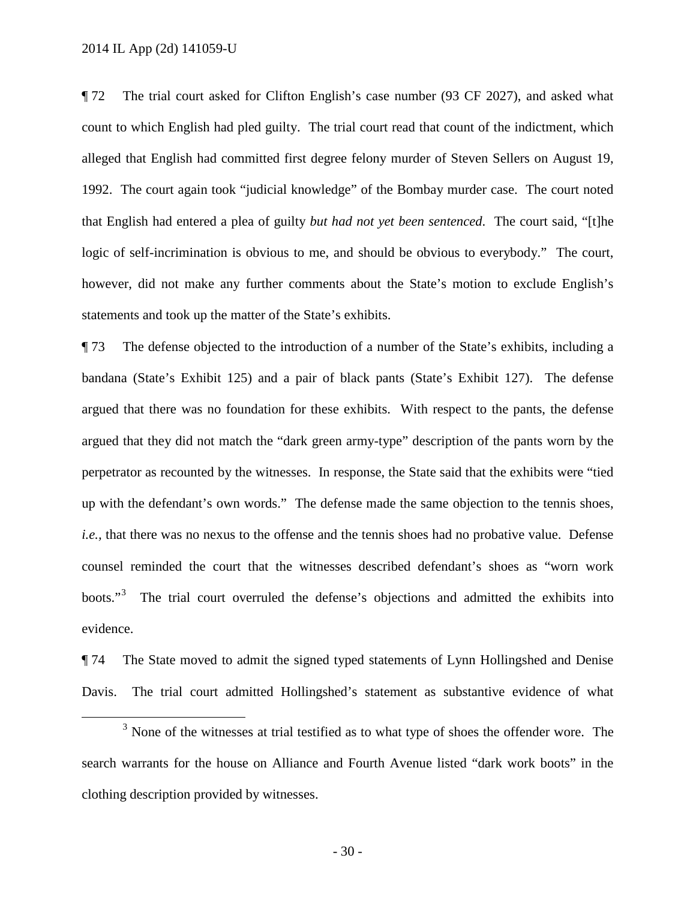¶ 72 The trial court asked for Clifton English's case number (93 CF 2027), and asked what count to which English had pled guilty. The trial court read that count of the indictment, which alleged that English had committed first degree felony murder of Steven Sellers on August 19, 1992. The court again took "judicial knowledge" of the Bombay murder case. The court noted that English had entered a plea of guilty *but had not yet been sentenced*. The court said, "[t]he logic of self-incrimination is obvious to me, and should be obvious to everybody." The court, however, did not make any further comments about the State's motion to exclude English's statements and took up the matter of the State's exhibits.

¶ 73 The defense objected to the introduction of a number of the State's exhibits, including a bandana (State's Exhibit 125) and a pair of black pants (State's Exhibit 127). The defense argued that there was no foundation for these exhibits. With respect to the pants, the defense argued that they did not match the "dark green army-type" description of the pants worn by the perpetrator as recounted by the witnesses. In response, the State said that the exhibits were "tied up with the defendant's own words." The defense made the same objection to the tennis shoes, *i.e.*, that there was no nexus to the offense and the tennis shoes had no probative value. Defense counsel reminded the court that the witnesses described defendant's shoes as "worn work boots."[3] The trial court overruled the defense's objections and admitted the exhibits into evidence.

¶ 74 The State moved to admit the signed typed statements of Lynn Hollingshed and Denise Davis. The trial court admitted Hollingshed's statement as substantive evidence of what

[3] None of the witnesses at trial testified as to what type of shoes the offender wore. The search warrants for the house on Alliance and Fourth Avenue listed "dark work boots" in the clothing description provided by witnesses.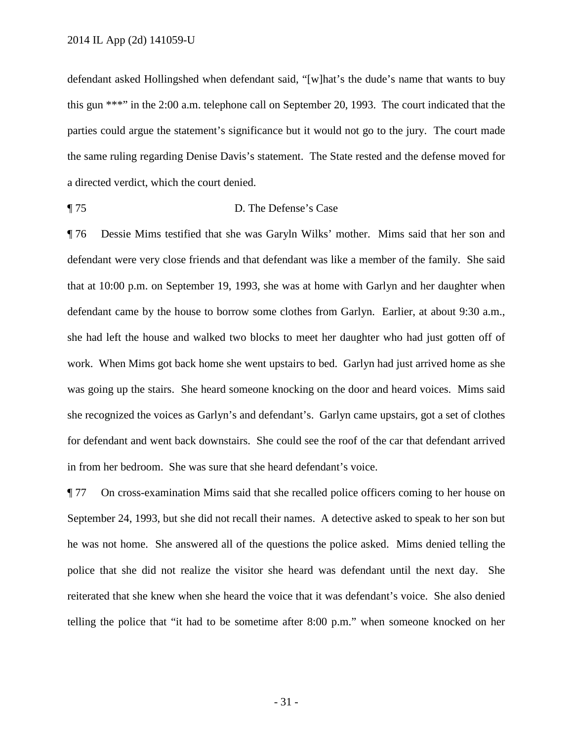defendant asked Hollingshed when defendant said, "[w]hat's the dude's name that wants to buy this gun ***" in the 2:00 a.m. telephone call on September 20, 1993. The court indicated that the parties could argue the statement's significance but it would not go to the jury. The court made the same ruling regarding Denise Davis's statement. The State rested and the defense moved for a directed verdict, which the court denied.

¶ 75 D. The Defense's Case

¶ 76 Dessie Mims testified that she was Garyln Wilks' mother. Mims said that her son and defendant were very close friends and that defendant was like a member of the family. She said that at 10:00 p.m. on September 19, 1993, she was at home with Garlyn and her daughter when defendant came by the house to borrow some clothes from Garlyn. Earlier, at about 9:30 a.m., she had left the house and walked two blocks to meet her daughter who had just gotten off of work. When Mims got back home she went upstairs to bed. Garlyn had just arrived home as she was going up the stairs. She heard someone knocking on the door and heard voices. Mims said she recognized the voices as Garlyn's and defendant's. Garlyn came upstairs, got a set of clothes for defendant and went back downstairs. She could see the roof of the car that defendant arrived in from her bedroom. She was sure that she heard defendant's voice.

¶ 77 On cross-examination Mims said that she recalled police officers coming to her house on September 24, 1993, but she did not recall their names. A detective asked to speak to her son but he was not home. She answered all of the questions the police asked. Mims denied telling the police that she did not realize the visitor she heard was defendant until the next day. She reiterated that she knew when she heard the voice that it was defendant's voice. She also denied telling the police that "it had to be sometime after 8:00 p.m." when someone knocked on her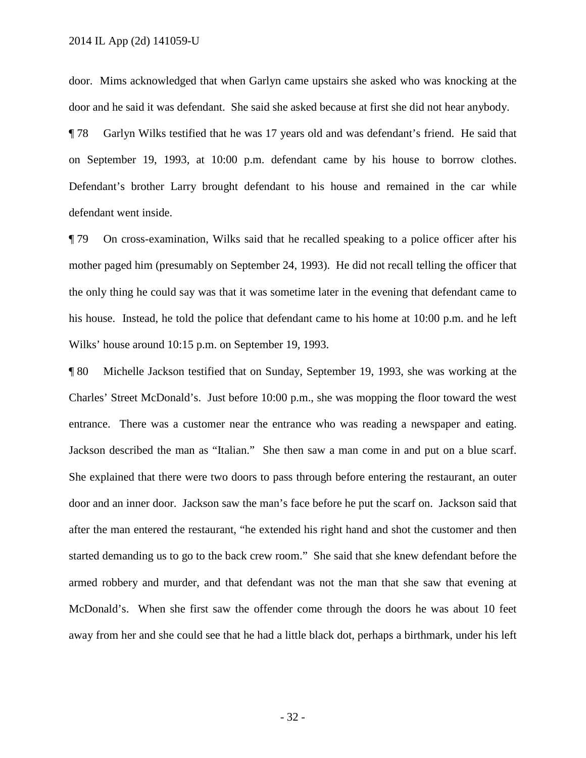door. Mims acknowledged that when Garlyn came upstairs she asked who was knocking at the door and he said it was defendant. She said she asked because at first she did not hear anybody.

¶ 78 Garlyn Wilks testified that he was 17 years old and was defendant's friend. He said that on September 19, 1993, at 10:00 p.m. defendant came by his house to borrow clothes. Defendant's brother Larry brought defendant to his house and remained in the car while defendant went inside.

¶ 79 On cross-examination, Wilks said that he recalled speaking to a police officer after his mother paged him (presumably on September 24, 1993). He did not recall telling the officer that the only thing he could say was that it was sometime later in the evening that defendant came to his house. Instead, he told the police that defendant came to his home at 10:00 p.m. and he left Wilks' house around 10:15 p.m. on September 19, 1993.

¶ 80 Michelle Jackson testified that on Sunday, September 19, 1993, she was working at the Charles' Street McDonald's. Just before 10:00 p.m., she was mopping the floor toward the west entrance. There was a customer near the entrance who was reading a newspaper and eating. Jackson described the man as "Italian." She then saw a man come in and put on a blue scarf. She explained that there were two doors to pass through before entering the restaurant, an outer door and an inner door. Jackson saw the man's face before he put the scarf on. Jackson said that after the man entered the restaurant, "he extended his right hand and shot the customer and then started demanding us to go to the back crew room." She said that she knew defendant before the armed robbery and murder, and that defendant was not the man that she saw that evening at McDonald's. When she first saw the offender come through the doors he was about 10 feet away from her and she could see that he had a little black dot, perhaps a birthmark, under his left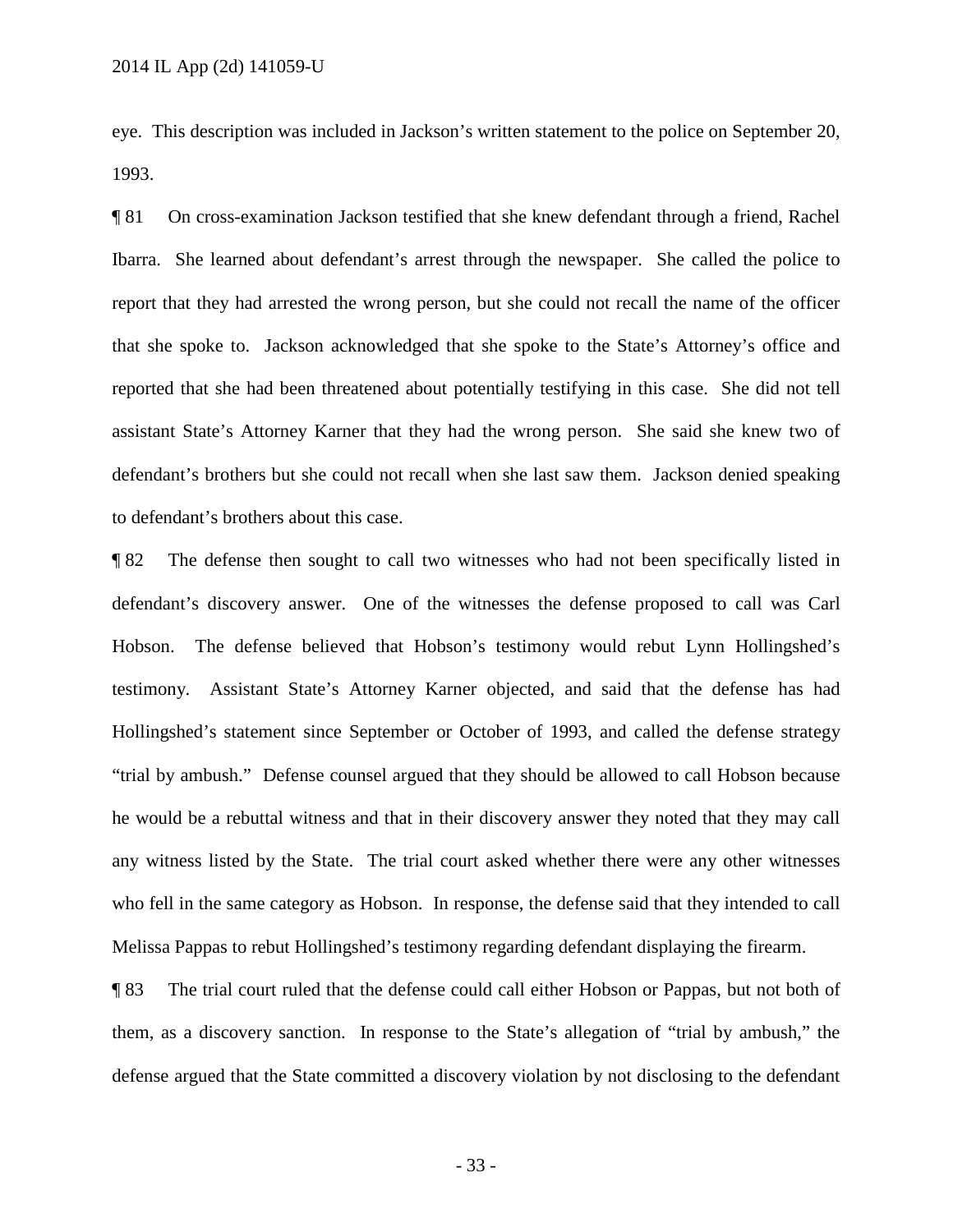eye. This description was included in Jackson's written statement to the police on September 20, 1993.

¶ 81 On cross-examination Jackson testified that she knew defendant through a friend, Rachel Ibarra. She learned about defendant's arrest through the newspaper. She called the police to report that they had arrested the wrong person, but she could not recall the name of the officer that she spoke to. Jackson acknowledged that she spoke to the State's Attorney's office and reported that she had been threatened about potentially testifying in this case. She did not tell assistant State's Attorney Karner that they had the wrong person. She said she knew two of defendant's brothers but she could not recall when she last saw them. Jackson denied speaking to defendant's brothers about this case.

¶ 82 The defense then sought to call two witnesses who had not been specifically listed in defendant's discovery answer. One of the witnesses the defense proposed to call was Carl Hobson. The defense believed that Hobson's testimony would rebut Lynn Hollingshed's testimony. Assistant State's Attorney Karner objected, and said that the defense has had Hollingshed's statement since September or October of 1993, and called the defense strategy "trial by ambush." Defense counsel argued that they should be allowed to call Hobson because he would be a rebuttal witness and that in their discovery answer they noted that they may call any witness listed by the State. The trial court asked whether there were any other witnesses who fell in the same category as Hobson. In response, the defense said that they intended to call Melissa Pappas to rebut Hollingshed's testimony regarding defendant displaying the firearm.

¶ 83 The trial court ruled that the defense could call either Hobson or Pappas, but not both of them, as a discovery sanction. In response to the State's allegation of "trial by ambush," the defense argued that the State committed a discovery violation by not disclosing to the defendant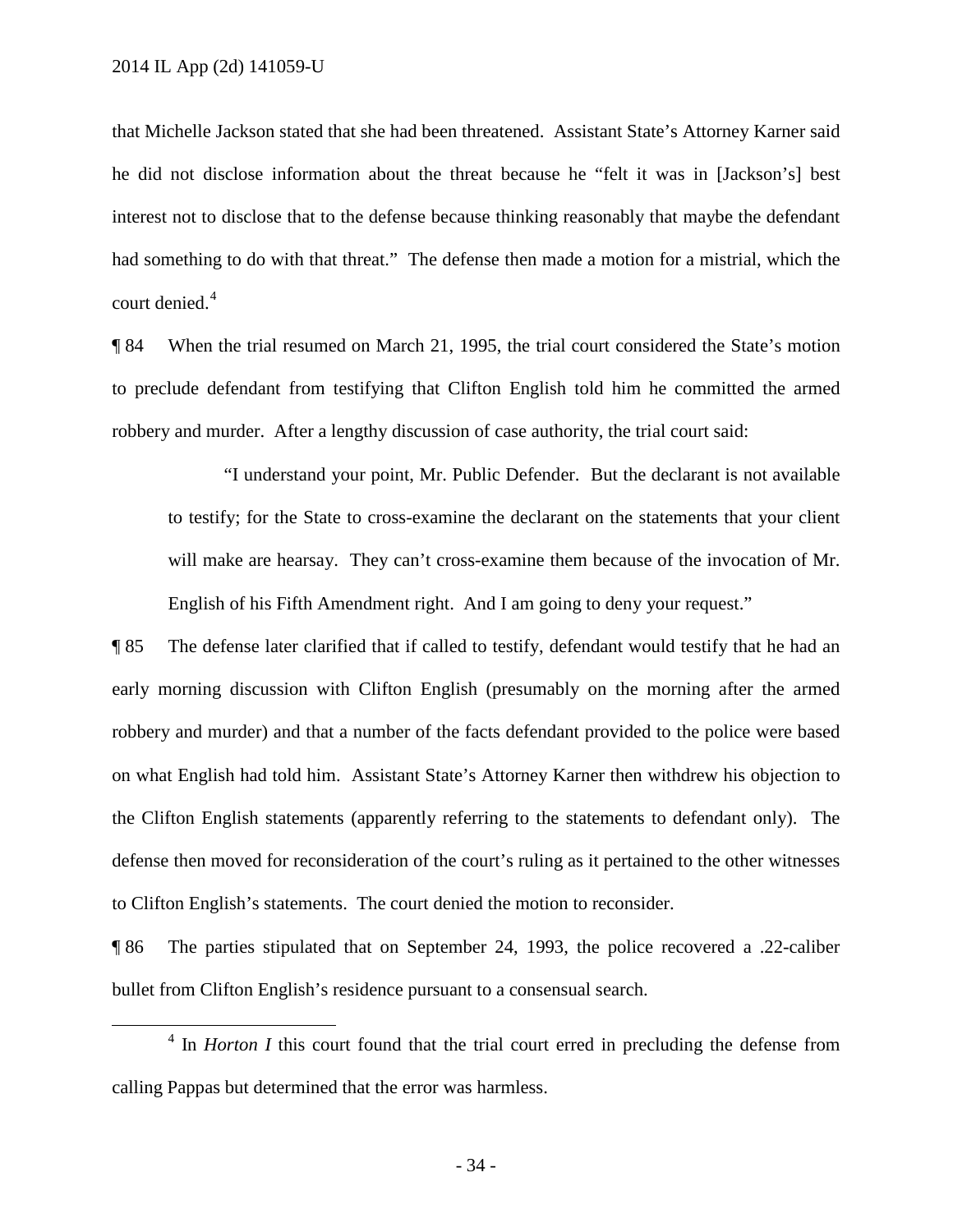that Michelle Jackson stated that she had been threatened. Assistant State's Attorney Karner said he did not disclose information about the threat because he "felt it was in [Jackson's] best interest not to disclose that to the defense because thinking reasonably that maybe the defendant had something to do with that threat." The defense then made a motion for a mistrial, which the court denied.[4]

¶ 84 When the trial resumed on March 21, 1995, the trial court considered the State's motion to preclude defendant from testifying that Clifton English told him he committed the armed robbery and murder. After a lengthy discussion of case authority, the trial court said:

> "I understand your point, Mr. Public Defender. But the declarant is not available to testify; for the State to cross-examine the declarant on the statements that your client will make are hearsay. They can't cross-examine them because of the invocation of Mr. English of his Fifth Amendment right. And I am going to deny your request."

¶ 85 The defense later clarified that if called to testify, defendant would testify that he had an early morning discussion with Clifton English (presumably on the morning after the armed robbery and murder) and that a number of the facts defendant provided to the police were based on what English had told him. Assistant State's Attorney Karner then withdrew his objection to the Clifton English statements (apparently referring to the statements to defendant only). The defense then moved for reconsideration of the court's ruling as it pertained to the other witnesses to Clifton English's statements. The court denied the motion to reconsider.

¶ 86 The parties stipulated that on September 24, 1993, the police recovered a .22-caliber bullet from Clifton English's residence pursuant to a consensual search.

---

[4] In *Horton I* this court found that the trial court erred in precluding the defense from calling Pappas but determined that the error was harmless.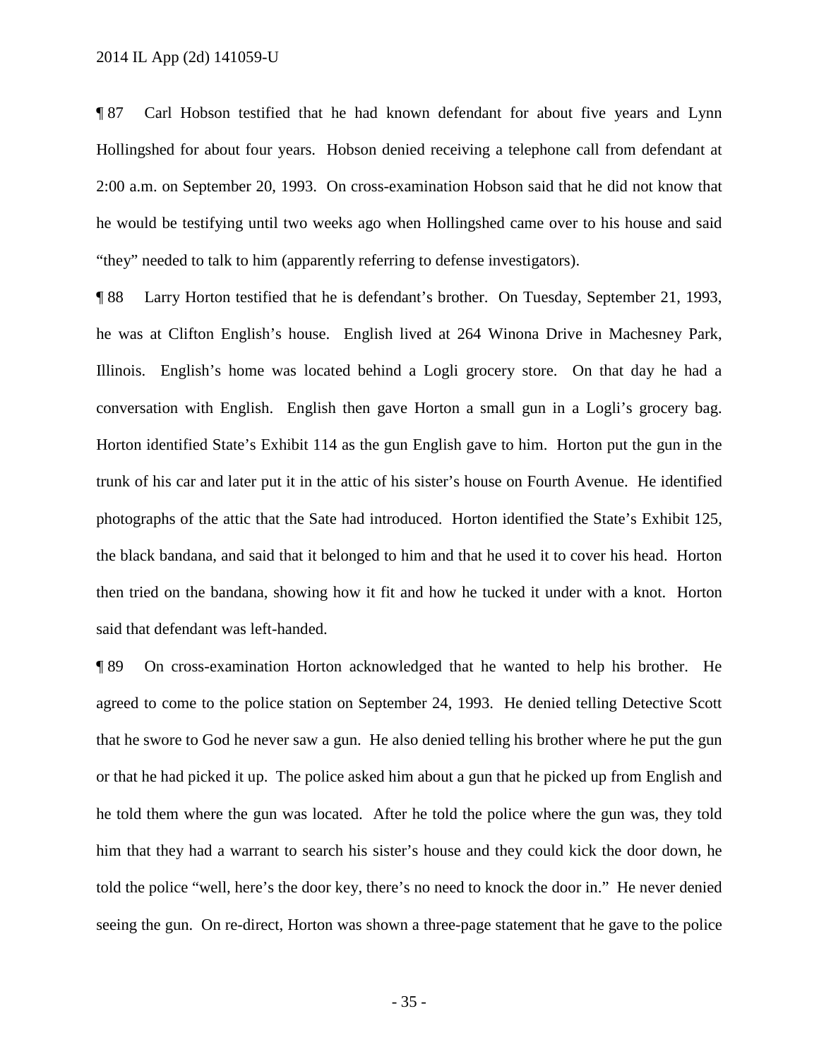¶ 87 Carl Hobson testified that he had known defendant for about five years and Lynn Hollingshed for about four years. Hobson denied receiving a telephone call from defendant at 2:00 a.m. on September 20, 1993. On cross-examination Hobson said that he did not know that he would be testifying until two weeks ago when Hollingshed came over to his house and said "they" needed to talk to him (apparently referring to defense investigators).

¶ 88 Larry Horton testified that he is defendant's brother. On Tuesday, September 21, 1993, he was at Clifton English's house. English lived at 264 Winona Drive in Machesney Park, Illinois. English's home was located behind a Logli grocery store. On that day he had a conversation with English. English then gave Horton a small gun in a Logli's grocery bag. Horton identified State's Exhibit 114 as the gun English gave to him. Horton put the gun in the trunk of his car and later put it in the attic of his sister's house on Fourth Avenue. He identified photographs of the attic that the Sate had introduced. Horton identified the State's Exhibit 125, the black bandana, and said that it belonged to him and that he used it to cover his head. Horton then tried on the bandana, showing how it fit and how he tucked it under with a knot. Horton said that defendant was left-handed.

¶ 89 On cross-examination Horton acknowledged that he wanted to help his brother. He agreed to come to the police station on September 24, 1993. He denied telling Detective Scott that he swore to God he never saw a gun. He also denied telling his brother where he put the gun or that he had picked it up. The police asked him about a gun that he picked up from English and he told them where the gun was located. After he told the police where the gun was, they told him that they had a warrant to search his sister's house and they could kick the door down, he told the police "well, here's the door key, there's no need to knock the door in." He never denied seeing the gun. On re-direct, Horton was shown a three-page statement that he gave to the police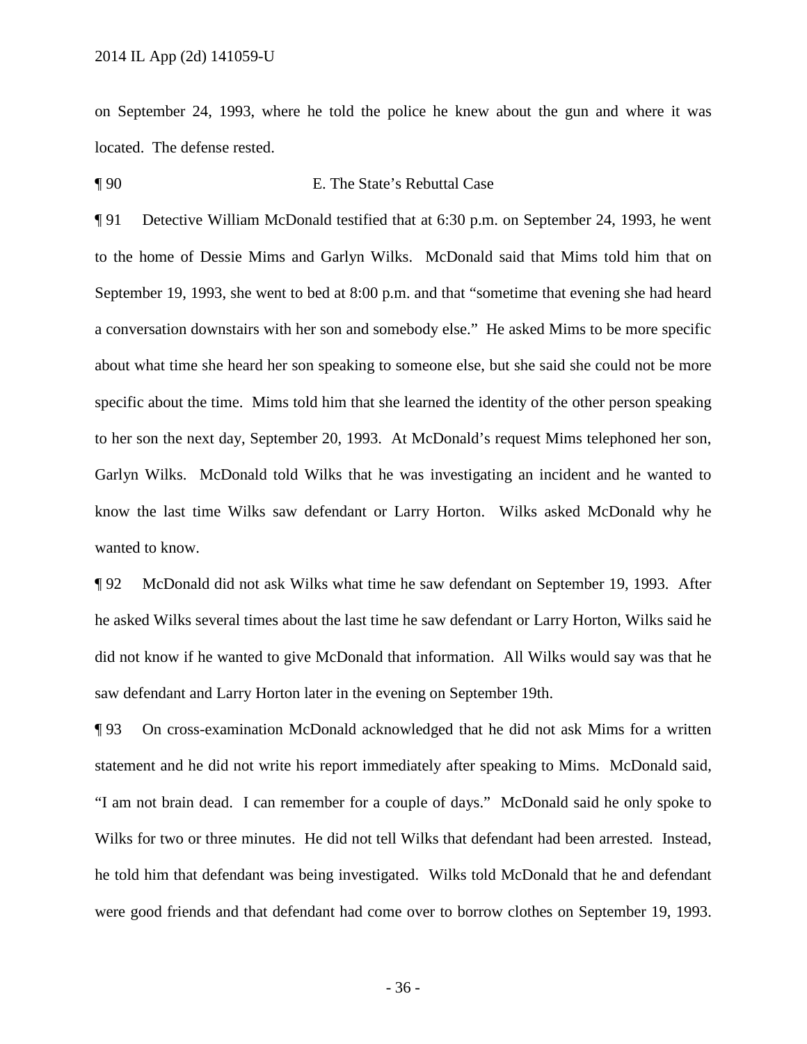on September 24, 1993, where he told the police he knew about the gun and where it was located. The defense rested.

¶ 90 E. The State's Rebuttal Case

¶ 91 Detective William McDonald testified that at 6:30 p.m. on September 24, 1993, he went to the home of Dessie Mims and Garlyn Wilks. McDonald said that Mims told him that on September 19, 1993, she went to bed at 8:00 p.m. and that "sometime that evening she had heard a conversation downstairs with her son and somebody else." He asked Mims to be more specific about what time she heard her son speaking to someone else, but she said she could not be more specific about the time. Mims told him that she learned the identity of the other person speaking to her son the next day, September 20, 1993. At McDonald's request Mims telephoned her son, Garlyn Wilks. McDonald told Wilks that he was investigating an incident and he wanted to know the last time Wilks saw defendant or Larry Horton. Wilks asked McDonald why he wanted to know.

¶ 92 McDonald did not ask Wilks what time he saw defendant on September 19, 1993. After he asked Wilks several times about the last time he saw defendant or Larry Horton, Wilks said he did not know if he wanted to give McDonald that information. All Wilks would say was that he saw defendant and Larry Horton later in the evening on September 19th.

¶ 93 On cross-examination McDonald acknowledged that he did not ask Mims for a written statement and he did not write his report immediately after speaking to Mims. McDonald said, "I am not brain dead. I can remember for a couple of days." McDonald said he only spoke to Wilks for two or three minutes. He did not tell Wilks that defendant had been arrested. Instead, he told him that defendant was being investigated. Wilks told McDonald that he and defendant were good friends and that defendant had come over to borrow clothes on September 19, 1993.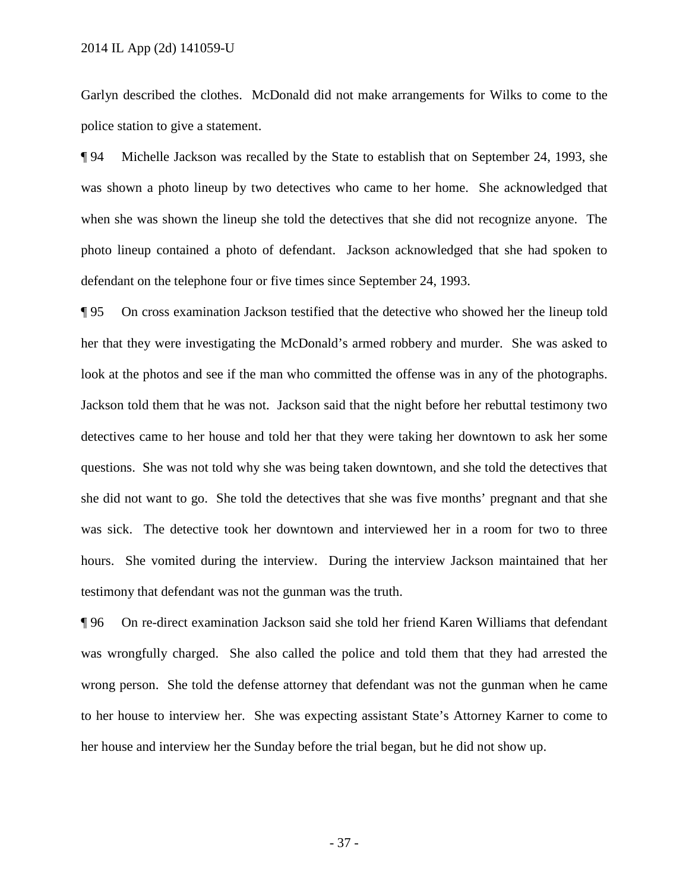Garlyn described the clothes. McDonald did not make arrangements for Wilks to come to the police station to give a statement.

¶ 94 Michelle Jackson was recalled by the State to establish that on September 24, 1993, she was shown a photo lineup by two detectives who came to her home. She acknowledged that when she was shown the lineup she told the detectives that she did not recognize anyone. The photo lineup contained a photo of defendant. Jackson acknowledged that she had spoken to defendant on the telephone four or five times since September 24, 1993.

¶ 95 On cross examination Jackson testified that the detective who showed her the lineup told her that they were investigating the McDonald's armed robbery and murder. She was asked to look at the photos and see if the man who committed the offense was in any of the photographs. Jackson told them that he was not. Jackson said that the night before her rebuttal testimony two detectives came to her house and told her that they were taking her downtown to ask her some questions. She was not told why she was being taken downtown, and she told the detectives that she did not want to go. She told the detectives that she was five months' pregnant and that she was sick. The detective took her downtown and interviewed her in a room for two to three hours. She vomited during the interview. During the interview Jackson maintained that her testimony that defendant was not the gunman was the truth.

¶ 96 On re-direct examination Jackson said she told her friend Karen Williams that defendant was wrongfully charged. She also called the police and told them that they had arrested the wrong person. She told the defense attorney that defendant was not the gunman when he came to her house to interview her. She was expecting assistant State's Attorney Karner to come to her house and interview her the Sunday before the trial began, but he did not show up.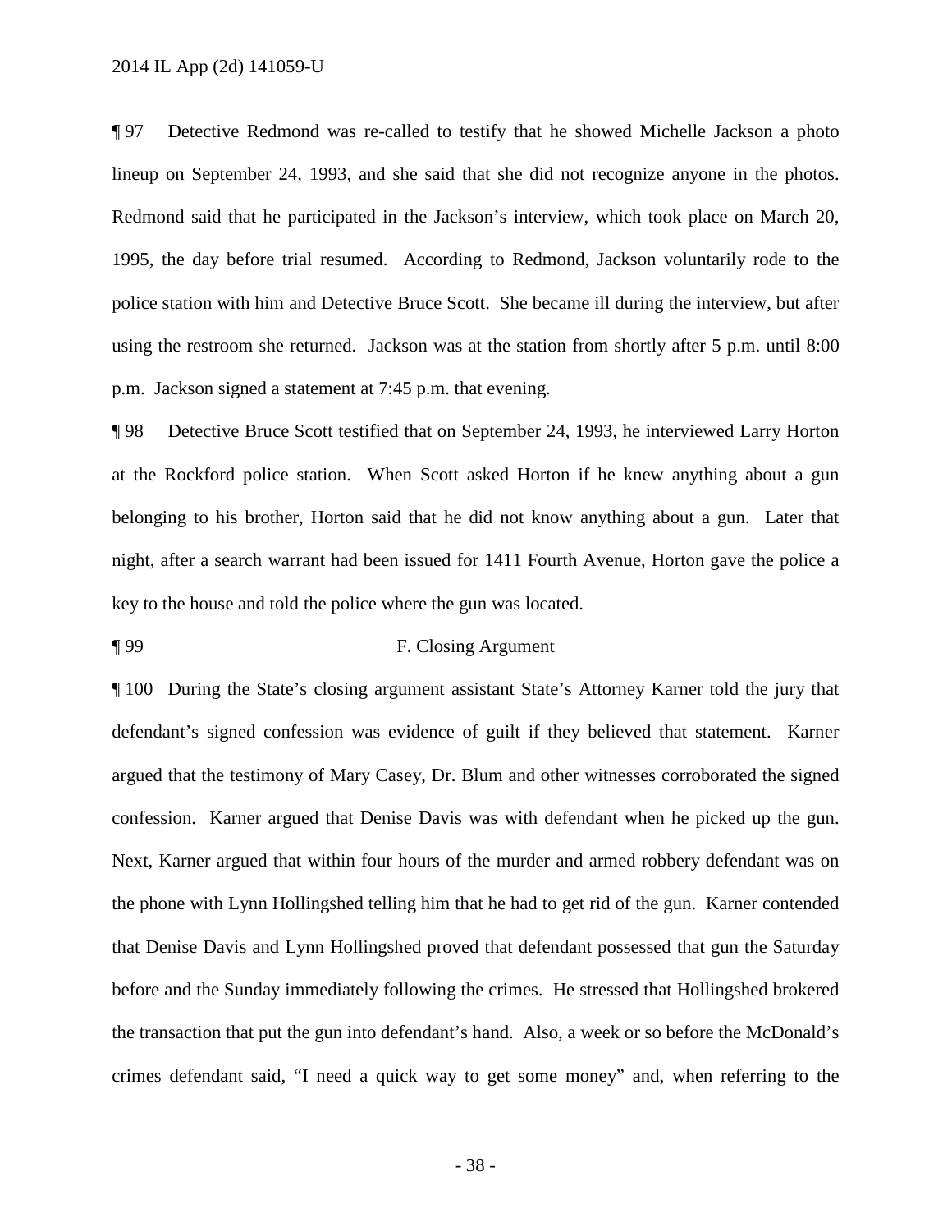¶ 97 Detective Redmond was re-called to testify that he showed Michelle Jackson a photo lineup on September 24, 1993, and she said that she did not recognize anyone in the photos. Redmond said that he participated in the Jackson's interview, which took place on March 20, 1995, the day before trial resumed. According to Redmond, Jackson voluntarily rode to the police station with him and Detective Bruce Scott. She became ill during the interview, but after using the restroom she returned. Jackson was at the station from shortly after 5 p.m. until 8:00 p.m. Jackson signed a statement at 7:45 p.m. that evening.

¶ 98 Detective Bruce Scott testified that on September 24, 1993, he interviewed Larry Horton at the Rockford police station. When Scott asked Horton if he knew anything about a gun belonging to his brother, Horton said that he did not know anything about a gun. Later that night, after a search warrant had been issued for 1411 Fourth Avenue, Horton gave the police a key to the house and told the police where the gun was located.

## ¶ 99 F. Closing Argument

¶ 100 During the State's closing argument assistant State's Attorney Karner told the jury that defendant's signed confession was evidence of guilt if they believed that statement. Karner argued that the testimony of Mary Casey, Dr. Blum and other witnesses corroborated the signed confession. Karner argued that Denise Davis was with defendant when he picked up the gun. Next, Karner argued that within four hours of the murder and armed robbery defendant was on the phone with Lynn Hollingshed telling him that he had to get rid of the gun. Karner contended that Denise Davis and Lynn Hollingshed proved that defendant possessed that gun the Saturday before and the Sunday immediately following the crimes. He stressed that Hollingshed brokered the transaction that put the gun into defendant's hand. Also, a week or so before the McDonald's crimes defendant said, "I need a quick way to get some money" and, when referring to the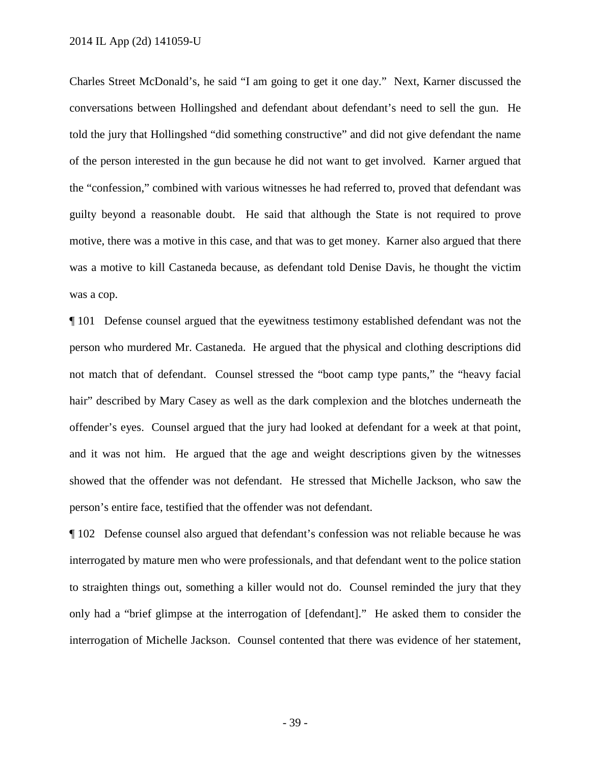Charles Street McDonald's, he said "I am going to get it one day." Next, Karner discussed the conversations between Hollingshed and defendant about defendant's need to sell the gun. He told the jury that Hollingshed "did something constructive" and did not give defendant the name of the person interested in the gun because he did not want to get involved. Karner argued that the "confession," combined with various witnesses he had referred to, proved that defendant was guilty beyond a reasonable doubt. He said that although the State is not required to prove motive, there was a motive in this case, and that was to get money. Karner also argued that there was a motive to kill Castaneda because, as defendant told Denise Davis, he thought the victim was a cop.

¶ 101 Defense counsel argued that the eyewitness testimony established defendant was not the person who murdered Mr. Castaneda. He argued that the physical and clothing descriptions did not match that of defendant. Counsel stressed the "boot camp type pants," the "heavy facial hair" described by Mary Casey as well as the dark complexion and the blotches underneath the offender's eyes. Counsel argued that the jury had looked at defendant for a week at that point, and it was not him. He argued that the age and weight descriptions given by the witnesses showed that the offender was not defendant. He stressed that Michelle Jackson, who saw the person's entire face, testified that the offender was not defendant.

¶ 102 Defense counsel also argued that defendant's confession was not reliable because he was interrogated by mature men who were professionals, and that defendant went to the police station to straighten things out, something a killer would not do. Counsel reminded the jury that they only had a "brief glimpse at the interrogation of [defendant]." He asked them to consider the interrogation of Michelle Jackson. Counsel contended that there was evidence of her statement,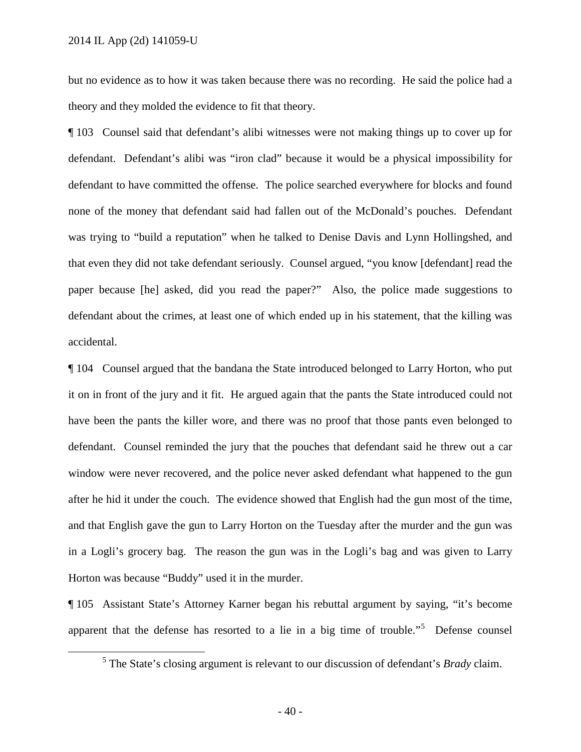but no evidence as to how it was taken because there was no recording. He said the police had a theory and they molded the evidence to fit that theory.

¶ 103 Counsel said that defendant's alibi witnesses were not making things up to cover up for defendant. Defendant's alibi was "iron clad" because it would be a physical impossibility for defendant to have committed the offense. The police searched everywhere for blocks and found none of the money that defendant said had fallen out of the McDonald's pouches. Defendant was trying to "build a reputation" when he talked to Denise Davis and Lynn Hollingshed, and that even they did not take defendant seriously. Counsel argued, "you know [defendant] read the paper because [he] asked, did you read the paper?" Also, the police made suggestions to defendant about the crimes, at least one of which ended up in his statement, that the killing was accidental.

¶ 104 Counsel argued that the bandana the State introduced belonged to Larry Horton, who put it on in front of the jury and it fit. He argued again that the pants the State introduced could not have been the pants the killer wore, and there was no proof that those pants even belonged to defendant. Counsel reminded the jury that the pouches that defendant said he threw out a car window were never recovered, and the police never asked defendant what happened to the gun after he hid it under the couch. The evidence showed that English had the gun most of the time, and that English gave the gun to Larry Horton on the Tuesday after the murder and the gun was in a Logli's grocery bag. The reason the gun was in the Logli's bag and was given to Larry Horton was because "Buddy" used it in the murder.

¶ 105 Assistant State's Attorney Karner began his rebuttal argument by saying, "it's become apparent that the defense has resorted to a lie in a big time of trouble."[5] Defense counsel

[5] The State's closing argument is relevant to our discussion of defendant's *Brady* claim.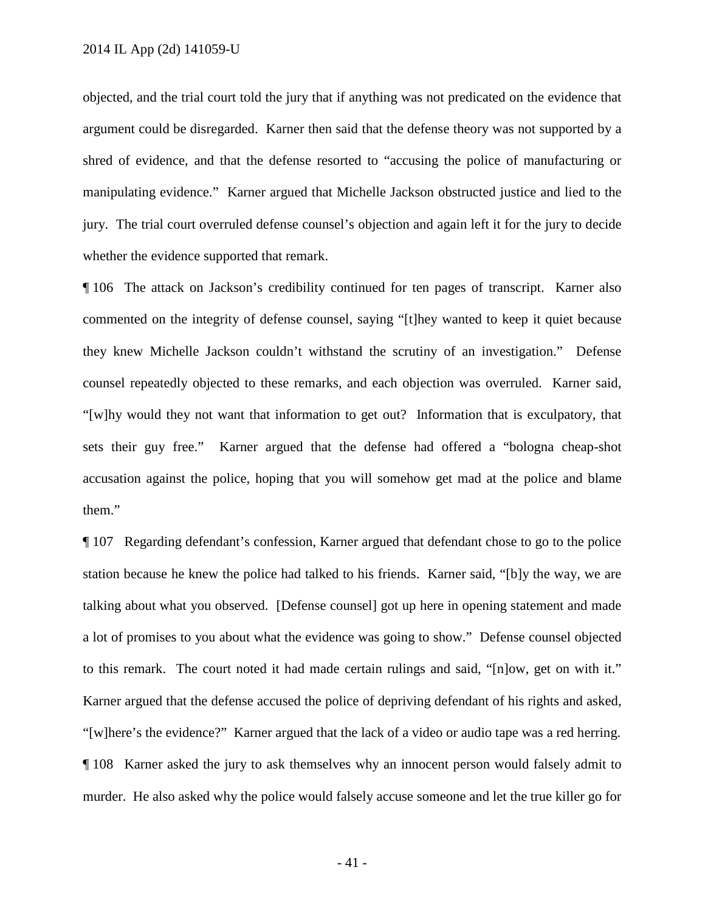objected, and the trial court told the jury that if anything was not predicated on the evidence that argument could be disregarded. Karner then said that the defense theory was not supported by a shred of evidence, and that the defense resorted to "accusing the police of manufacturing or manipulating evidence." Karner argued that Michelle Jackson obstructed justice and lied to the jury. The trial court overruled defense counsel's objection and again left it for the jury to decide whether the evidence supported that remark.

¶ 106 The attack on Jackson's credibility continued for ten pages of transcript. Karner also commented on the integrity of defense counsel, saying "[t]hey wanted to keep it quiet because they knew Michelle Jackson couldn't withstand the scrutiny of an investigation." Defense counsel repeatedly objected to these remarks, and each objection was overruled. Karner said, "[w]hy would they not want that information to get out? Information that is exculpatory, that sets their guy free." Karner argued that the defense had offered a "bologna cheap-shot accusation against the police, hoping that you will somehow get mad at the police and blame them."

¶ 107 Regarding defendant's confession, Karner argued that defendant chose to go to the police station because he knew the police had talked to his friends. Karner said, "[b]y the way, we are talking about what you observed. [Defense counsel] got up here in opening statement and made a lot of promises to you about what the evidence was going to show." Defense counsel objected to this remark. The court noted it had made certain rulings and said, "[n]ow, get on with it." Karner argued that the defense accused the police of depriving defendant of his rights and asked, "[w]here's the evidence?" Karner argued that the lack of a video or audio tape was a red herring.

¶ 108 Karner asked the jury to ask themselves why an innocent person would falsely admit to murder. He also asked why the police would falsely accuse someone and let the true killer go for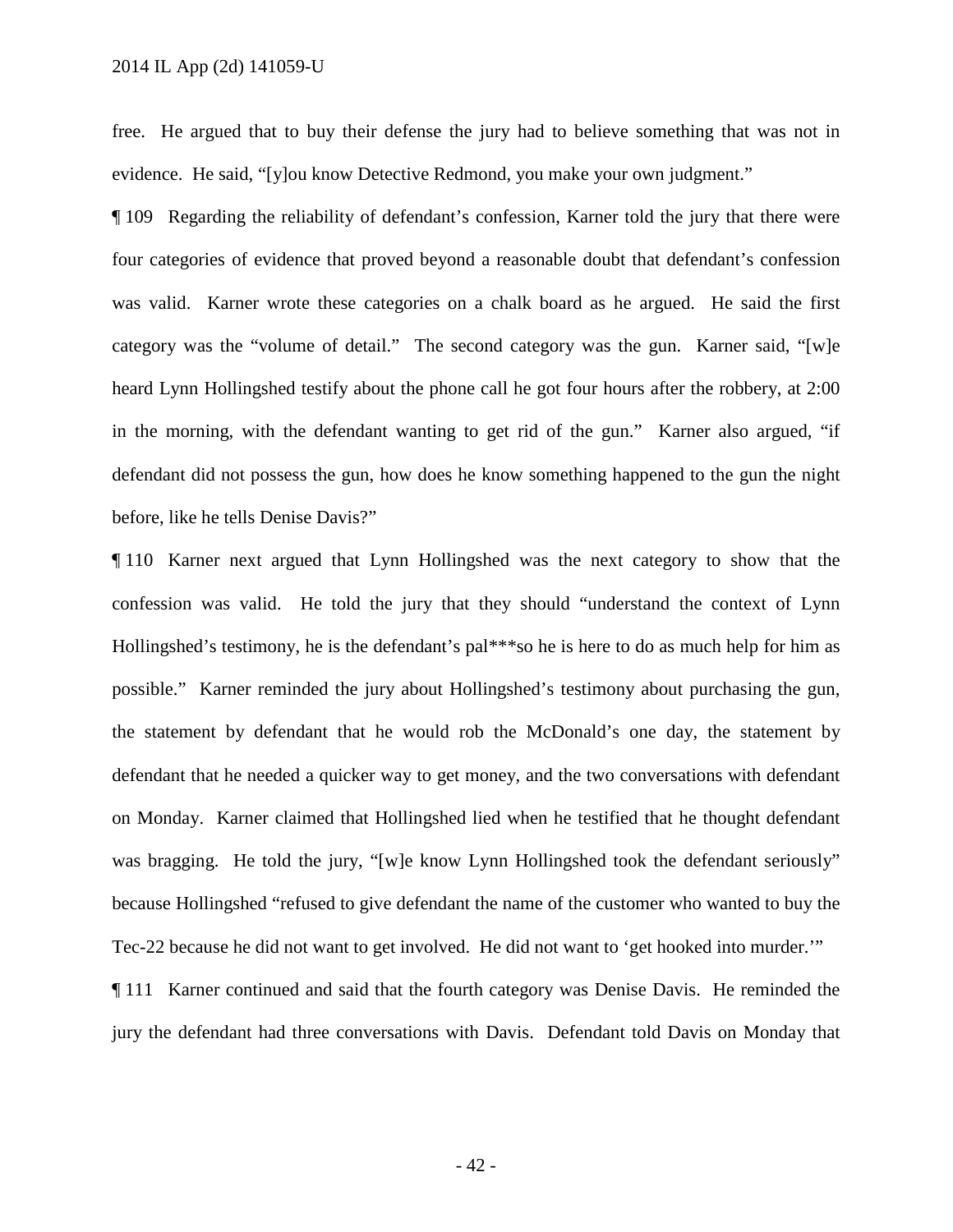free. He argued that to buy their defense the jury had to believe something that was not in evidence. He said, "[y]ou know Detective Redmond, you make your own judgment."

¶ 109 Regarding the reliability of defendant's confession, Karner told the jury that there were four categories of evidence that proved beyond a reasonable doubt that defendant's confession was valid. Karner wrote these categories on a chalk board as he argued. He said the first category was the "volume of detail." The second category was the gun. Karner said, "[w]e heard Lynn Hollingshed testify about the phone call he got four hours after the robbery, at 2:00 in the morning, with the defendant wanting to get rid of the gun." Karner also argued, "if defendant did not possess the gun, how does he know something happened to the gun the night before, like he tells Denise Davis?"

¶ 110 Karner next argued that Lynn Hollingshed was the next category to show that the confession was valid. He told the jury that they should "understand the context of Lynn Hollingshed's testimony, he is the defendant's pal***so he is here to do as much help for him as possible." Karner reminded the jury about Hollingshed's testimony about purchasing the gun, the statement by defendant that he would rob the McDonald's one day, the statement by defendant that he needed a quicker way to get money, and the two conversations with defendant on Monday. Karner claimed that Hollingshed lied when he testified that he thought defendant was bragging. He told the jury, "[w]e know Lynn Hollingshed took the defendant seriously" because Hollingshed "refused to give defendant the name of the customer who wanted to buy the Tec-22 because he did not want to get involved. He did not want to 'get hooked into murder.'"

¶ 111 Karner continued and said that the fourth category was Denise Davis. He reminded the jury the defendant had three conversations with Davis. Defendant told Davis on Monday that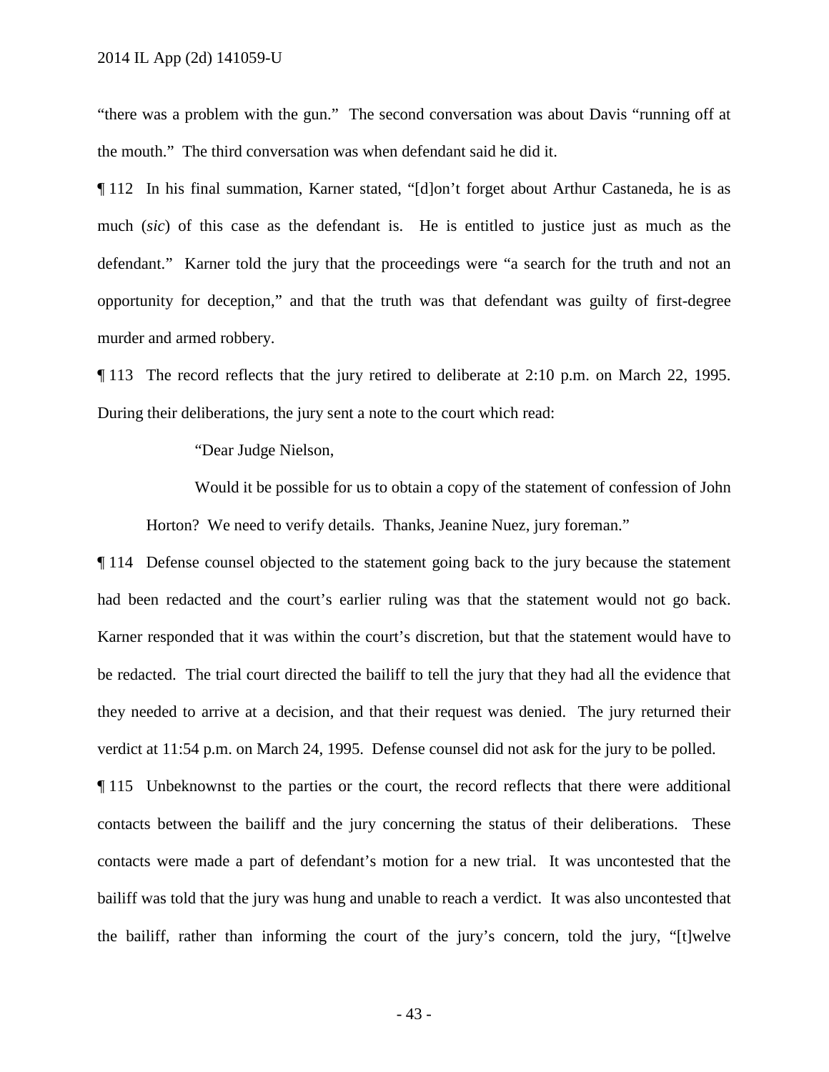"there was a problem with the gun." The second conversation was about Davis "running off at the mouth." The third conversation was when defendant said he did it.

¶ 112 In his final summation, Karner stated, "[d]on't forget about Arthur Castaneda, he is as much (*sic*) of this case as the defendant is. He is entitled to justice just as much as the defendant." Karner told the jury that the proceedings were "a search for the truth and not an opportunity for deception," and that the truth was that defendant was guilty of first-degree murder and armed robbery.

¶ 113 The record reflects that the jury retired to deliberate at 2:10 p.m. on March 22, 1995. During their deliberations, the jury sent a note to the court which read:

> "Dear Judge Nielson,
>
> Would it be possible for us to obtain a copy of the statement of confession of John Horton? We need to verify details. Thanks, Jeanine Nuez, jury foreman."

¶ 114 Defense counsel objected to the statement going back to the jury because the statement had been redacted and the court's earlier ruling was that the statement would not go back. Karner responded that it was within the court's discretion, but that the statement would have to be redacted. The trial court directed the bailiff to tell the jury that they had all the evidence that they needed to arrive at a decision, and that their request was denied. The jury returned their verdict at 11:54 p.m. on March 24, 1995. Defense counsel did not ask for the jury to be polled.

¶ 115 Unbeknownst to the parties or the court, the record reflects that there were additional contacts between the bailiff and the jury concerning the status of their deliberations. These contacts were made a part of defendant's motion for a new trial. It was uncontested that the bailiff was told that the jury was hung and unable to reach a verdict. It was also uncontested that the bailiff, rather than informing the court of the jury's concern, told the jury, "[t]welve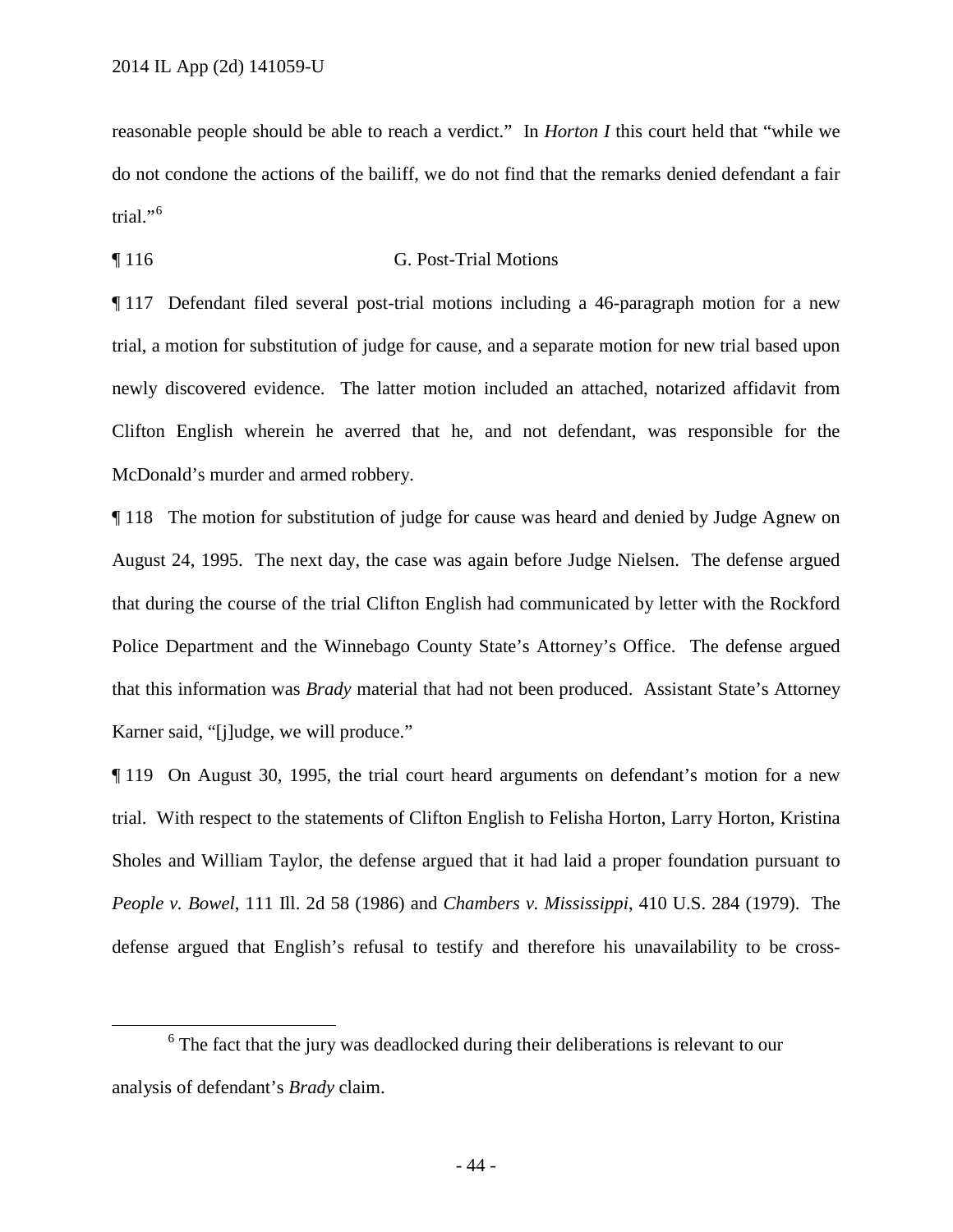reasonable people should be able to reach a verdict." In *Horton I* this court held that "while we do not condone the actions of the bailiff, we do not find that the remarks denied defendant a fair trial."[6]

¶ 116 G. Post-Trial Motions

¶ 117 Defendant filed several post-trial motions including a 46-paragraph motion for a new trial, a motion for substitution of judge for cause, and a separate motion for new trial based upon newly discovered evidence. The latter motion included an attached, notarized affidavit from Clifton English wherein he averred that he, and not defendant, was responsible for the McDonald's murder and armed robbery.

¶ 118 The motion for substitution of judge for cause was heard and denied by Judge Agnew on August 24, 1995. The next day, the case was again before Judge Nielsen. The defense argued that during the course of the trial Clifton English had communicated by letter with the Rockford Police Department and the Winnebago County State's Attorney's Office. The defense argued that this information was *Brady* material that had not been produced. Assistant State's Attorney Karner said, "[j]udge, we will produce."

¶ 119 On August 30, 1995, the trial court heard arguments on defendant's motion for a new trial. With respect to the statements of Clifton English to Felisha Horton, Larry Horton, Kristina Sholes and William Taylor, the defense argued that it had laid a proper foundation pursuant to *People v. Bowel*, 111 Ill. 2d 58 (1986) and *Chambers v. Mississippi*, 410 U.S. 284 (1979). The defense argued that English's refusal to testify and therefore his unavailability to be cross-

[6] The fact that the jury was deadlocked during their deliberations is relevant to our analysis of defendant's *Brady* claim.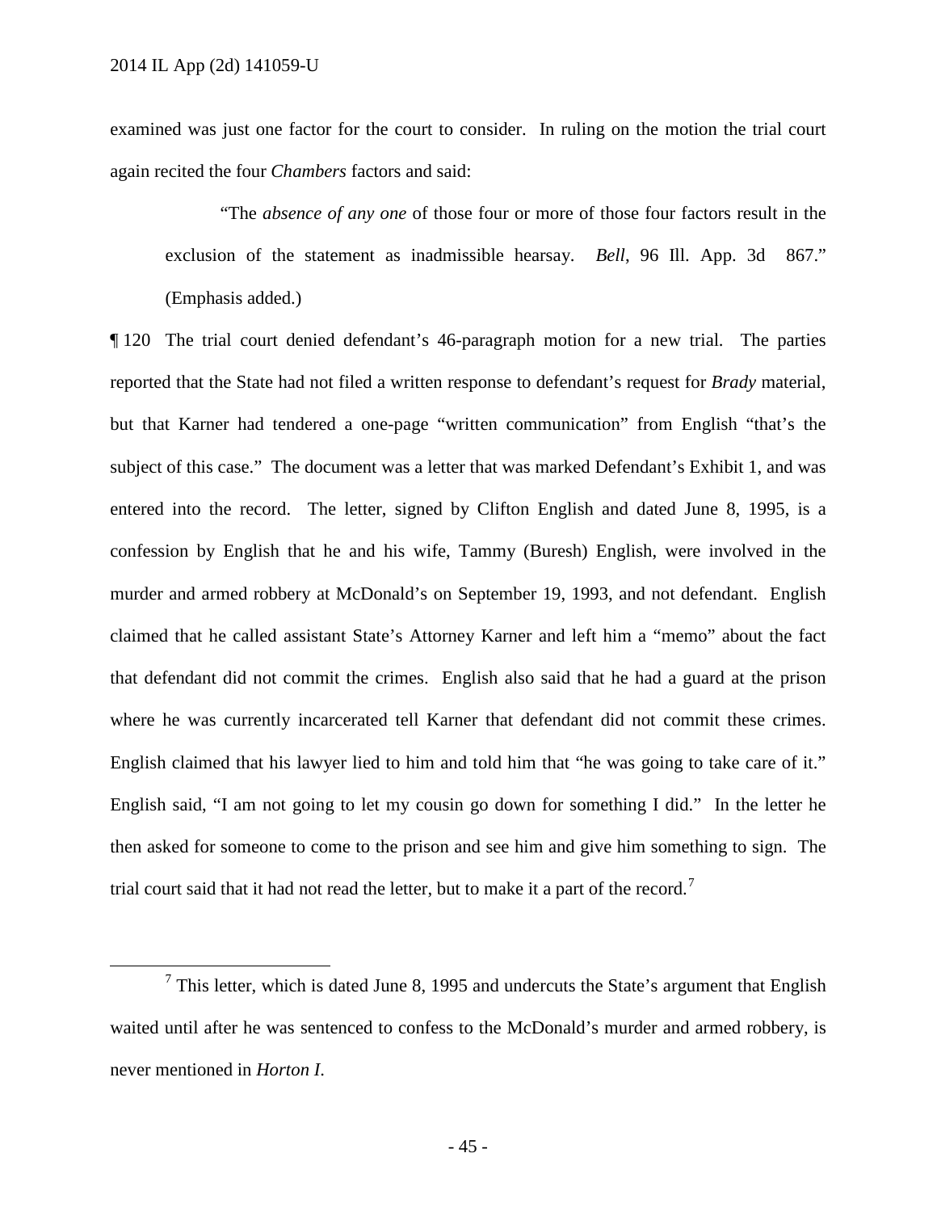examined was just one factor for the court to consider. In ruling on the motion the trial court again recited the four *Chambers* factors and said:

> "The *absence of any one* of those four or more of those four factors result in the exclusion of the statement as inadmissible hearsay. *Bell*, 96 Ill. App. 3d 867." (Emphasis added.)

¶ 120 The trial court denied defendant's 46-paragraph motion for a new trial. The parties reported that the State had not filed a written response to defendant's request for *Brady* material, but that Karner had tendered a one-page "written communication" from English "that's the subject of this case." The document was a letter that was marked Defendant's Exhibit 1, and was entered into the record. The letter, signed by Clifton English and dated June 8, 1995, is a confession by English that he and his wife, Tammy (Buresh) English, were involved in the murder and armed robbery at McDonald's on September 19, 1993, and not defendant. English claimed that he called assistant State's Attorney Karner and left him a "memo" about the fact that defendant did not commit the crimes. English also said that he had a guard at the prison where he was currently incarcerated tell Karner that defendant did not commit these crimes. English claimed that his lawyer lied to him and told him that "he was going to take care of it." English said, "I am not going to let my cousin go down for something I did." In the letter he then asked for someone to come to the prison and see him and give him something to sign. The trial court said that it had not read the letter, but to make it a part of the record.[7]

[7] This letter, which is dated June 8, 1995 and undercuts the State's argument that English waited until after he was sentenced to confess to the McDonald's murder and armed robbery, is never mentioned in *Horton I*.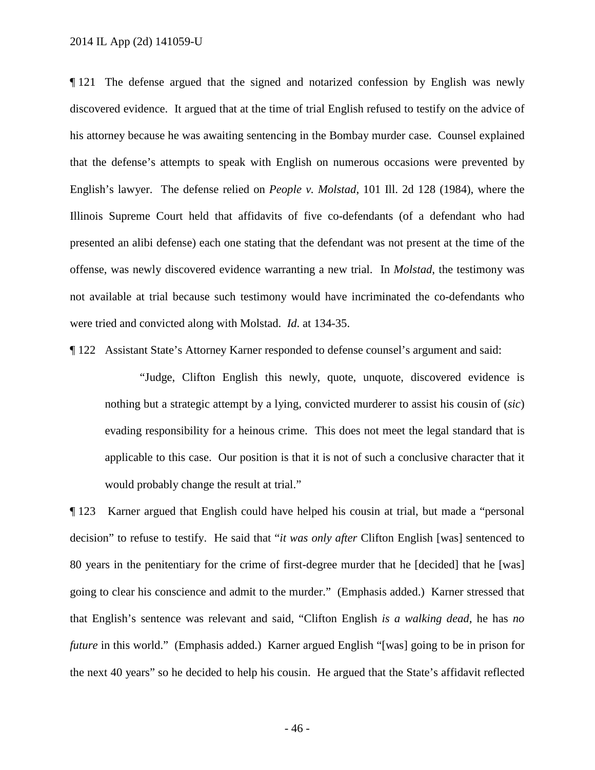¶ 121 The defense argued that the signed and notarized confession by English was newly discovered evidence. It argued that at the time of trial English refused to testify on the advice of his attorney because he was awaiting sentencing in the Bombay murder case. Counsel explained that the defense's attempts to speak with English on numerous occasions were prevented by English's lawyer. The defense relied on *People v. Molstad*, 101 Ill. 2d 128 (1984), where the Illinois Supreme Court held that affidavits of five co-defendants (of a defendant who had presented an alibi defense) each one stating that the defendant was not present at the time of the offense, was newly discovered evidence warranting a new trial. In *Molstad*, the testimony was not available at trial because such testimony would have incriminated the co-defendants who were tried and convicted along with Molstad. *Id*. at 134-35.

¶ 122 Assistant State's Attorney Karner responded to defense counsel's argument and said:

> "Judge, Clifton English this newly, quote, unquote, discovered evidence is nothing but a strategic attempt by a lying, convicted murderer to assist his cousin of (*sic*) evading responsibility for a heinous crime. This does not meet the legal standard that is applicable to this case. Our position is that it is not of such a conclusive character that it would probably change the result at trial."

¶ 123 Karner argued that English could have helped his cousin at trial, but made a "personal decision" to refuse to testify. He said that "*it was only after* Clifton English [was] sentenced to 80 years in the penitentiary for the crime of first-degree murder that he [decided] that he [was] going to clear his conscience and admit to the murder." (Emphasis added.) Karner stressed that that English's sentence was relevant and said, "Clifton English *is a walking dead*, he has *no future* in this world." (Emphasis added.) Karner argued English "[was] going to be in prison for the next 40 years" so he decided to help his cousin. He argued that the State's affidavit reflected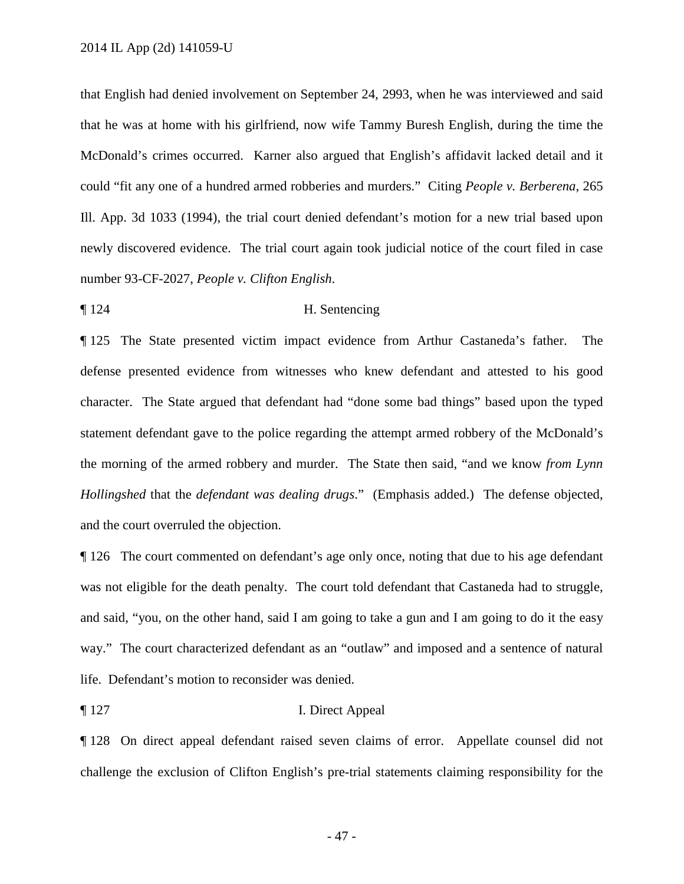that English had denied involvement on September 24, 2993, when he was interviewed and said that he was at home with his girlfriend, now wife Tammy Buresh English, during the time the McDonald's crimes occurred. Karner also argued that English's affidavit lacked detail and it could "fit any one of a hundred armed robberies and murders." Citing *People v. Berberena*, 265 Ill. App. 3d 1033 (1994), the trial court denied defendant's motion for a new trial based upon newly discovered evidence. The trial court again took judicial notice of the court filed in case number 93-CF-2027, *People v. Clifton English*.

¶ 124 H. Sentencing

¶ 125 The State presented victim impact evidence from Arthur Castaneda's father. The defense presented evidence from witnesses who knew defendant and attested to his good character. The State argued that defendant had "done some bad things" based upon the typed statement defendant gave to the police regarding the attempt armed robbery of the McDonald's the morning of the armed robbery and murder. The State then said, "and we know *from Lynn Hollingshed* that the *defendant was dealing drugs*." (Emphasis added.) The defense objected, and the court overruled the objection.

¶ 126 The court commented on defendant's age only once, noting that due to his age defendant was not eligible for the death penalty. The court told defendant that Castaneda had to struggle, and said, "you, on the other hand, said I am going to take a gun and I am going to do it the easy way." The court characterized defendant as an "outlaw" and imposed and a sentence of natural life. Defendant's motion to reconsider was denied.

¶ 127 I. Direct Appeal

¶ 128 On direct appeal defendant raised seven claims of error. Appellate counsel did not challenge the exclusion of Clifton English's pre-trial statements claiming responsibility for the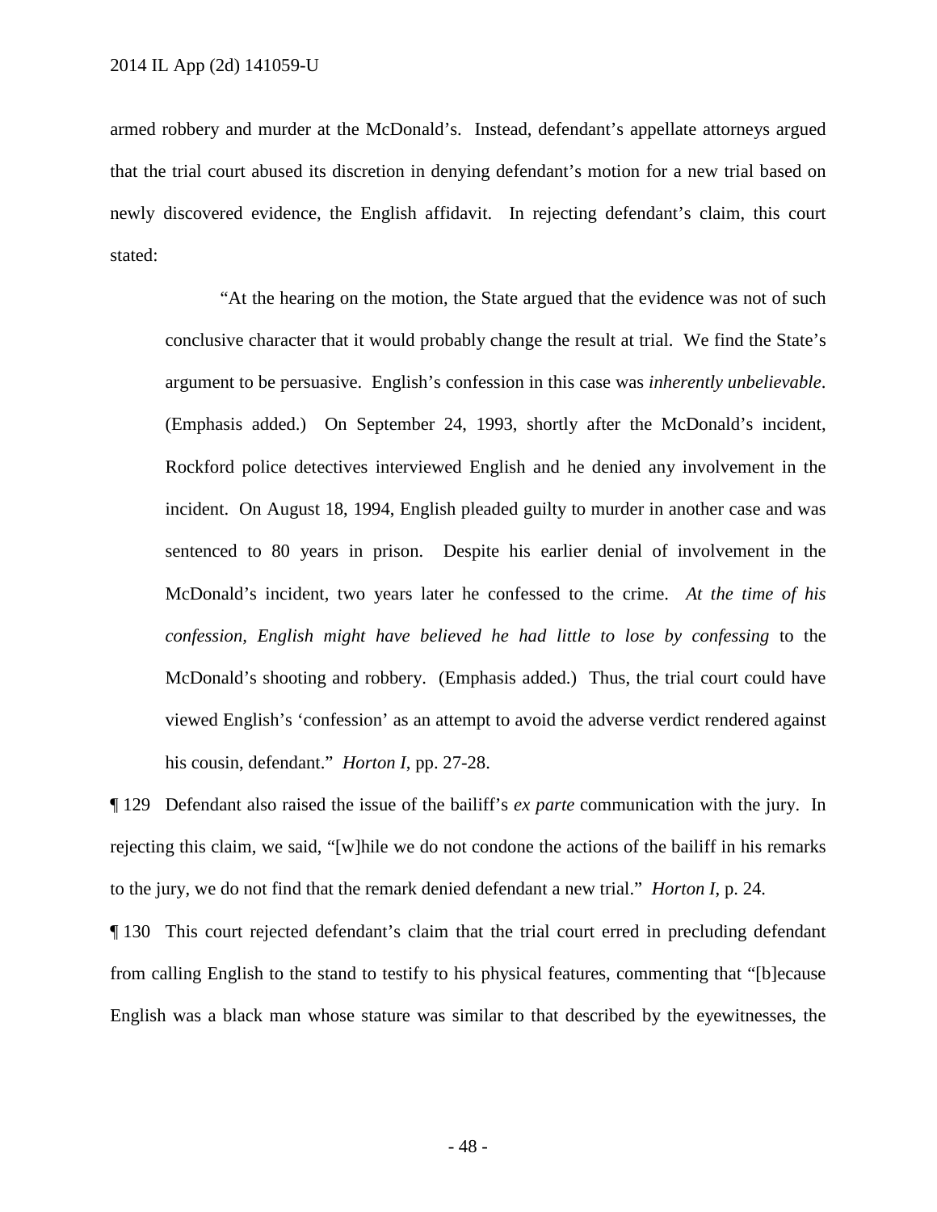armed robbery and murder at the McDonald's. Instead, defendant's appellate attorneys argued that the trial court abused its discretion in denying defendant's motion for a new trial based on newly discovered evidence, the English affidavit. In rejecting defendant's claim, this court stated:

> "At the hearing on the motion, the State argued that the evidence was not of such conclusive character that it would probably change the result at trial. We find the State's argument to be persuasive. English's confession in this case was *inherently unbelievable*. (Emphasis added.) On September 24, 1993, shortly after the McDonald's incident, Rockford police detectives interviewed English and he denied any involvement in the incident. On August 18, 1994, English pleaded guilty to murder in another case and was sentenced to 80 years in prison. Despite his earlier denial of involvement in the McDonald's incident, two years later he confessed to the crime. *At the time of his confession, English might have believed he had little to lose by confessing* to the McDonald's shooting and robbery. (Emphasis added.) Thus, the trial court could have viewed English's 'confession' as an attempt to avoid the adverse verdict rendered against his cousin, defendant." *Horton I*, pp. 27-28.

¶ 129 Defendant also raised the issue of the bailiff's *ex parte* communication with the jury. In rejecting this claim, we said, "[w]hile we do not condone the actions of the bailiff in his remarks to the jury, we do not find that the remark denied defendant a new trial." *Horton I*, p. 24.

¶ 130 This court rejected defendant's claim that the trial court erred in precluding defendant from calling English to the stand to testify to his physical features, commenting that "[b]ecause English was a black man whose stature was similar to that described by the eyewitnesses, the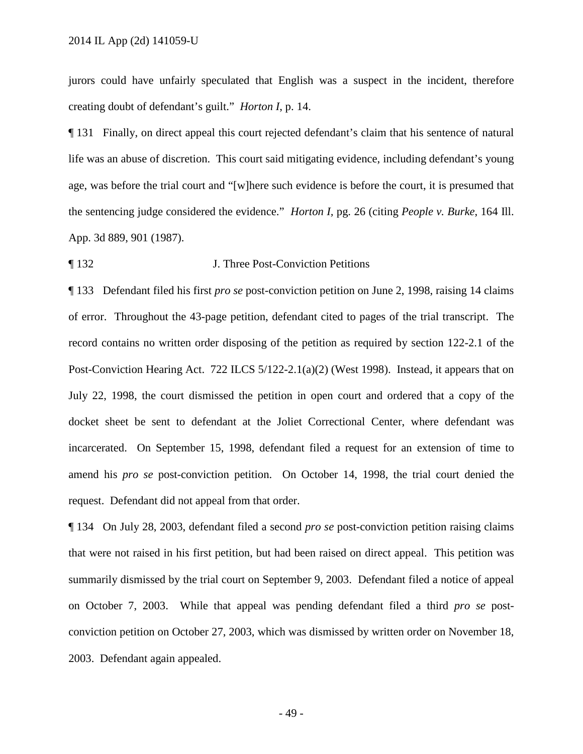jurors could have unfairly speculated that English was a suspect in the incident, therefore creating doubt of defendant's guilt." *Horton I*, p. 14.

¶ 131 Finally, on direct appeal this court rejected defendant's claim that his sentence of natural life was an abuse of discretion. This court said mitigating evidence, including defendant's young age, was before the trial court and "[w]here such evidence is before the court, it is presumed that the sentencing judge considered the evidence." *Horton I*, pg. 26 (citing *People v. Burke*, 164 Ill. App. 3d 889, 901 (1987).

¶ 132 J. Three Post-Conviction Petitions

¶ 133 Defendant filed his first *pro se* post-conviction petition on June 2, 1998, raising 14 claims of error. Throughout the 43-page petition, defendant cited to pages of the trial transcript. The record contains no written order disposing of the petition as required by section 122-2.1 of the Post-Conviction Hearing Act. 722 ILCS 5/122-2.1(a)(2) (West 1998). Instead, it appears that on July 22, 1998, the court dismissed the petition in open court and ordered that a copy of the docket sheet be sent to defendant at the Joliet Correctional Center, where defendant was incarcerated. On September 15, 1998, defendant filed a request for an extension of time to amend his *pro se* post-conviction petition. On October 14, 1998, the trial court denied the request. Defendant did not appeal from that order.

¶ 134 On July 28, 2003, defendant filed a second *pro se* post-conviction petition raising claims that were not raised in his first petition, but had been raised on direct appeal. This petition was summarily dismissed by the trial court on September 9, 2003. Defendant filed a notice of appeal on October 7, 2003. While that appeal was pending defendant filed a third *pro se* post-conviction petition on October 27, 2003, which was dismissed by written order on November 18, 2003. Defendant again appealed.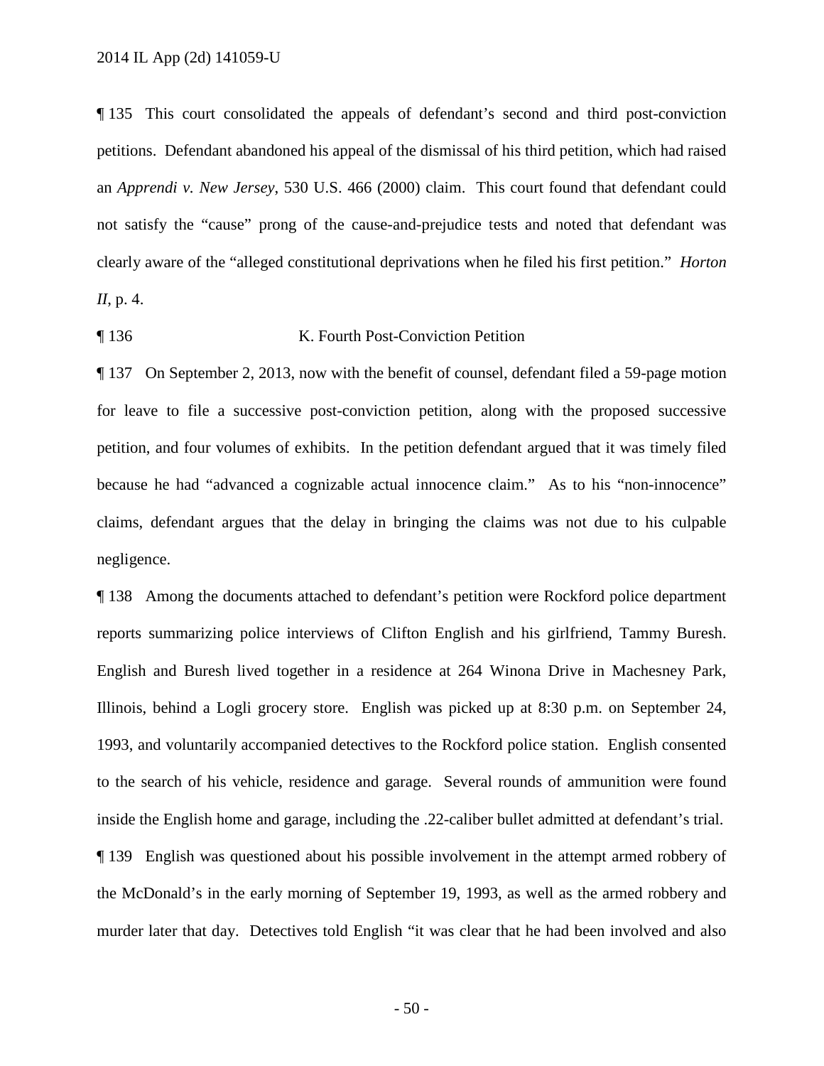¶ 135 This court consolidated the appeals of defendant's second and third post-conviction petitions. Defendant abandoned his appeal of the dismissal of his third petition, which had raised an *Apprendi v. New Jersey*, 530 U.S. 466 (2000) claim. This court found that defendant could not satisfy the "cause" prong of the cause-and-prejudice tests and noted that defendant was clearly aware of the "alleged constitutional deprivations when he filed his first petition." *Horton II*, p. 4.

¶ 136 K. Fourth Post-Conviction Petition

¶ 137 On September 2, 2013, now with the benefit of counsel, defendant filed a 59-page motion for leave to file a successive post-conviction petition, along with the proposed successive petition, and four volumes of exhibits. In the petition defendant argued that it was timely filed because he had "advanced a cognizable actual innocence claim." As to his "non-innocence" claims, defendant argues that the delay in bringing the claims was not due to his culpable negligence.

¶ 138 Among the documents attached to defendant's petition were Rockford police department reports summarizing police interviews of Clifton English and his girlfriend, Tammy Buresh. English and Buresh lived together in a residence at 264 Winona Drive in Machesney Park, Illinois, behind a Logli grocery store. English was picked up at 8:30 p.m. on September 24, 1993, and voluntarily accompanied detectives to the Rockford police station. English consented to the search of his vehicle, residence and garage. Several rounds of ammunition were found inside the English home and garage, including the .22-caliber bullet admitted at defendant's trial.

¶ 139 English was questioned about his possible involvement in the attempt armed robbery of the McDonald's in the early morning of September 19, 1993, as well as the armed robbery and murder later that day. Detectives told English "it was clear that he had been involved and also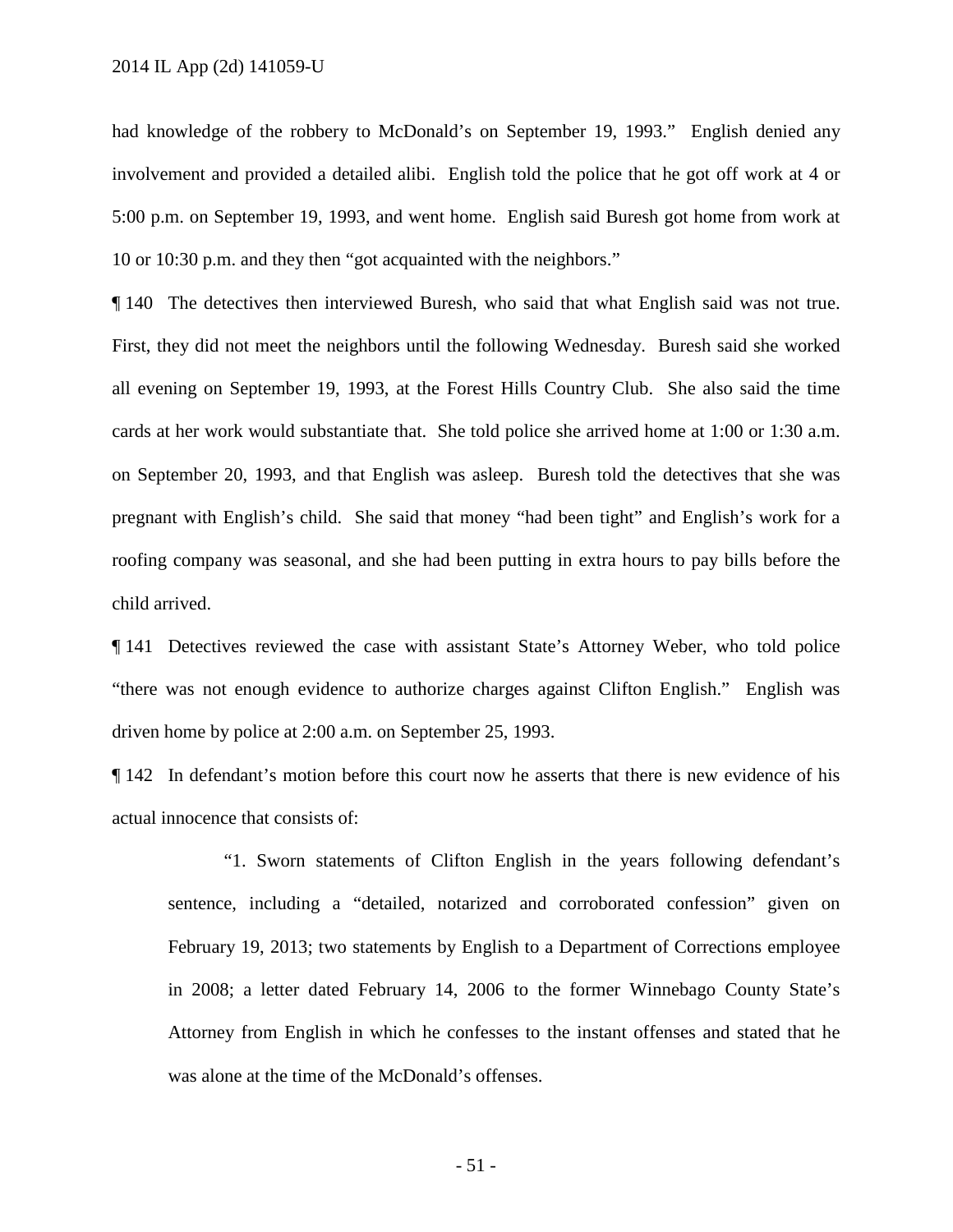had knowledge of the robbery to McDonald's on September 19, 1993." English denied any involvement and provided a detailed alibi. English told the police that he got off work at 4 or 5:00 p.m. on September 19, 1993, and went home. English said Buresh got home from work at 10 or 10:30 p.m. and they then "got acquainted with the neighbors."

¶ 140 The detectives then interviewed Buresh, who said that what English said was not true. First, they did not meet the neighbors until the following Wednesday. Buresh said she worked all evening on September 19, 1993, at the Forest Hills Country Club. She also said the time cards at her work would substantiate that. She told police she arrived home at 1:00 or 1:30 a.m. on September 20, 1993, and that English was asleep. Buresh told the detectives that she was pregnant with English's child. She said that money "had been tight" and English's work for a roofing company was seasonal, and she had been putting in extra hours to pay bills before the child arrived.

¶ 141 Detectives reviewed the case with assistant State's Attorney Weber, who told police "there was not enough evidence to authorize charges against Clifton English." English was driven home by police at 2:00 a.m. on September 25, 1993.

¶ 142 In defendant's motion before this court now he asserts that there is new evidence of his actual innocence that consists of:

> "1. Sworn statements of Clifton English in the years following defendant's sentence, including a "detailed, notarized and corroborated confession" given on February 19, 2013; two statements by English to a Department of Corrections employee in 2008; a letter dated February 14, 2006 to the former Winnebago County State's Attorney from English in which he confesses to the instant offenses and stated that he was alone at the time of the McDonald's offenses.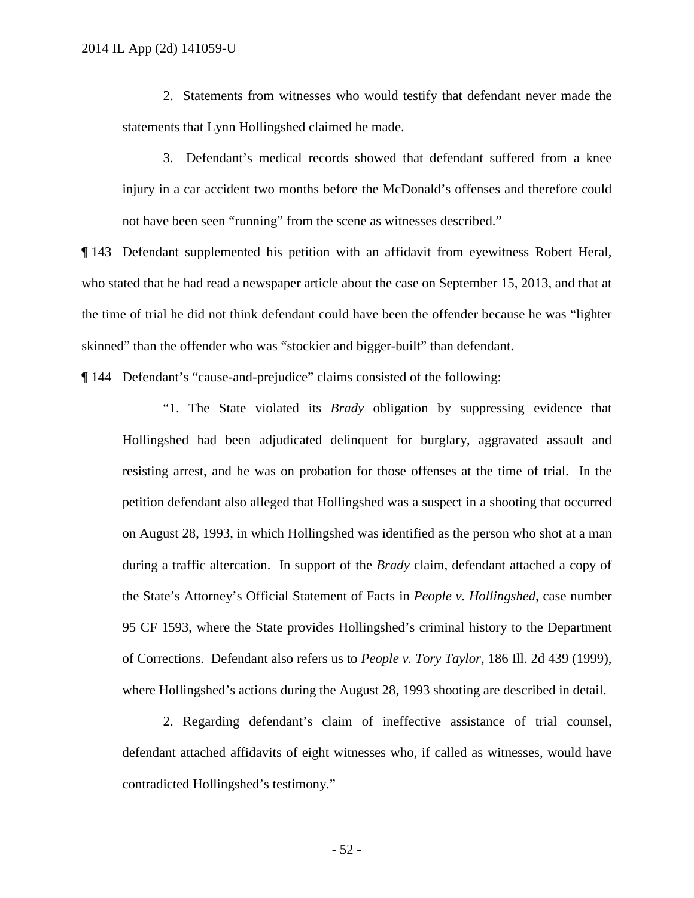2. Statements from witnesses who would testify that defendant never made the statements that Lynn Hollingshed claimed he made.

3. Defendant's medical records showed that defendant suffered from a knee injury in a car accident two months before the McDonald's offenses and therefore could not have been seen "running" from the scene as witnesses described."

¶ 143 Defendant supplemented his petition with an affidavit from eyewitness Robert Heral, who stated that he had read a newspaper article about the case on September 15, 2013, and that at the time of trial he did not think defendant could have been the offender because he was "lighter skinned" than the offender who was "stockier and bigger-built" than defendant.

¶ 144 Defendant's "cause-and-prejudice" claims consisted of the following:

> "1. The State violated its *Brady* obligation by suppressing evidence that Hollingshed had been adjudicated delinquent for burglary, aggravated assault and resisting arrest, and he was on probation for those offenses at the time of trial. In the petition defendant also alleged that Hollingshed was a suspect in a shooting that occurred on August 28, 1993, in which Hollingshed was identified as the person who shot at a man during a traffic altercation. In support of the *Brady* claim, defendant attached a copy of the State's Attorney's Official Statement of Facts in *People v. Hollingshed*, case number 95 CF 1593, where the State provides Hollingshed's criminal history to the Department of Corrections. Defendant also refers us to *People v. Tory Taylor*, 186 Ill. 2d 439 (1999), where Hollingshed's actions during the August 28, 1993 shooting are described in detail.
>
> 2. Regarding defendant's claim of ineffective assistance of trial counsel, defendant attached affidavits of eight witnesses who, if called as witnesses, would have contradicted Hollingshed's testimony."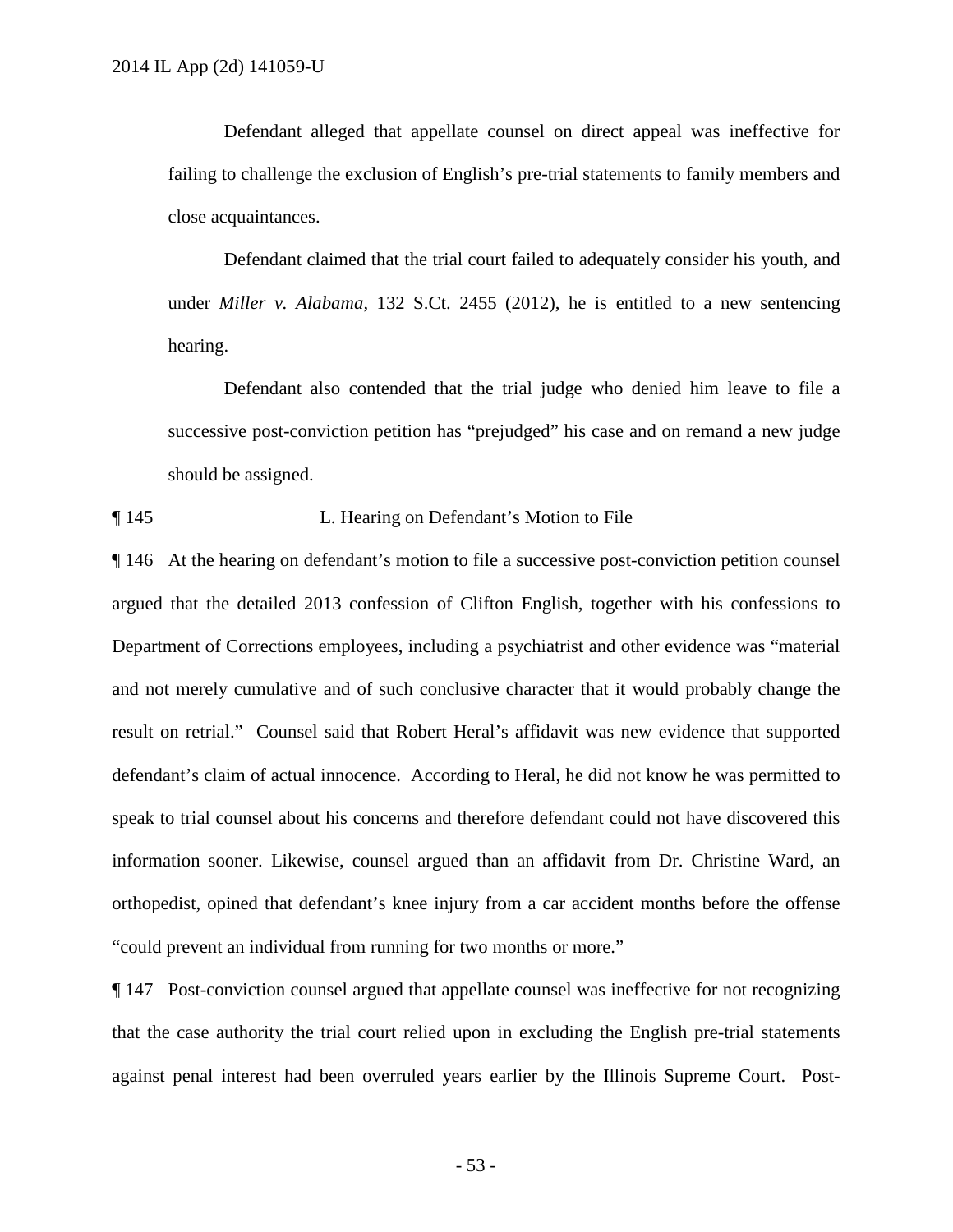Defendant alleged that appellate counsel on direct appeal was ineffective for failing to challenge the exclusion of English's pre-trial statements to family members and close acquaintances.

Defendant claimed that the trial court failed to adequately consider his youth, and under *Miller v. Alabama*, 132 S.Ct. 2455 (2012), he is entitled to a new sentencing hearing.

Defendant also contended that the trial judge who denied him leave to file a successive post-conviction petition has "prejudged" his case and on remand a new judge should be assigned.

¶ 145 L. Hearing on Defendant's Motion to File

¶ 146 At the hearing on defendant's motion to file a successive post-conviction petition counsel argued that the detailed 2013 confession of Clifton English, together with his confessions to Department of Corrections employees, including a psychiatrist and other evidence was "material and not merely cumulative and of such conclusive character that it would probably change the result on retrial." Counsel said that Robert Heral's affidavit was new evidence that supported defendant's claim of actual innocence. According to Heral, he did not know he was permitted to speak to trial counsel about his concerns and therefore defendant could not have discovered this information sooner. Likewise, counsel argued than an affidavit from Dr. Christine Ward, an orthopedist, opined that defendant's knee injury from a car accident months before the offense "could prevent an individual from running for two months or more."

¶ 147 Post-conviction counsel argued that appellate counsel was ineffective for not recognizing that the case authority the trial court relied upon in excluding the English pre-trial statements against penal interest had been overruled years earlier by the Illinois Supreme Court. Post-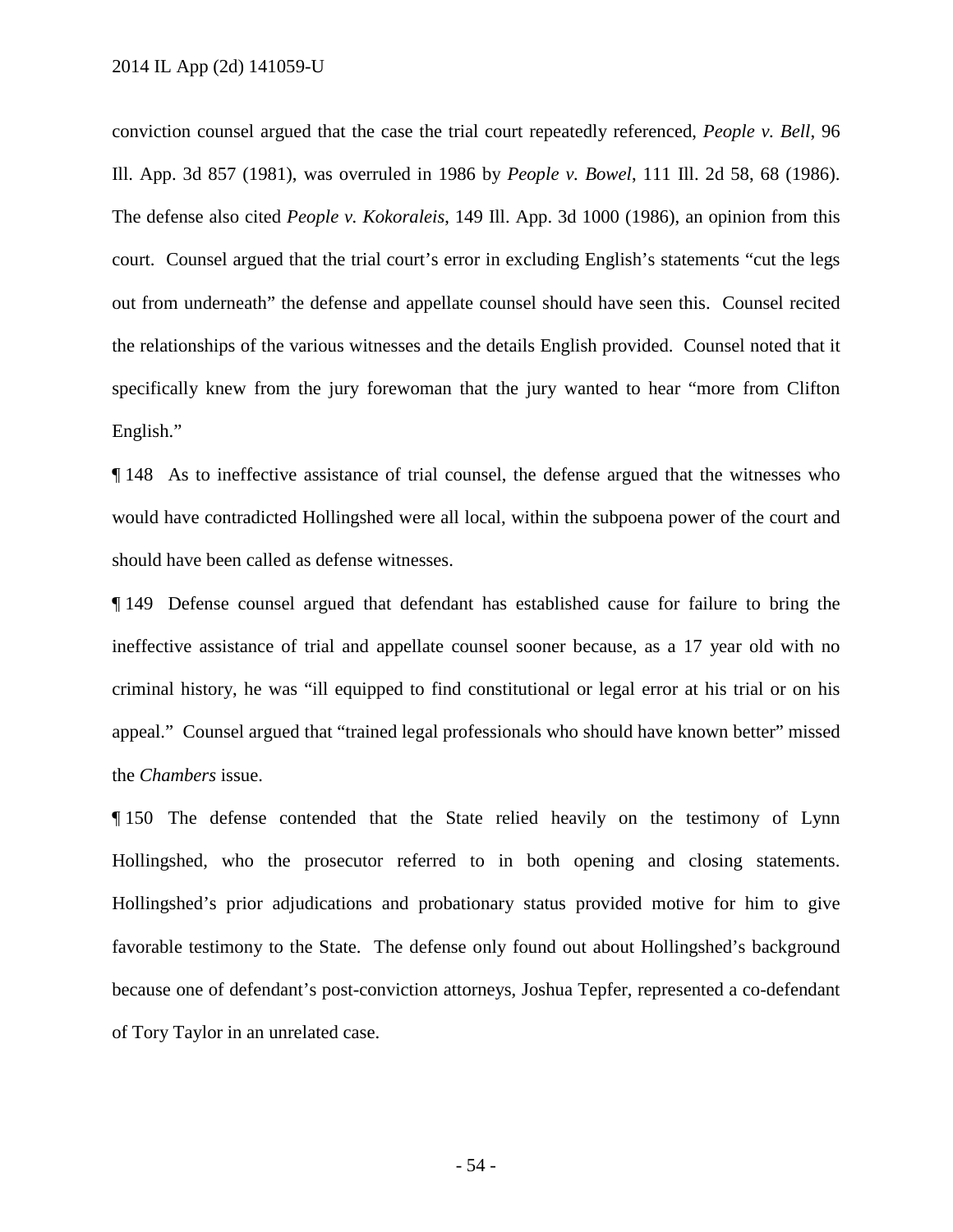conviction counsel argued that the case the trial court repeatedly referenced, *People v. Bell*, 96 Ill. App. 3d 857 (1981), was overruled in 1986 by *People v. Bowel*, 111 Ill. 2d 58, 68 (1986). The defense also cited *People v. Kokoraleis*, 149 Ill. App. 3d 1000 (1986), an opinion from this court. Counsel argued that the trial court's error in excluding English's statements "cut the legs out from underneath" the defense and appellate counsel should have seen this. Counsel recited the relationships of the various witnesses and the details English provided. Counsel noted that it specifically knew from the jury forewoman that the jury wanted to hear "more from Clifton English."

¶ 148 As to ineffective assistance of trial counsel, the defense argued that the witnesses who would have contradicted Hollingshed were all local, within the subpoena power of the court and should have been called as defense witnesses.

¶ 149 Defense counsel argued that defendant has established cause for failure to bring the ineffective assistance of trial and appellate counsel sooner because, as a 17 year old with no criminal history, he was "ill equipped to find constitutional or legal error at his trial or on his appeal." Counsel argued that "trained legal professionals who should have known better" missed the *Chambers* issue.

¶ 150 The defense contended that the State relied heavily on the testimony of Lynn Hollingshed, who the prosecutor referred to in both opening and closing statements. Hollingshed's prior adjudications and probationary status provided motive for him to give favorable testimony to the State. The defense only found out about Hollingshed's background because one of defendant's post-conviction attorneys, Joshua Tepfer, represented a co-defendant of Tory Taylor in an unrelated case.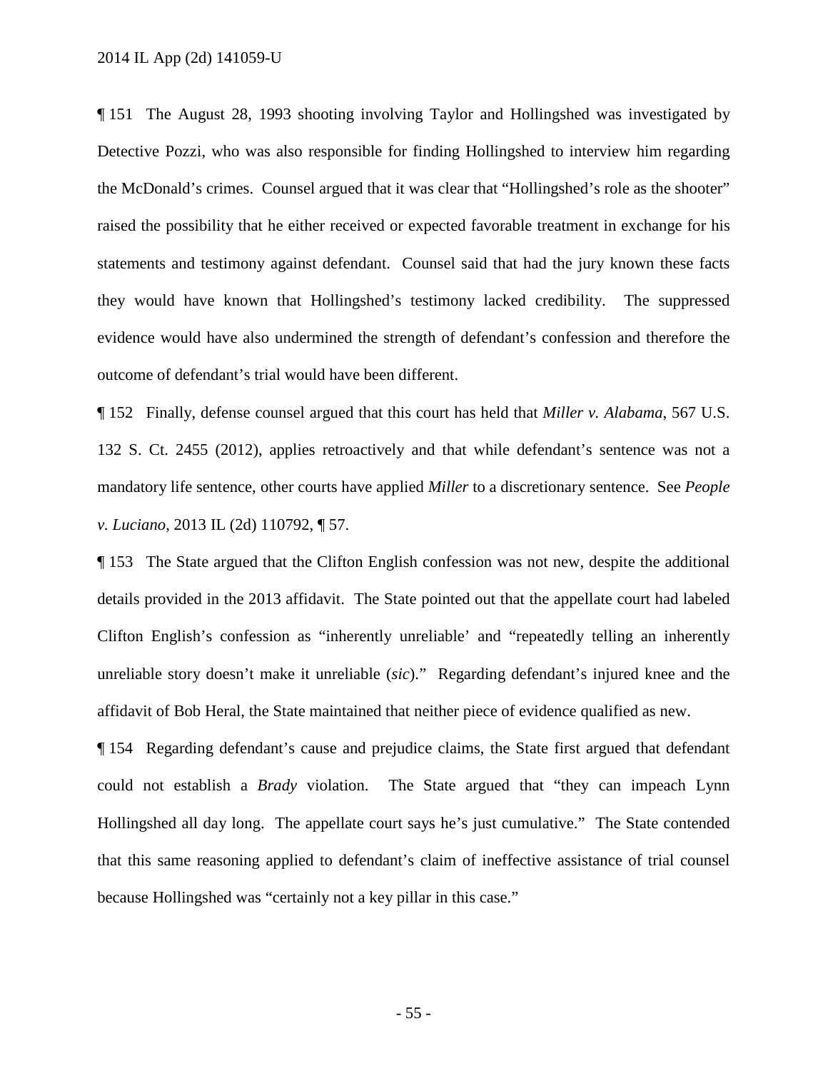¶ 151 The August 28, 1993 shooting involving Taylor and Hollingshed was investigated by Detective Pozzi, who was also responsible for finding Hollingshed to interview him regarding the McDonald's crimes. Counsel argued that it was clear that "Hollingshed's role as the shooter" raised the possibility that he either received or expected favorable treatment in exchange for his statements and testimony against defendant. Counsel said that had the jury known these facts they would have known that Hollingshed's testimony lacked credibility. The suppressed evidence would have also undermined the strength of defendant's confession and therefore the outcome of defendant's trial would have been different.

¶ 152 Finally, defense counsel argued that this court has held that *Miller v. Alabama*, 567 U.S. 132 S. Ct. 2455 (2012), applies retroactively and that while defendant's sentence was not a mandatory life sentence, other courts have applied *Miller* to a discretionary sentence. See *People v. Luciano*, 2013 IL (2d) 110792, ¶ 57.

¶ 153 The State argued that the Clifton English confession was not new, despite the additional details provided in the 2013 affidavit. The State pointed out that the appellate court had labeled Clifton English's confession as "inherently unreliable' and "repeatedly telling an inherently unreliable story doesn't make it unreliable (*sic*)." Regarding defendant's injured knee and the affidavit of Bob Heral, the State maintained that neither piece of evidence qualified as new.

¶ 154 Regarding defendant's cause and prejudice claims, the State first argued that defendant could not establish a *Brady* violation. The State argued that "they can impeach Lynn Hollingshed all day long. The appellate court says he's just cumulative." The State contended that this same reasoning applied to defendant's claim of ineffective assistance of trial counsel because Hollingshed was "certainly not a key pillar in this case."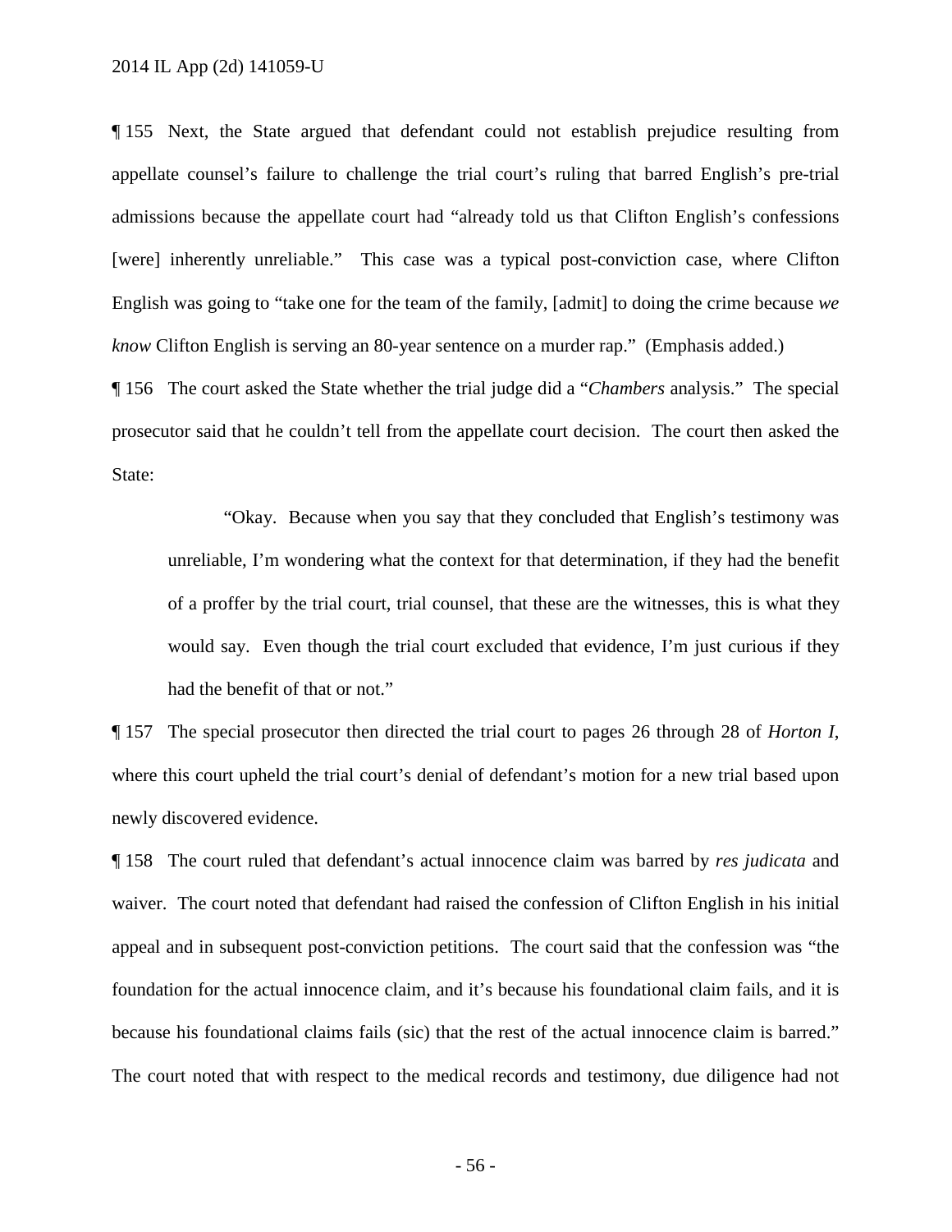¶ 155 Next, the State argued that defendant could not establish prejudice resulting from appellate counsel's failure to challenge the trial court's ruling that barred English's pre-trial admissions because the appellate court had "already told us that Clifton English's confessions [were] inherently unreliable." This case was a typical post-conviction case, where Clifton English was going to "take one for the team of the family, [admit] to doing the crime because *we know* Clifton English is serving an 80-year sentence on a murder rap." (Emphasis added.)

¶ 156 The court asked the State whether the trial judge did a "*Chambers* analysis." The special prosecutor said that he couldn't tell from the appellate court decision. The court then asked the State:

> "Okay. Because when you say that they concluded that English's testimony was unreliable, I'm wondering what the context for that determination, if they had the benefit of a proffer by the trial court, trial counsel, that these are the witnesses, this is what they would say. Even though the trial court excluded that evidence, I'm just curious if they had the benefit of that or not."

¶ 157 The special prosecutor then directed the trial court to pages 26 through 28 of *Horton I*, where this court upheld the trial court's denial of defendant's motion for a new trial based upon newly discovered evidence.

¶ 158 The court ruled that defendant's actual innocence claim was barred by *res judicata* and waiver. The court noted that defendant had raised the confession of Clifton English in his initial appeal and in subsequent post-conviction petitions. The court said that the confession was "the foundation for the actual innocence claim, and it's because his foundational claim fails, and it is because his foundational claims fails (sic) that the rest of the actual innocence claim is barred." The court noted that with respect to the medical records and testimony, due diligence had not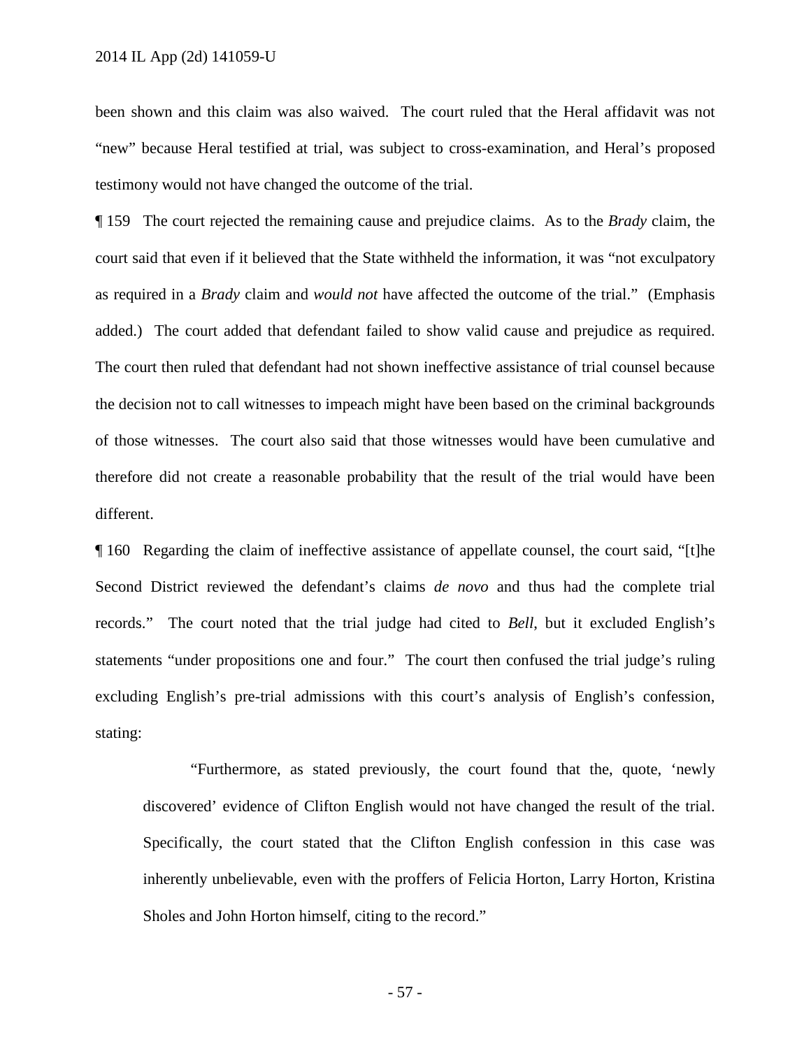been shown and this claim was also waived. The court ruled that the Heral affidavit was not "new" because Heral testified at trial, was subject to cross-examination, and Heral's proposed testimony would not have changed the outcome of the trial.

¶ 159 The court rejected the remaining cause and prejudice claims. As to the *Brady* claim, the court said that even if it believed that the State withheld the information, it was "not exculpatory as required in a *Brady* claim and *would not* have affected the outcome of the trial." (Emphasis added.) The court added that defendant failed to show valid cause and prejudice as required. The court then ruled that defendant had not shown ineffective assistance of trial counsel because the decision not to call witnesses to impeach might have been based on the criminal backgrounds of those witnesses. The court also said that those witnesses would have been cumulative and therefore did not create a reasonable probability that the result of the trial would have been different.

¶ 160 Regarding the claim of ineffective assistance of appellate counsel, the court said, "[t]he Second District reviewed the defendant's claims *de novo* and thus had the complete trial records." The court noted that the trial judge had cited to *Bell*, but it excluded English's statements "under propositions one and four." The court then confused the trial judge's ruling excluding English's pre-trial admissions with this court's analysis of English's confession, stating:

> "Furthermore, as stated previously, the court found that the, quote, 'newly discovered' evidence of Clifton English would not have changed the result of the trial. Specifically, the court stated that the Clifton English confession in this case was inherently unbelievable, even with the proffers of Felicia Horton, Larry Horton, Kristina Sholes and John Horton himself, citing to the record."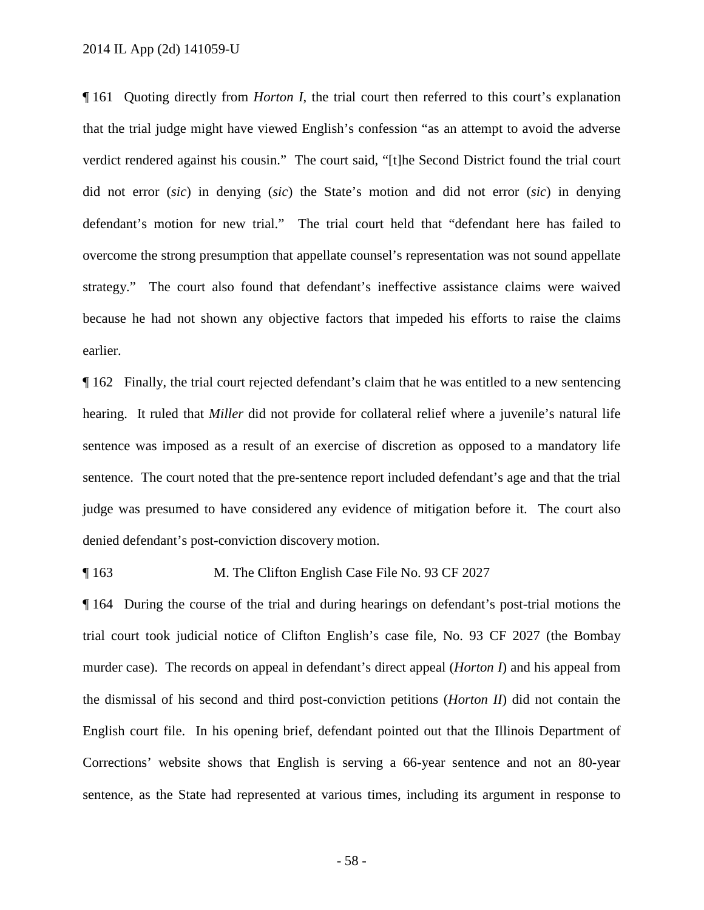¶ 161 Quoting directly from *Horton I*, the trial court then referred to this court's explanation that the trial judge might have viewed English's confession "as an attempt to avoid the adverse verdict rendered against his cousin." The court said, "[t]he Second District found the trial court did not error (*sic*) in denying (*sic*) the State's motion and did not error (*sic*) in denying defendant's motion for new trial." The trial court held that "defendant here has failed to overcome the strong presumption that appellate counsel's representation was not sound appellate strategy." The court also found that defendant's ineffective assistance claims were waived because he had not shown any objective factors that impeded his efforts to raise the claims earlier.

¶ 162 Finally, the trial court rejected defendant's claim that he was entitled to a new sentencing hearing. It ruled that *Miller* did not provide for collateral relief where a juvenile's natural life sentence was imposed as a result of an exercise of discretion as opposed to a mandatory life sentence. The court noted that the pre-sentence report included defendant's age and that the trial judge was presumed to have considered any evidence of mitigation before it. The court also denied defendant's post-conviction discovery motion.

¶ 163 M. The Clifton English Case File No. 93 CF 2027

¶ 164 During the course of the trial and during hearings on defendant's post-trial motions the trial court took judicial notice of Clifton English's case file, No. 93 CF 2027 (the Bombay murder case). The records on appeal in defendant's direct appeal (*Horton I*) and his appeal from the dismissal of his second and third post-conviction petitions (*Horton II*) did not contain the English court file. In his opening brief, defendant pointed out that the Illinois Department of Corrections' website shows that English is serving a 66-year sentence and not an 80-year sentence, as the State had represented at various times, including its argument in response to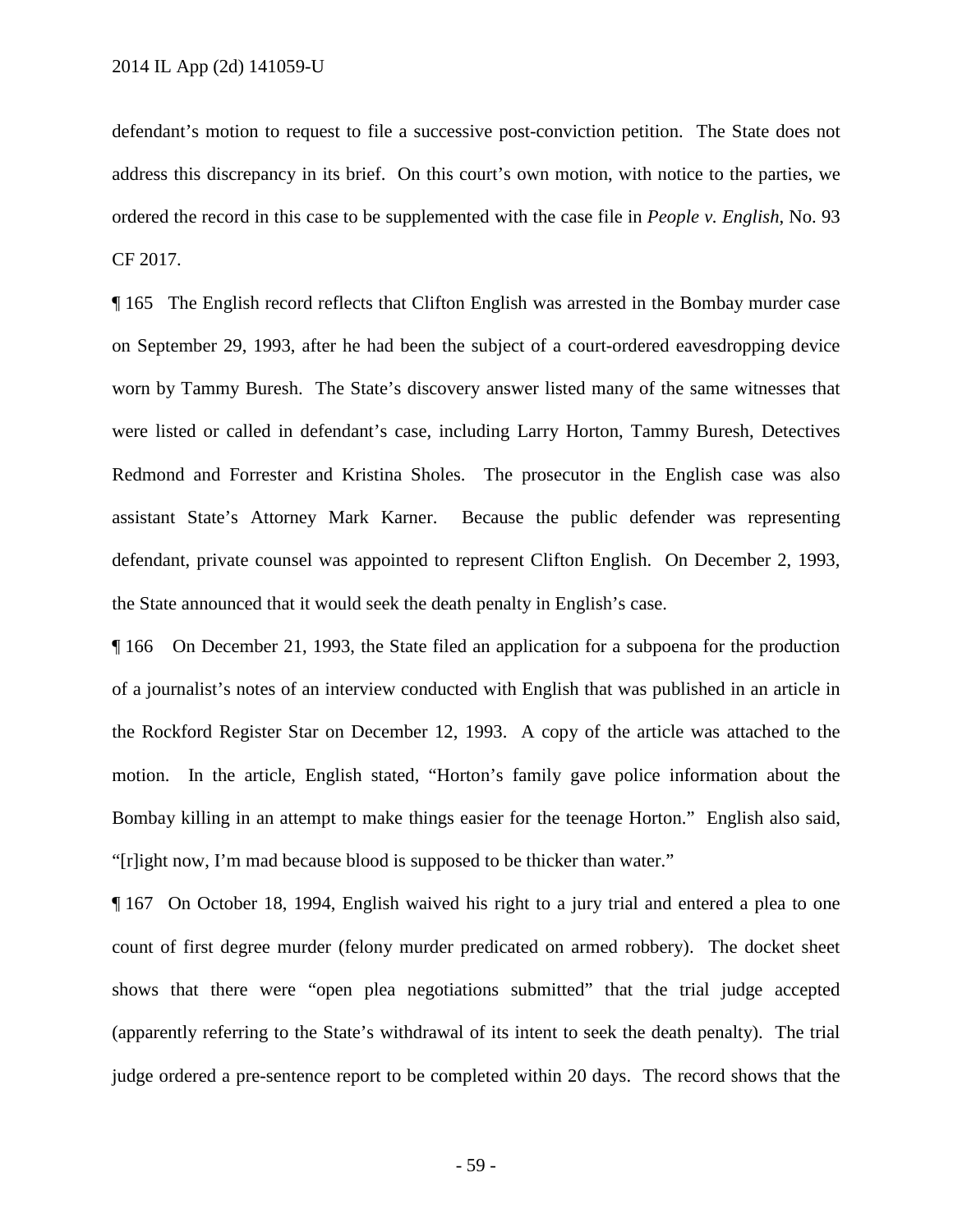defendant's motion to request to file a successive post-conviction petition. The State does not address this discrepancy in its brief. On this court's own motion, with notice to the parties, we ordered the record in this case to be supplemented with the case file in *People v. English*, No. 93 CF 2017.

¶ 165 The English record reflects that Clifton English was arrested in the Bombay murder case on September 29, 1993, after he had been the subject of a court-ordered eavesdropping device worn by Tammy Buresh. The State's discovery answer listed many of the same witnesses that were listed or called in defendant's case, including Larry Horton, Tammy Buresh, Detectives Redmond and Forrester and Kristina Sholes. The prosecutor in the English case was also assistant State's Attorney Mark Karner. Because the public defender was representing defendant, private counsel was appointed to represent Clifton English. On December 2, 1993, the State announced that it would seek the death penalty in English's case.

¶ 166 On December 21, 1993, the State filed an application for a subpoena for the production of a journalist's notes of an interview conducted with English that was published in an article in the Rockford Register Star on December 12, 1993. A copy of the article was attached to the motion. In the article, English stated, "Horton's family gave police information about the Bombay killing in an attempt to make things easier for the teenage Horton." English also said, "[r]ight now, I'm mad because blood is supposed to be thicker than water."

¶ 167 On October 18, 1994, English waived his right to a jury trial and entered a plea to one count of first degree murder (felony murder predicated on armed robbery). The docket sheet shows that there were "open plea negotiations submitted" that the trial judge accepted (apparently referring to the State's withdrawal of its intent to seek the death penalty). The trial judge ordered a pre-sentence report to be completed within 20 days. The record shows that the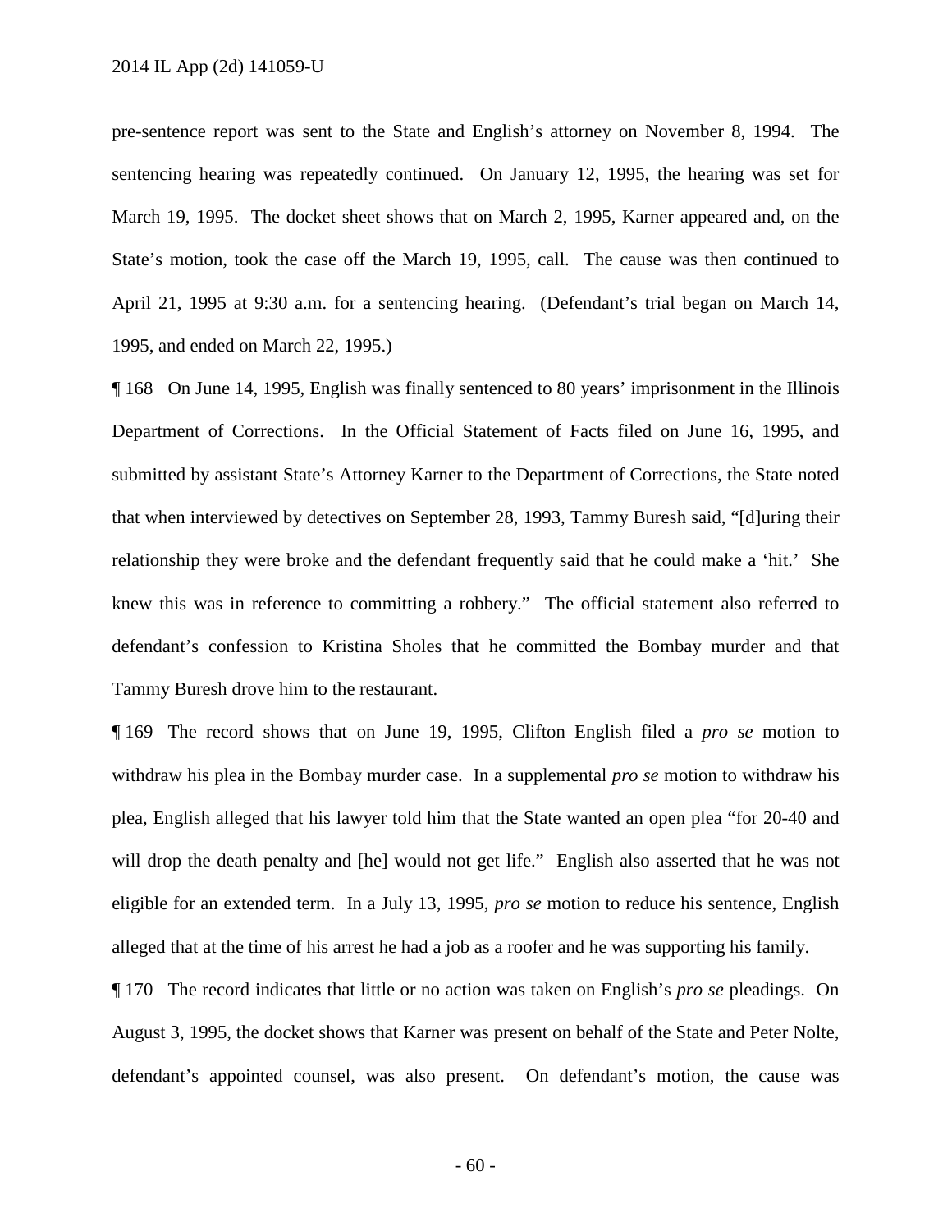pre-sentence report was sent to the State and English's attorney on November 8, 1994. The sentencing hearing was repeatedly continued. On January 12, 1995, the hearing was set for March 19, 1995. The docket sheet shows that on March 2, 1995, Karner appeared and, on the State's motion, took the case off the March 19, 1995, call. The cause was then continued to April 21, 1995 at 9:30 a.m. for a sentencing hearing. (Defendant's trial began on March 14, 1995, and ended on March 22, 1995.)

¶ 168 On June 14, 1995, English was finally sentenced to 80 years' imprisonment in the Illinois Department of Corrections. In the Official Statement of Facts filed on June 16, 1995, and submitted by assistant State's Attorney Karner to the Department of Corrections, the State noted that when interviewed by detectives on September 28, 1993, Tammy Buresh said, "[d]uring their relationship they were broke and the defendant frequently said that he could make a 'hit.' She knew this was in reference to committing a robbery." The official statement also referred to defendant's confession to Kristina Sholes that he committed the Bombay murder and that Tammy Buresh drove him to the restaurant.

¶ 169 The record shows that on June 19, 1995, Clifton English filed a *pro se* motion to withdraw his plea in the Bombay murder case. In a supplemental *pro se* motion to withdraw his plea, English alleged that his lawyer told him that the State wanted an open plea "for 20-40 and will drop the death penalty and [he] would not get life." English also asserted that he was not eligible for an extended term. In a July 13, 1995, *pro se* motion to reduce his sentence, English alleged that at the time of his arrest he had a job as a roofer and he was supporting his family.

¶ 170 The record indicates that little or no action was taken on English's *pro se* pleadings. On August 3, 1995, the docket shows that Karner was present on behalf of the State and Peter Nolte, defendant's appointed counsel, was also present. On defendant's motion, the cause was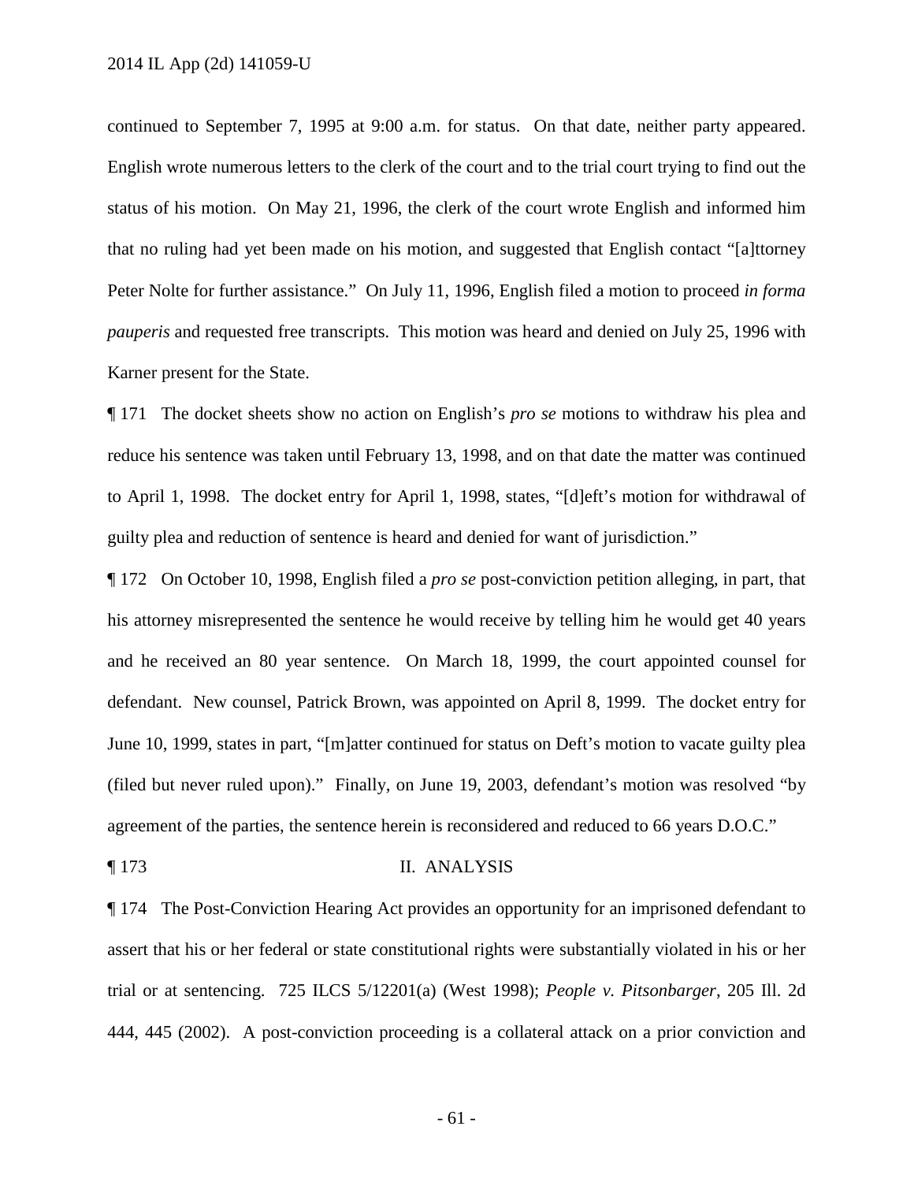continued to September 7, 1995 at 9:00 a.m. for status. On that date, neither party appeared. English wrote numerous letters to the clerk of the court and to the trial court trying to find out the status of his motion. On May 21, 1996, the clerk of the court wrote English and informed him that no ruling had yet been made on his motion, and suggested that English contact "[a]ttorney Peter Nolte for further assistance." On July 11, 1996, English filed a motion to proceed *in forma pauperis* and requested free transcripts. This motion was heard and denied on July 25, 1996 with Karner present for the State.

¶ 171 The docket sheets show no action on English's *pro se* motions to withdraw his plea and reduce his sentence was taken until February 13, 1998, and on that date the matter was continued to April 1, 1998. The docket entry for April 1, 1998, states, "[d]eft's motion for withdrawal of guilty plea and reduction of sentence is heard and denied for want of jurisdiction."

¶ 172 On October 10, 1998, English filed a *pro se* post-conviction petition alleging, in part, that his attorney misrepresented the sentence he would receive by telling him he would get 40 years and he received an 80 year sentence. On March 18, 1999, the court appointed counsel for defendant. New counsel, Patrick Brown, was appointed on April 8, 1999. The docket entry for June 10, 1999, states in part, "[m]atter continued for status on Deft's motion to vacate guilty plea (filed but never ruled upon)." Finally, on June 19, 2003, defendant's motion was resolved "by agreement of the parties, the sentence herein is reconsidered and reduced to 66 years D.O.C."

## ¶ 173 II. ANALYSIS

¶ 174 The Post-Conviction Hearing Act provides an opportunity for an imprisoned defendant to assert that his or her federal or state constitutional rights were substantially violated in his or her trial or at sentencing. 725 ILCS 5/12201(a) (West 1998); *People v. Pitsonbarger*, 205 Ill. 2d 444, 445 (2002). A post-conviction proceeding is a collateral attack on a prior conviction and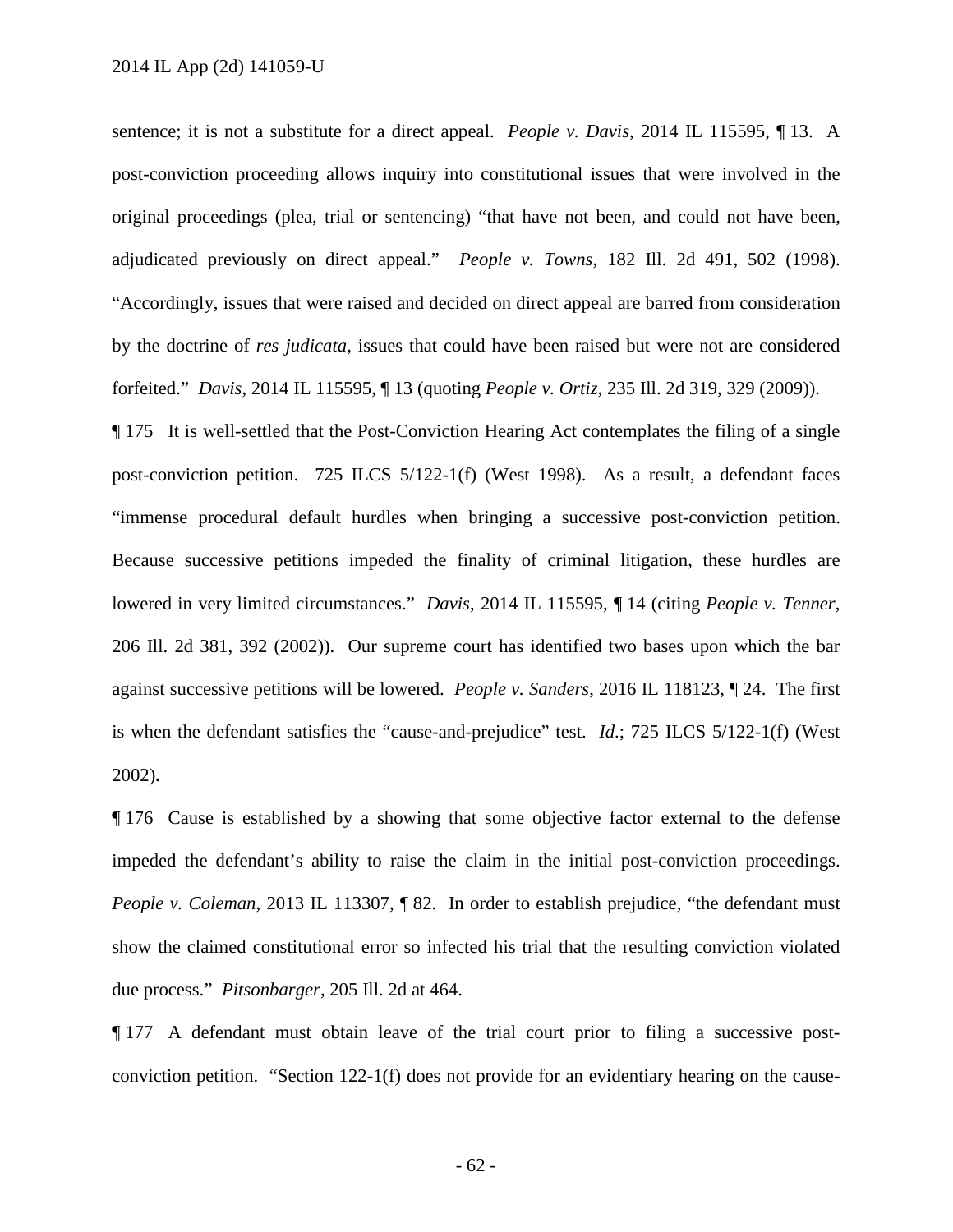sentence; it is not a substitute for a direct appeal. *People v. Davis*, 2014 IL 115595, ¶ 13. A post-conviction proceeding allows inquiry into constitutional issues that were involved in the original proceedings (plea, trial or sentencing) "that have not been, and could not have been, adjudicated previously on direct appeal." *People v. Towns*, 182 Ill. 2d 491, 502 (1998). "Accordingly, issues that were raised and decided on direct appeal are barred from consideration by the doctrine of *res judicata*, issues that could have been raised but were not are considered forfeited." *Davis*, 2014 IL 115595, ¶ 13 (quoting *People v. Ortiz*, 235 Ill. 2d 319, 329 (2009)).

¶ 175 It is well-settled that the Post-Conviction Hearing Act contemplates the filing of a single post-conviction petition. 725 ILCS 5/122-1(f) (West 1998). As a result, a defendant faces "immense procedural default hurdles when bringing a successive post-conviction petition. Because successive petitions impeded the finality of criminal litigation, these hurdles are lowered in very limited circumstances." *Davis*, 2014 IL 115595, ¶ 14 (citing *People v. Tenner*, 206 Ill. 2d 381, 392 (2002)). Our supreme court has identified two bases upon which the bar against successive petitions will be lowered. *People v. Sanders*, 2016 IL 118123, ¶ 24. The first is when the defendant satisfies the "cause-and-prejudice" test. *Id*.; 725 ILCS 5/122-1(f) (West 2002)**.**

¶ 176 Cause is established by a showing that some objective factor external to the defense impeded the defendant's ability to raise the claim in the initial post-conviction proceedings. *People v. Coleman*, 2013 IL 113307, ¶ 82. In order to establish prejudice, "the defendant must show the claimed constitutional error so infected his trial that the resulting conviction violated due process." *Pitsonbarger*, 205 Ill. 2d at 464.

¶ 177 A defendant must obtain leave of the trial court prior to filing a successive post-conviction petition. "Section 122-1(f) does not provide for an evidentiary hearing on the cause-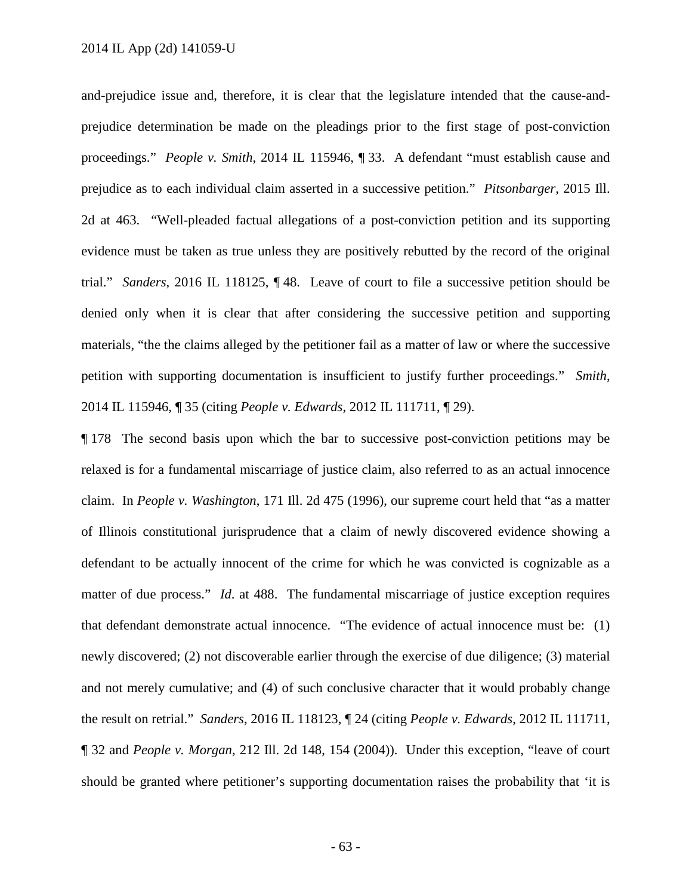and-prejudice issue and, therefore, it is clear that the legislature intended that the cause-and-prejudice determination be made on the pleadings prior to the first stage of post-conviction proceedings." *People v. Smith*, 2014 IL 115946, ¶ 33. A defendant "must establish cause and prejudice as to each individual claim asserted in a successive petition." *Pitsonbarger*, 2015 Ill. 2d at 463. "Well-pleaded factual allegations of a post-conviction petition and its supporting evidence must be taken as true unless they are positively rebutted by the record of the original trial." *Sanders*, 2016 IL 118125, ¶ 48. Leave of court to file a successive petition should be denied only when it is clear that after considering the successive petition and supporting materials, "the the claims alleged by the petitioner fail as a matter of law or where the successive petition with supporting documentation is insufficient to justify further proceedings." *Smith*, 2014 IL 115946, ¶ 35 (citing *People v. Edwards*, 2012 IL 111711, ¶ 29).

¶ 178 The second basis upon which the bar to successive post-conviction petitions may be relaxed is for a fundamental miscarriage of justice claim, also referred to as an actual innocence claim. In *People v. Washington*, 171 Ill. 2d 475 (1996), our supreme court held that "as a matter of Illinois constitutional jurisprudence that a claim of newly discovered evidence showing a defendant to be actually innocent of the crime for which he was convicted is cognizable as a matter of due process." *Id*. at 488. The fundamental miscarriage of justice exception requires that defendant demonstrate actual innocence. "The evidence of actual innocence must be: (1) newly discovered; (2) not discoverable earlier through the exercise of due diligence; (3) material and not merely cumulative; and (4) of such conclusive character that it would probably change the result on retrial." *Sanders*, 2016 IL 118123, ¶ 24 (citing *People v. Edwards*, 2012 IL 111711, ¶ 32 and *People v. Morgan*, 212 Ill. 2d 148, 154 (2004)). Under this exception, "leave of court should be granted where petitioner's supporting documentation raises the probability that 'it is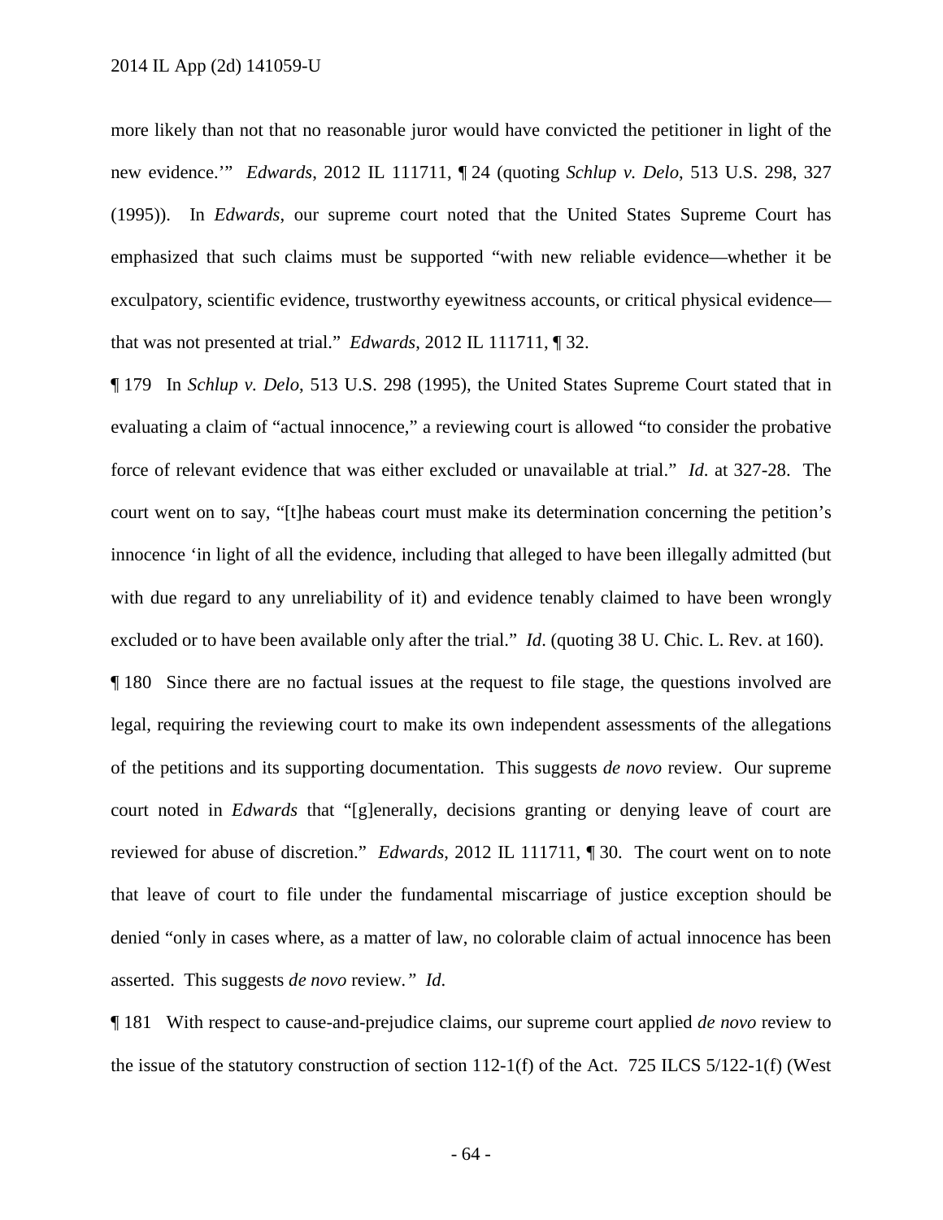more likely than not that no reasonable juror would have convicted the petitioner in light of the new evidence.'" *Edwards*, 2012 IL 111711, ¶ 24 (quoting *Schlup v. Delo*, 513 U.S. 298, 327 (1995)). In *Edwards*, our supreme court noted that the United States Supreme Court has emphasized that such claims must be supported "with new reliable evidence—whether it be exculpatory, scientific evidence, trustworthy eyewitness accounts, or critical physical evidence—that was not presented at trial." *Edwards*, 2012 IL 111711, ¶ 32.

¶ 179 In *Schlup v. Delo*, 513 U.S. 298 (1995), the United States Supreme Court stated that in evaluating a claim of "actual innocence," a reviewing court is allowed "to consider the probative force of relevant evidence that was either excluded or unavailable at trial." *Id*. at 327-28. The court went on to say, "[t]he habeas court must make its determination concerning the petition's innocence 'in light of all the evidence, including that alleged to have been illegally admitted (but with due regard to any unreliability of it) and evidence tenably claimed to have been wrongly excluded or to have been available only after the trial." *Id*. (quoting 38 U. Chic. L. Rev. at 160).

¶ 180 Since there are no factual issues at the request to file stage, the questions involved are legal, requiring the reviewing court to make its own independent assessments of the allegations of the petitions and its supporting documentation. This suggests *de novo* review. Our supreme court noted in *Edwards* that "[g]enerally, decisions granting or denying leave of court are reviewed for abuse of discretion." *Edwards*, 2012 IL 111711, ¶ 30. The court went on to note that leave of court to file under the fundamental miscarriage of justice exception should be denied "only in cases where, as a matter of law, no colorable claim of actual innocence has been asserted. This suggests *de novo* review.*"* *Id*.

¶ 181 With respect to cause-and-prejudice claims, our supreme court applied *de novo* review to the issue of the statutory construction of section 112-1(f) of the Act. 725 ILCS 5/122-1(f) (West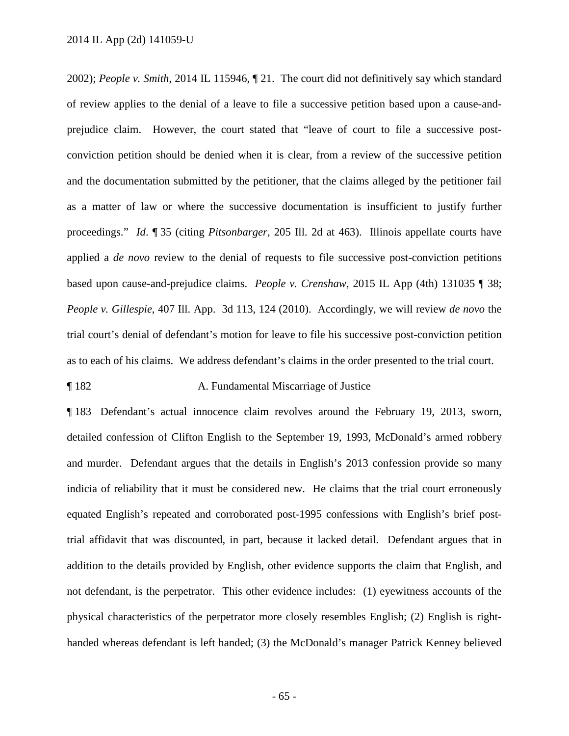2002); *People v. Smith*, 2014 IL 115946, ¶ 21. The court did not definitively say which standard of review applies to the denial of a leave to file a successive petition based upon a cause-and-prejudice claim. However, the court stated that "leave of court to file a successive post-conviction petition should be denied when it is clear, from a review of the successive petition and the documentation submitted by the petitioner, that the claims alleged by the petitioner fail as a matter of law or where the successive documentation is insufficient to justify further proceedings." *Id*. ¶ 35 (citing *Pitsonbarger*, 205 Ill. 2d at 463). Illinois appellate courts have applied a *de novo* review to the denial of requests to file successive post-conviction petitions based upon cause-and-prejudice claims. *People v. Crenshaw*, 2015 IL App (4th) 131035 ¶ 38; *People v. Gillespie*, 407 Ill. App. 3d 113, 124 (2010). Accordingly, we will review *de novo* the trial court's denial of defendant's motion for leave to file his successive post-conviction petition as to each of his claims. We address defendant's claims in the order presented to the trial court.

¶ 182 A. Fundamental Miscarriage of Justice

¶ 183 Defendant's actual innocence claim revolves around the February 19, 2013, sworn, detailed confession of Clifton English to the September 19, 1993, McDonald's armed robbery and murder. Defendant argues that the details in English's 2013 confession provide so many indicia of reliability that it must be considered new. He claims that the trial court erroneously equated English's repeated and corroborated post-1995 confessions with English's brief post-trial affidavit that was discounted, in part, because it lacked detail. Defendant argues that in addition to the details provided by English, other evidence supports the claim that English, and not defendant, is the perpetrator. This other evidence includes: (1) eyewitness accounts of the physical characteristics of the perpetrator more closely resembles English; (2) English is right-handed whereas defendant is left handed; (3) the McDonald's manager Patrick Kenney believed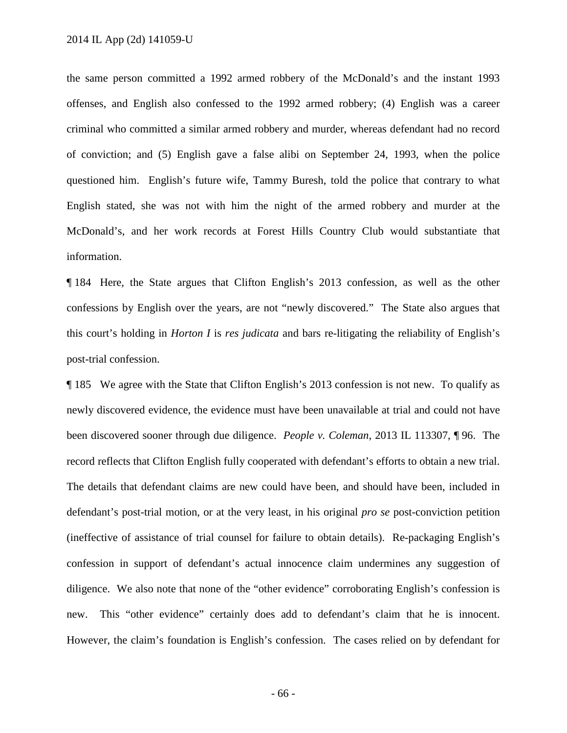the same person committed a 1992 armed robbery of the McDonald's and the instant 1993 offenses, and English also confessed to the 1992 armed robbery; (4) English was a career criminal who committed a similar armed robbery and murder, whereas defendant had no record of conviction; and (5) English gave a false alibi on September 24, 1993, when the police questioned him. English's future wife, Tammy Buresh, told the police that contrary to what English stated, she was not with him the night of the armed robbery and murder at the McDonald's, and her work records at Forest Hills Country Club would substantiate that information.

¶ 184 Here, the State argues that Clifton English's 2013 confession, as well as the other confessions by English over the years, are not "newly discovered." The State also argues that this court's holding in *Horton I* is *res judicata* and bars re-litigating the reliability of English's post-trial confession.

¶ 185 We agree with the State that Clifton English's 2013 confession is not new. To qualify as newly discovered evidence, the evidence must have been unavailable at trial and could not have been discovered sooner through due diligence. *People v. Coleman*, 2013 IL 113307, ¶ 96. The record reflects that Clifton English fully cooperated with defendant's efforts to obtain a new trial. The details that defendant claims are new could have been, and should have been, included in defendant's post-trial motion, or at the very least, in his original *pro se* post-conviction petition (ineffective of assistance of trial counsel for failure to obtain details). Re-packaging English's confession in support of defendant's actual innocence claim undermines any suggestion of diligence. We also note that none of the "other evidence" corroborating English's confession is new. This "other evidence" certainly does add to defendant's claim that he is innocent. However, the claim's foundation is English's confession. The cases relied on by defendant for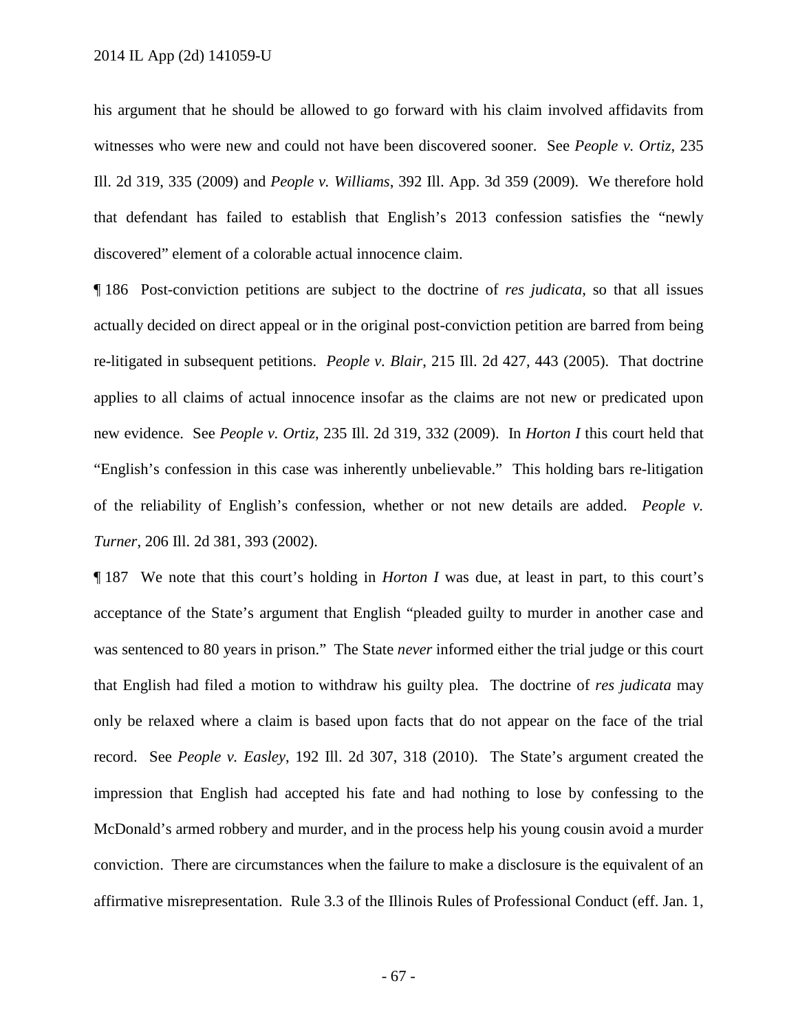his argument that he should be allowed to go forward with his claim involved affidavits from witnesses who were new and could not have been discovered sooner. See *People v. Ortiz*, 235 Ill. 2d 319, 335 (2009) and *People v. Williams*, 392 Ill. App. 3d 359 (2009). We therefore hold that defendant has failed to establish that English's 2013 confession satisfies the "newly discovered" element of a colorable actual innocence claim.

¶ 186 Post-conviction petitions are subject to the doctrine of *res judicata*, so that all issues actually decided on direct appeal or in the original post-conviction petition are barred from being re-litigated in subsequent petitions. *People v. Blair*, 215 Ill. 2d 427, 443 (2005). That doctrine applies to all claims of actual innocence insofar as the claims are not new or predicated upon new evidence. See *People v. Ortiz*, 235 Ill. 2d 319, 332 (2009). In *Horton I* this court held that "English's confession in this case was inherently unbelievable." This holding bars re-litigation of the reliability of English's confession, whether or not new details are added. *People v. Turner*, 206 Ill. 2d 381, 393 (2002).

¶ 187 We note that this court's holding in *Horton I* was due, at least in part, to this court's acceptance of the State's argument that English "pleaded guilty to murder in another case and was sentenced to 80 years in prison." The State *never* informed either the trial judge or this court that English had filed a motion to withdraw his guilty plea. The doctrine of *res judicata* may only be relaxed where a claim is based upon facts that do not appear on the face of the trial record. See *People v. Easley*, 192 Ill. 2d 307, 318 (2010). The State's argument created the impression that English had accepted his fate and had nothing to lose by confessing to the McDonald's armed robbery and murder, and in the process help his young cousin avoid a murder conviction. There are circumstances when the failure to make a disclosure is the equivalent of an affirmative misrepresentation. Rule 3.3 of the Illinois Rules of Professional Conduct (eff. Jan. 1,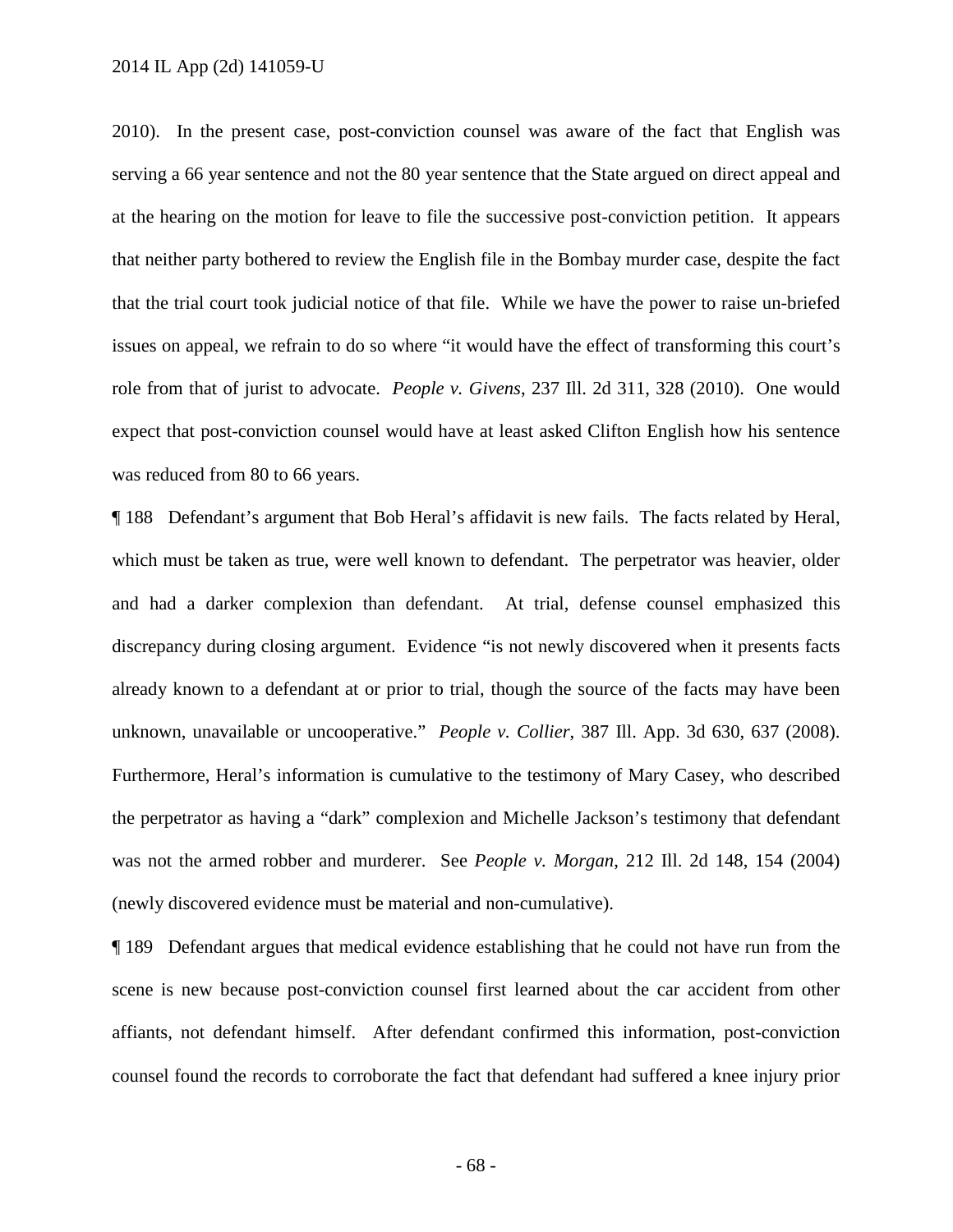2010). In the present case, post-conviction counsel was aware of the fact that English was serving a 66 year sentence and not the 80 year sentence that the State argued on direct appeal and at the hearing on the motion for leave to file the successive post-conviction petition. It appears that neither party bothered to review the English file in the Bombay murder case, despite the fact that the trial court took judicial notice of that file. While we have the power to raise un-briefed issues on appeal, we refrain to do so where "it would have the effect of transforming this court's role from that of jurist to advocate. *People v. Givens*, 237 Ill. 2d 311, 328 (2010). One would expect that post-conviction counsel would have at least asked Clifton English how his sentence was reduced from 80 to 66 years.

¶ 188 Defendant's argument that Bob Heral's affidavit is new fails. The facts related by Heral, which must be taken as true, were well known to defendant. The perpetrator was heavier, older and had a darker complexion than defendant. At trial, defense counsel emphasized this discrepancy during closing argument. Evidence "is not newly discovered when it presents facts already known to a defendant at or prior to trial, though the source of the facts may have been unknown, unavailable or uncooperative." *People v. Collier*, 387 Ill. App. 3d 630, 637 (2008). Furthermore, Heral's information is cumulative to the testimony of Mary Casey, who described the perpetrator as having a "dark" complexion and Michelle Jackson's testimony that defendant was not the armed robber and murderer. See *People v. Morgan*, 212 Ill. 2d 148, 154 (2004) (newly discovered evidence must be material and non-cumulative).

¶ 189 Defendant argues that medical evidence establishing that he could not have run from the scene is new because post-conviction counsel first learned about the car accident from other affiants, not defendant himself. After defendant confirmed this information, post-conviction counsel found the records to corroborate the fact that defendant had suffered a knee injury prior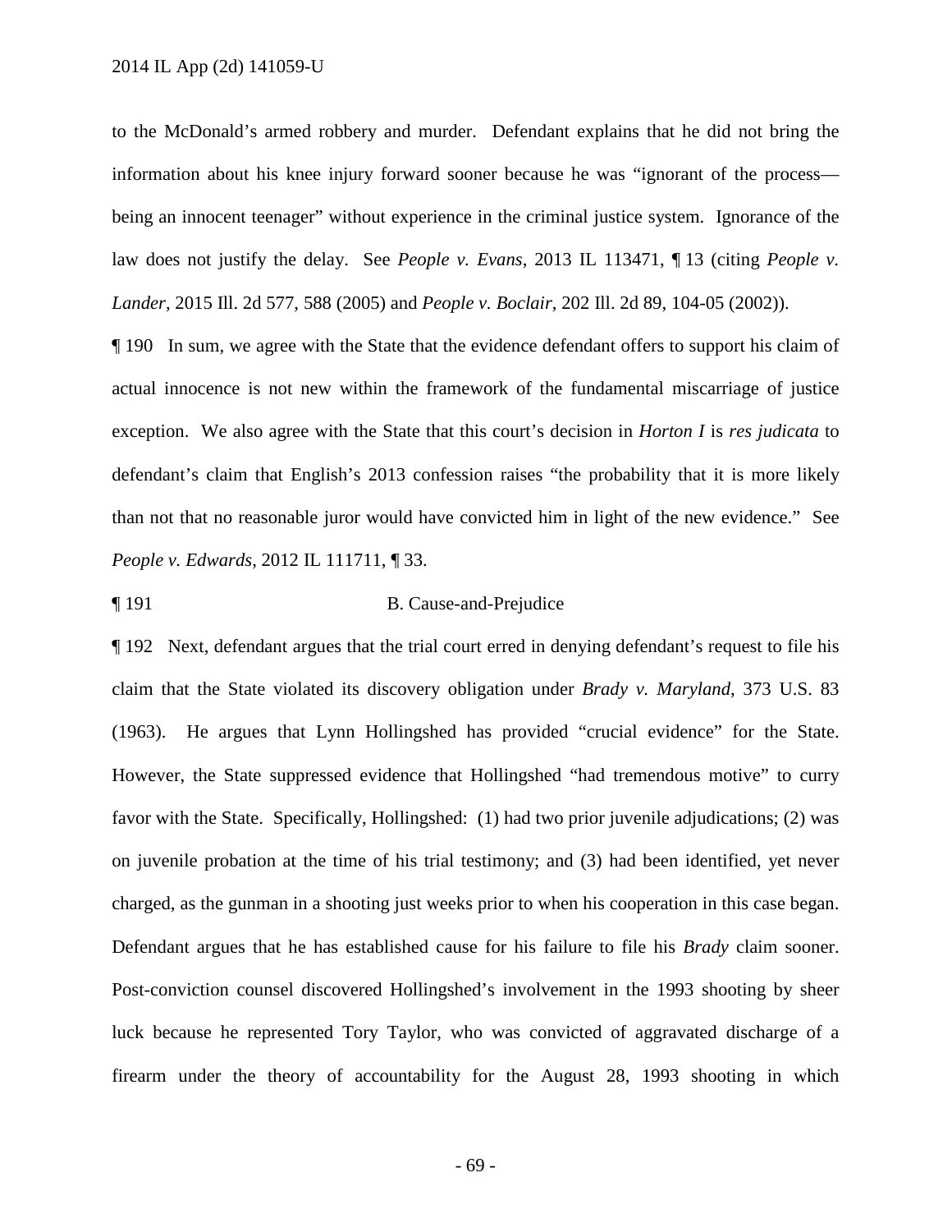to the McDonald's armed robbery and murder. Defendant explains that he did not bring the information about his knee injury forward sooner because he was "ignorant of the process—being an innocent teenager" without experience in the criminal justice system. Ignorance of the law does not justify the delay. See *People v. Evans*, 2013 IL 113471, ¶ 13 (citing *People v. Lander*, 2015 Ill. 2d 577, 588 (2005) and *People v. Boclair*, 202 Ill. 2d 89, 104-05 (2002)).

¶ 190 In sum, we agree with the State that the evidence defendant offers to support his claim of actual innocence is not new within the framework of the fundamental miscarriage of justice exception. We also agree with the State that this court's decision in *Horton I* is *res judicata* to defendant's claim that English's 2013 confession raises "the probability that it is more likely than not that no reasonable juror would have convicted him in light of the new evidence." See *People v. Edwards*, 2012 IL 111711, ¶ 33.

¶ 191 B. Cause-and-Prejudice

¶ 192 Next, defendant argues that the trial court erred in denying defendant's request to file his claim that the State violated its discovery obligation under *Brady v. Maryland*, 373 U.S. 83 (1963). He argues that Lynn Hollingshed has provided "crucial evidence" for the State. However, the State suppressed evidence that Hollingshed "had tremendous motive" to curry favor with the State. Specifically, Hollingshed: (1) had two prior juvenile adjudications; (2) was on juvenile probation at the time of his trial testimony; and (3) had been identified, yet never charged, as the gunman in a shooting just weeks prior to when his cooperation in this case began. Defendant argues that he has established cause for his failure to file his *Brady* claim sooner. Post-conviction counsel discovered Hollingshed's involvement in the 1993 shooting by sheer luck because he represented Tory Taylor, who was convicted of aggravated discharge of a firearm under the theory of accountability for the August 28, 1993 shooting in which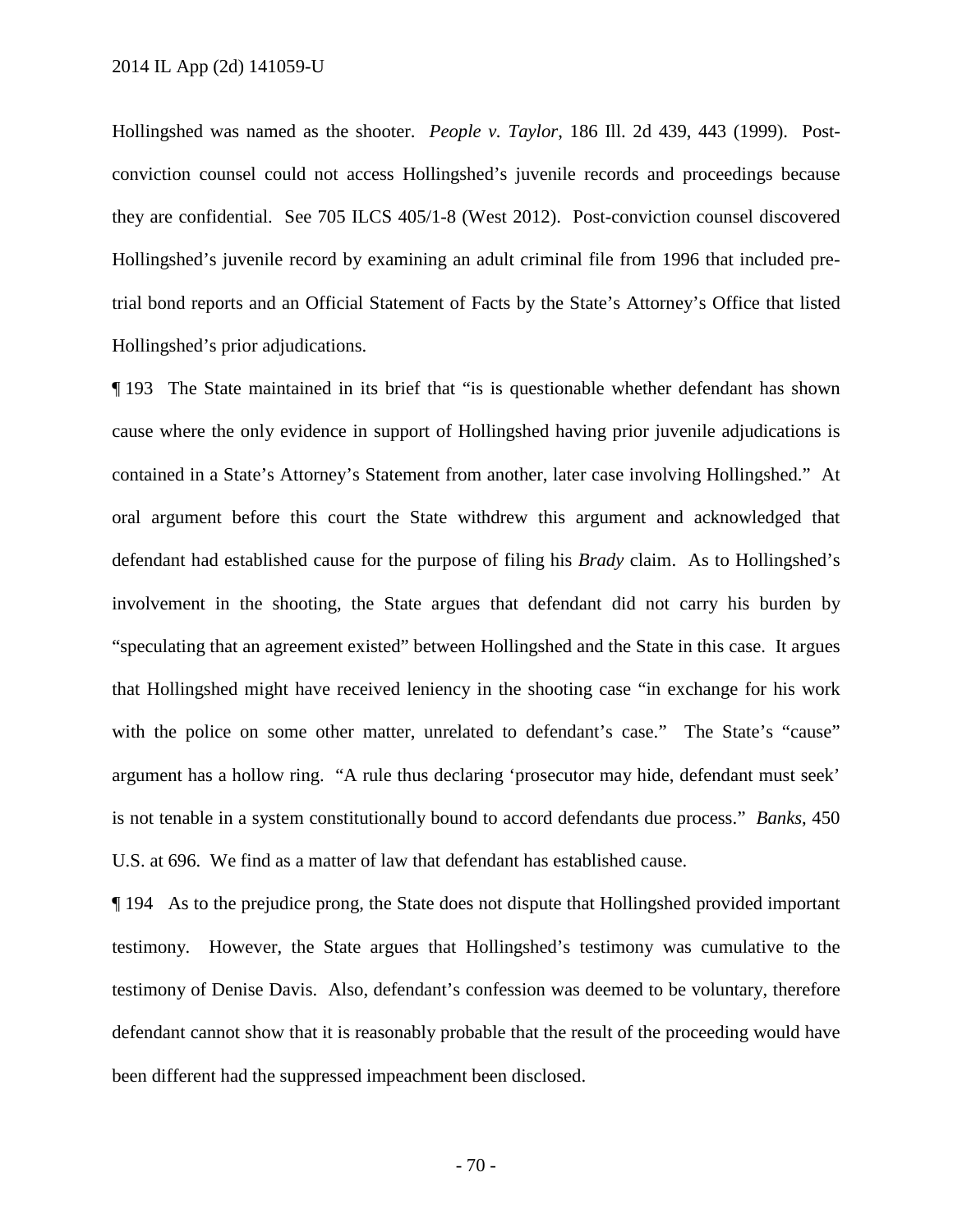Hollingshed was named as the shooter. *People v. Taylor*, 186 Ill. 2d 439, 443 (1999). Post-conviction counsel could not access Hollingshed's juvenile records and proceedings because they are confidential. See 705 ILCS 405/1-8 (West 2012). Post-conviction counsel discovered Hollingshed's juvenile record by examining an adult criminal file from 1996 that included pre-trial bond reports and an Official Statement of Facts by the State's Attorney's Office that listed Hollingshed's prior adjudications.

¶ 193 The State maintained in its brief that "is is questionable whether defendant has shown cause where the only evidence in support of Hollingshed having prior juvenile adjudications is contained in a State's Attorney's Statement from another, later case involving Hollingshed." At oral argument before this court the State withdrew this argument and acknowledged that defendant had established cause for the purpose of filing his *Brady* claim. As to Hollingshed's involvement in the shooting, the State argues that defendant did not carry his burden by "speculating that an agreement existed" between Hollingshed and the State in this case. It argues that Hollingshed might have received leniency in the shooting case "in exchange for his work with the police on some other matter, unrelated to defendant's case." The State's "cause" argument has a hollow ring. "A rule thus declaring 'prosecutor may hide, defendant must seek' is not tenable in a system constitutionally bound to accord defendants due process." *Banks*, 450 U.S. at 696. We find as a matter of law that defendant has established cause.

¶ 194 As to the prejudice prong, the State does not dispute that Hollingshed provided important testimony. However, the State argues that Hollingshed's testimony was cumulative to the testimony of Denise Davis. Also, defendant's confession was deemed to be voluntary, therefore defendant cannot show that it is reasonably probable that the result of the proceeding would have been different had the suppressed impeachment been disclosed.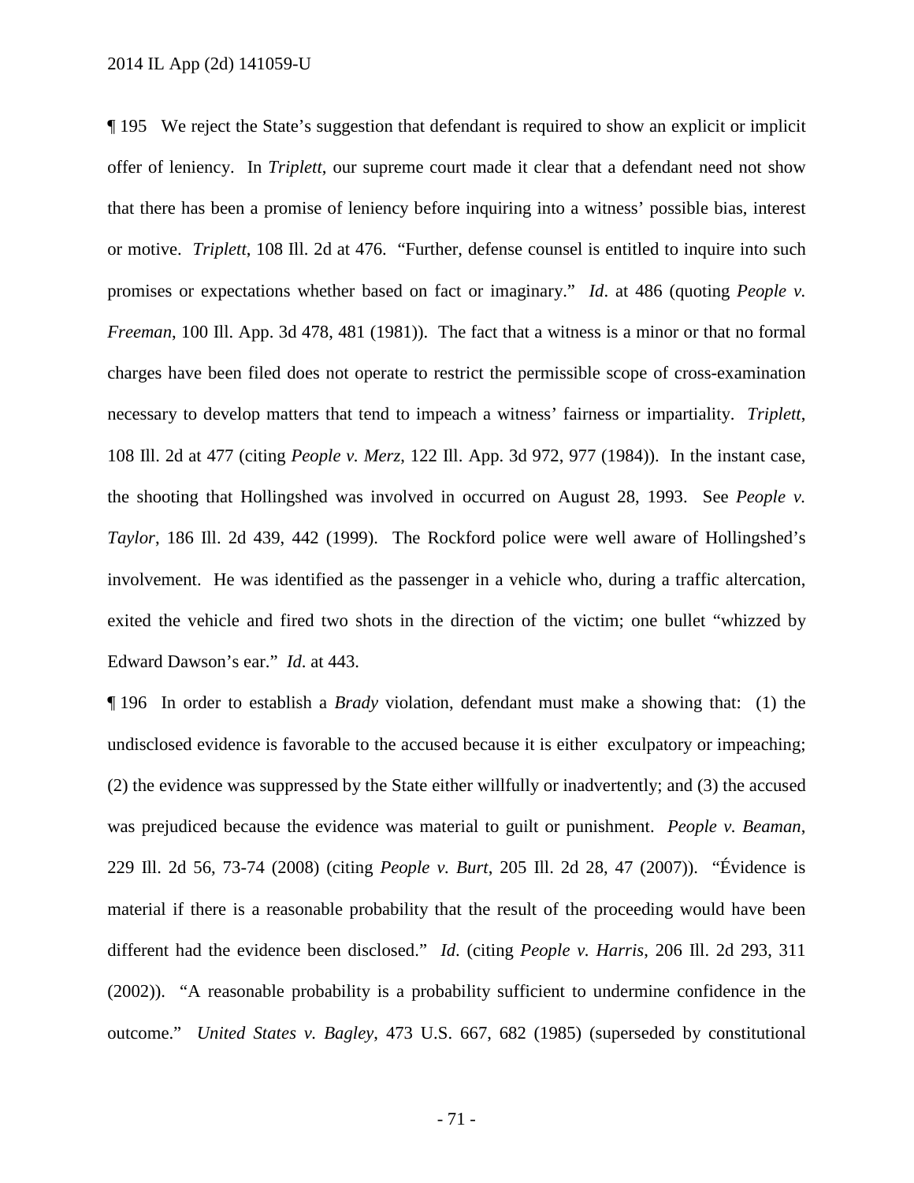¶ 195 We reject the State's suggestion that defendant is required to show an explicit or implicit offer of leniency. In *Triplett*, our supreme court made it clear that a defendant need not show that there has been a promise of leniency before inquiring into a witness' possible bias, interest or motive. *Triplett*, 108 Ill. 2d at 476. "Further, defense counsel is entitled to inquire into such promises or expectations whether based on fact or imaginary." *Id*. at 486 (quoting *People v. Freeman*, 100 Ill. App. 3d 478, 481 (1981)). The fact that a witness is a minor or that no formal charges have been filed does not operate to restrict the permissible scope of cross-examination necessary to develop matters that tend to impeach a witness' fairness or impartiality. *Triplett*, 108 Ill. 2d at 477 (citing *People v. Merz*, 122 Ill. App. 3d 972, 977 (1984)). In the instant case, the shooting that Hollingshed was involved in occurred on August 28, 1993. See *People v. Taylor*, 186 Ill. 2d 439, 442 (1999). The Rockford police were well aware of Hollingshed's involvement. He was identified as the passenger in a vehicle who, during a traffic altercation, exited the vehicle and fired two shots in the direction of the victim; one bullet "whizzed by Edward Dawson's ear." *Id*. at 443.

¶ 196 In order to establish a *Brady* violation, defendant must make a showing that: (1) the undisclosed evidence is favorable to the accused because it is either exculpatory or impeaching; (2) the evidence was suppressed by the State either willfully or inadvertently; and (3) the accused was prejudiced because the evidence was material to guilt or punishment. *People v. Beaman*, 229 Ill. 2d 56, 73-74 (2008) (citing *People v. Burt*, 205 Ill. 2d 28, 47 (2007)). "Évidence is material if there is a reasonable probability that the result of the proceeding would have been different had the evidence been disclosed." *Id*. (citing *People v. Harris*, 206 Ill. 2d 293, 311 (2002)). "A reasonable probability is a probability sufficient to undermine confidence in the outcome." *United States v. Bagley*, 473 U.S. 667, 682 (1985) (superseded by constitutional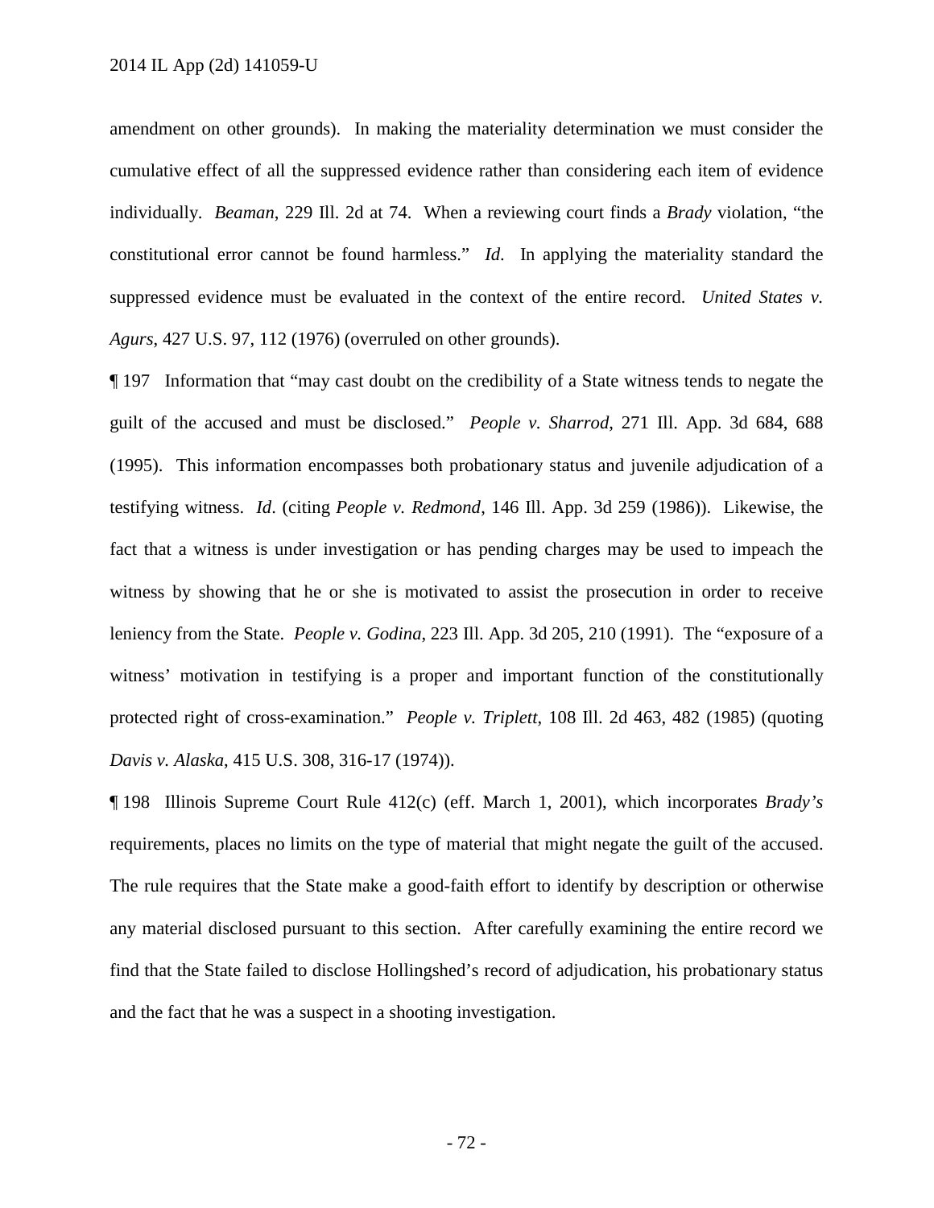amendment on other grounds). In making the materiality determination we must consider the cumulative effect of all the suppressed evidence rather than considering each item of evidence individually. *Beaman*, 229 Ill. 2d at 74. When a reviewing court finds a *Brady* violation, "the constitutional error cannot be found harmless." *Id*. In applying the materiality standard the suppressed evidence must be evaluated in the context of the entire record. *United States v. Agurs*, 427 U.S. 97, 112 (1976) (overruled on other grounds).

¶ 197 Information that "may cast doubt on the credibility of a State witness tends to negate the guilt of the accused and must be disclosed." *People v. Sharrod*, 271 Ill. App. 3d 684, 688 (1995). This information encompasses both probationary status and juvenile adjudication of a testifying witness. *Id*. (citing *People v. Redmond*, 146 Ill. App. 3d 259 (1986)). Likewise, the fact that a witness is under investigation or has pending charges may be used to impeach the witness by showing that he or she is motivated to assist the prosecution in order to receive leniency from the State. *People v. Godina*, 223 Ill. App. 3d 205, 210 (1991). The "exposure of a witness' motivation in testifying is a proper and important function of the constitutionally protected right of cross-examination." *People v. Triplett*, 108 Ill. 2d 463, 482 (1985) (quoting *Davis v. Alaska*, 415 U.S. 308, 316-17 (1974)).

¶ 198 Illinois Supreme Court Rule 412(c) (eff. March 1, 2001), which incorporates *Brady's* requirements, places no limits on the type of material that might negate the guilt of the accused. The rule requires that the State make a good-faith effort to identify by description or otherwise any material disclosed pursuant to this section. After carefully examining the entire record we find that the State failed to disclose Hollingshed's record of adjudication, his probationary status and the fact that he was a suspect in a shooting investigation.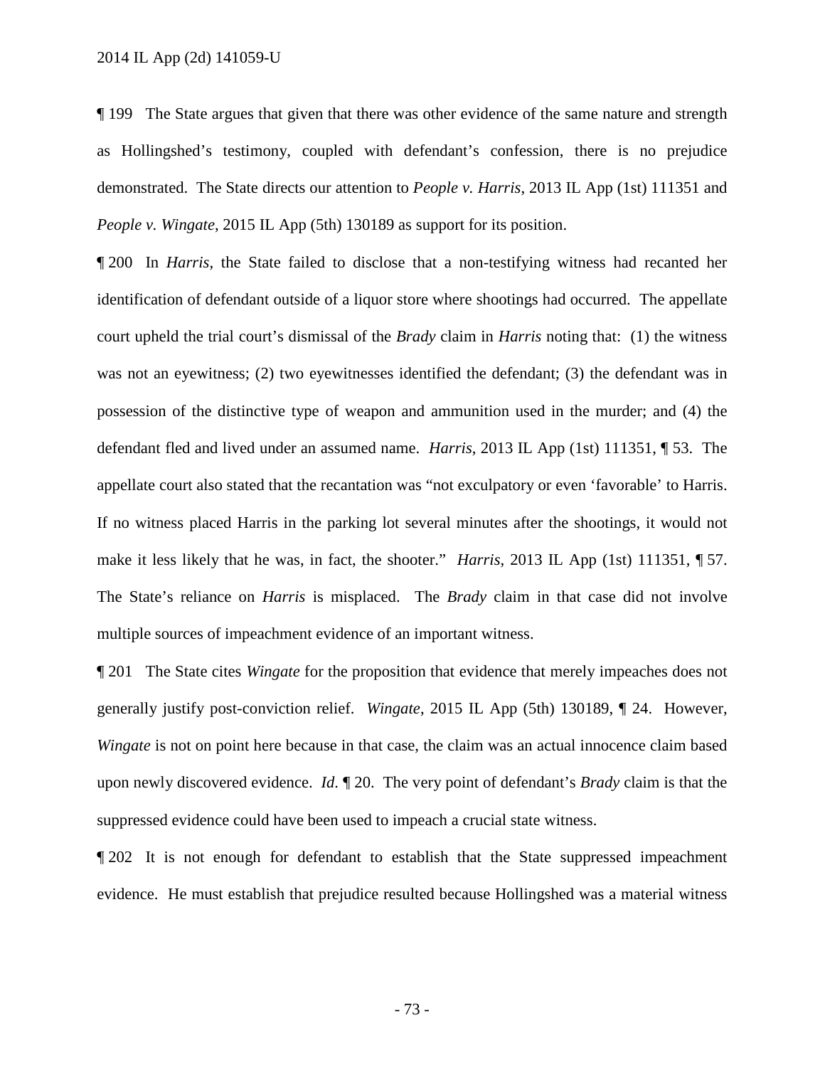¶ 199 The State argues that given that there was other evidence of the same nature and strength as Hollingshed's testimony, coupled with defendant's confession, there is no prejudice demonstrated. The State directs our attention to *People v. Harris*, 2013 IL App (1st) 111351 and *People v. Wingate*, 2015 IL App (5th) 130189 as support for its position.

¶ 200 In *Harris*, the State failed to disclose that a non-testifying witness had recanted her identification of defendant outside of a liquor store where shootings had occurred. The appellate court upheld the trial court's dismissal of the *Brady* claim in *Harris* noting that: (1) the witness was not an eyewitness; (2) two eyewitnesses identified the defendant; (3) the defendant was in possession of the distinctive type of weapon and ammunition used in the murder; and (4) the defendant fled and lived under an assumed name. *Harris*, 2013 IL App (1st) 111351, ¶ 53. The appellate court also stated that the recantation was "not exculpatory or even 'favorable' to Harris. If no witness placed Harris in the parking lot several minutes after the shootings, it would not make it less likely that he was, in fact, the shooter." *Harris*, 2013 IL App (1st) 111351, ¶ 57. The State's reliance on *Harris* is misplaced. The *Brady* claim in that case did not involve multiple sources of impeachment evidence of an important witness.

¶ 201 The State cites *Wingate* for the proposition that evidence that merely impeaches does not generally justify post-conviction relief. *Wingate*, 2015 IL App (5th) 130189, ¶ 24. However, *Wingate* is not on point here because in that case, the claim was an actual innocence claim based upon newly discovered evidence. *Id*. ¶ 20. The very point of defendant's *Brady* claim is that the suppressed evidence could have been used to impeach a crucial state witness.

¶ 202 It is not enough for defendant to establish that the State suppressed impeachment evidence. He must establish that prejudice resulted because Hollingshed was a material witness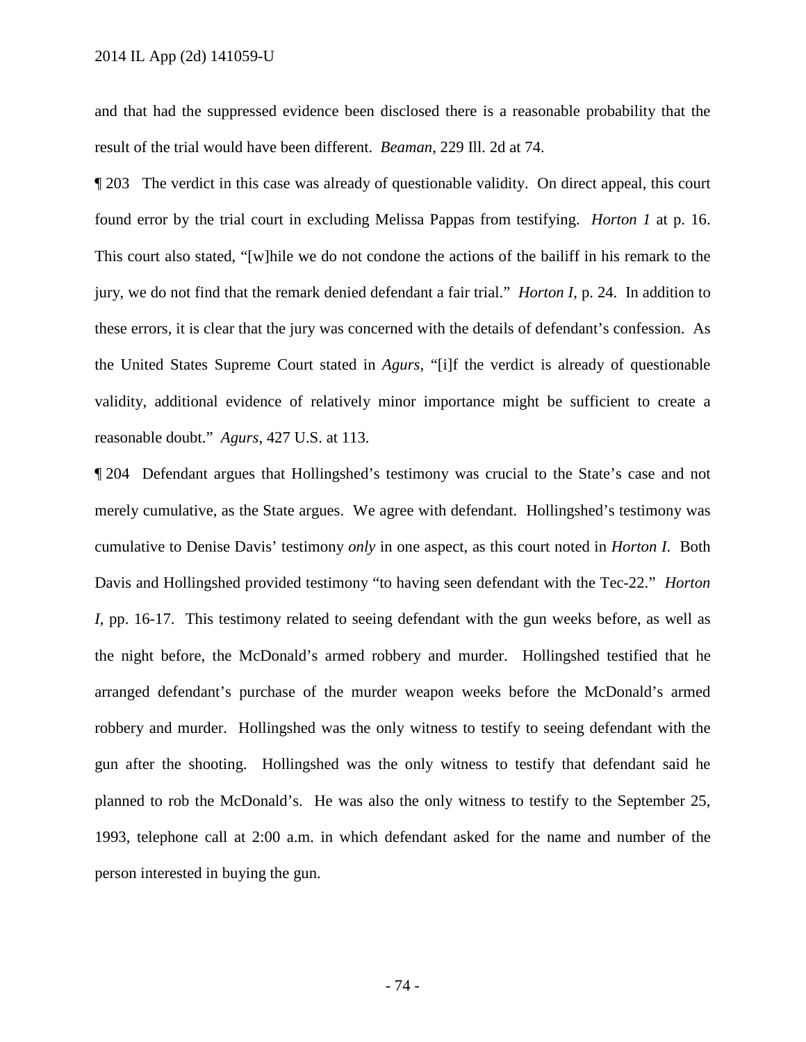and that had the suppressed evidence been disclosed there is a reasonable probability that the result of the trial would have been different. *Beaman*, 229 Ill. 2d at 74.

¶ 203 The verdict in this case was already of questionable validity. On direct appeal, this court found error by the trial court in excluding Melissa Pappas from testifying. *Horton 1* at p. 16. This court also stated, "[w]hile we do not condone the actions of the bailiff in his remark to the jury, we do not find that the remark denied defendant a fair trial." *Horton I*, p. 24. In addition to these errors, it is clear that the jury was concerned with the details of defendant's confession. As the United States Supreme Court stated in *Agurs*, "[i]f the verdict is already of questionable validity, additional evidence of relatively minor importance might be sufficient to create a reasonable doubt." *Agurs*, 427 U.S. at 113.

¶ 204 Defendant argues that Hollingshed's testimony was crucial to the State's case and not merely cumulative, as the State argues. We agree with defendant. Hollingshed's testimony was cumulative to Denise Davis' testimony *only* in one aspect, as this court noted in *Horton I*. Both Davis and Hollingshed provided testimony "to having seen defendant with the Tec-22." *Horton I*, pp. 16-17. This testimony related to seeing defendant with the gun weeks before, as well as the night before, the McDonald's armed robbery and murder. Hollingshed testified that he arranged defendant's purchase of the murder weapon weeks before the McDonald's armed robbery and murder. Hollingshed was the only witness to testify to seeing defendant with the gun after the shooting. Hollingshed was the only witness to testify that defendant said he planned to rob the McDonald's. He was also the only witness to testify to the September 25, 1993, telephone call at 2:00 a.m. in which defendant asked for the name and number of the person interested in buying the gun.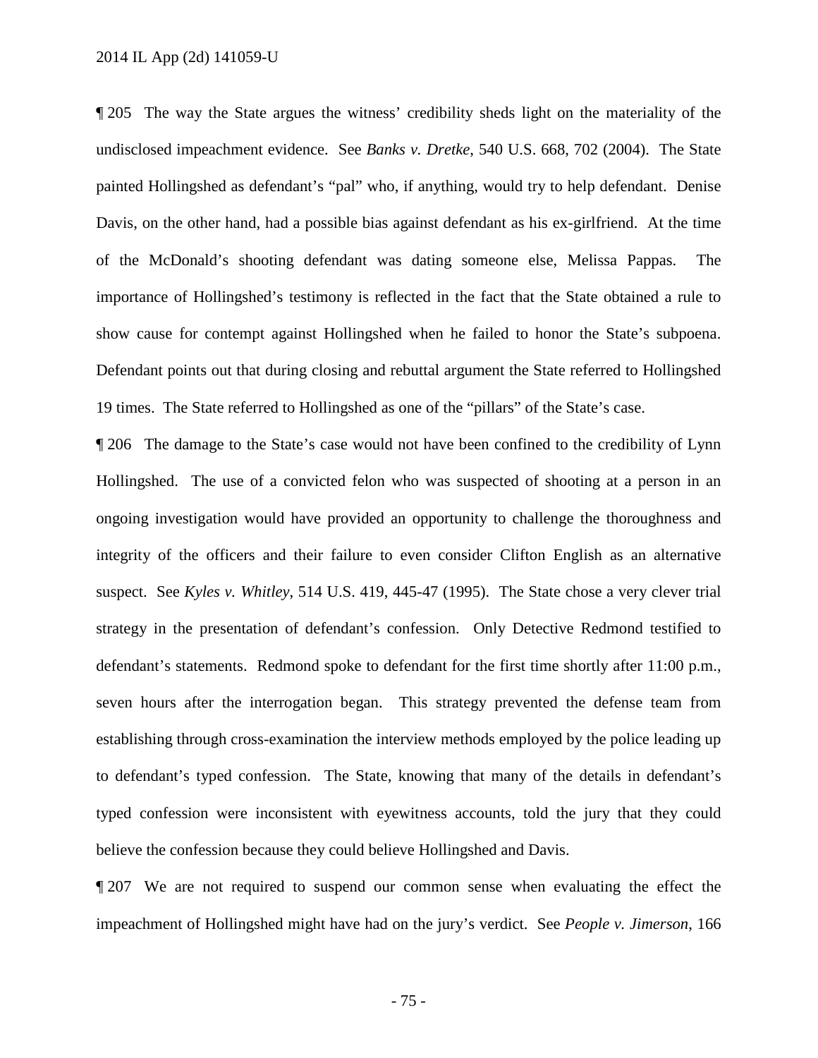¶ 205 The way the State argues the witness' credibility sheds light on the materiality of the undisclosed impeachment evidence. See *Banks v. Dretke*, 540 U.S. 668, 702 (2004). The State painted Hollingshed as defendant's "pal" who, if anything, would try to help defendant. Denise Davis, on the other hand, had a possible bias against defendant as his ex-girlfriend. At the time of the McDonald's shooting defendant was dating someone else, Melissa Pappas. The importance of Hollingshed's testimony is reflected in the fact that the State obtained a rule to show cause for contempt against Hollingshed when he failed to honor the State's subpoena. Defendant points out that during closing and rebuttal argument the State referred to Hollingshed 19 times. The State referred to Hollingshed as one of the "pillars" of the State's case.

¶ 206 The damage to the State's case would not have been confined to the credibility of Lynn Hollingshed. The use of a convicted felon who was suspected of shooting at a person in an ongoing investigation would have provided an opportunity to challenge the thoroughness and integrity of the officers and their failure to even consider Clifton English as an alternative suspect. See *Kyles v. Whitley*, 514 U.S. 419, 445-47 (1995). The State chose a very clever trial strategy in the presentation of defendant's confession. Only Detective Redmond testified to defendant's statements. Redmond spoke to defendant for the first time shortly after 11:00 p.m., seven hours after the interrogation began. This strategy prevented the defense team from establishing through cross-examination the interview methods employed by the police leading up to defendant's typed confession. The State, knowing that many of the details in defendant's typed confession were inconsistent with eyewitness accounts, told the jury that they could believe the confession because they could believe Hollingshed and Davis.

¶ 207 We are not required to suspend our common sense when evaluating the effect the impeachment of Hollingshed might have had on the jury's verdict. See *People v. Jimerson*, 166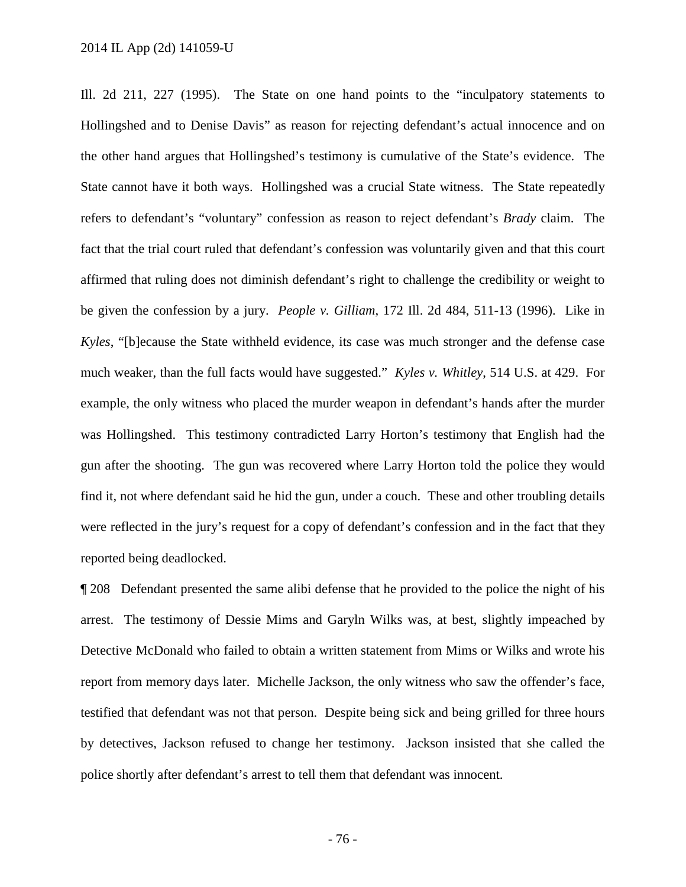Ill. 2d 211, 227 (1995). The State on one hand points to the "inculpatory statements to Hollingshed and to Denise Davis" as reason for rejecting defendant's actual innocence and on the other hand argues that Hollingshed's testimony is cumulative of the State's evidence. The State cannot have it both ways. Hollingshed was a crucial State witness. The State repeatedly refers to defendant's "voluntary" confession as reason to reject defendant's *Brady* claim. The fact that the trial court ruled that defendant's confession was voluntarily given and that this court affirmed that ruling does not diminish defendant's right to challenge the credibility or weight to be given the confession by a jury. *People v. Gilliam*, 172 Ill. 2d 484, 511-13 (1996). Like in *Kyles*, "[b]ecause the State withheld evidence, its case was much stronger and the defense case much weaker, than the full facts would have suggested." *Kyles v. Whitley*, 514 U.S. at 429. For example, the only witness who placed the murder weapon in defendant's hands after the murder was Hollingshed. This testimony contradicted Larry Horton's testimony that English had the gun after the shooting. The gun was recovered where Larry Horton told the police they would find it, not where defendant said he hid the gun, under a couch. These and other troubling details were reflected in the jury's request for a copy of defendant's confession and in the fact that they reported being deadlocked.

¶ 208 Defendant presented the same alibi defense that he provided to the police the night of his arrest. The testimony of Dessie Mims and Garyln Wilks was, at best, slightly impeached by Detective McDonald who failed to obtain a written statement from Mims or Wilks and wrote his report from memory days later. Michelle Jackson, the only witness who saw the offender's face, testified that defendant was not that person. Despite being sick and being grilled for three hours by detectives, Jackson refused to change her testimony. Jackson insisted that she called the police shortly after defendant's arrest to tell them that defendant was innocent.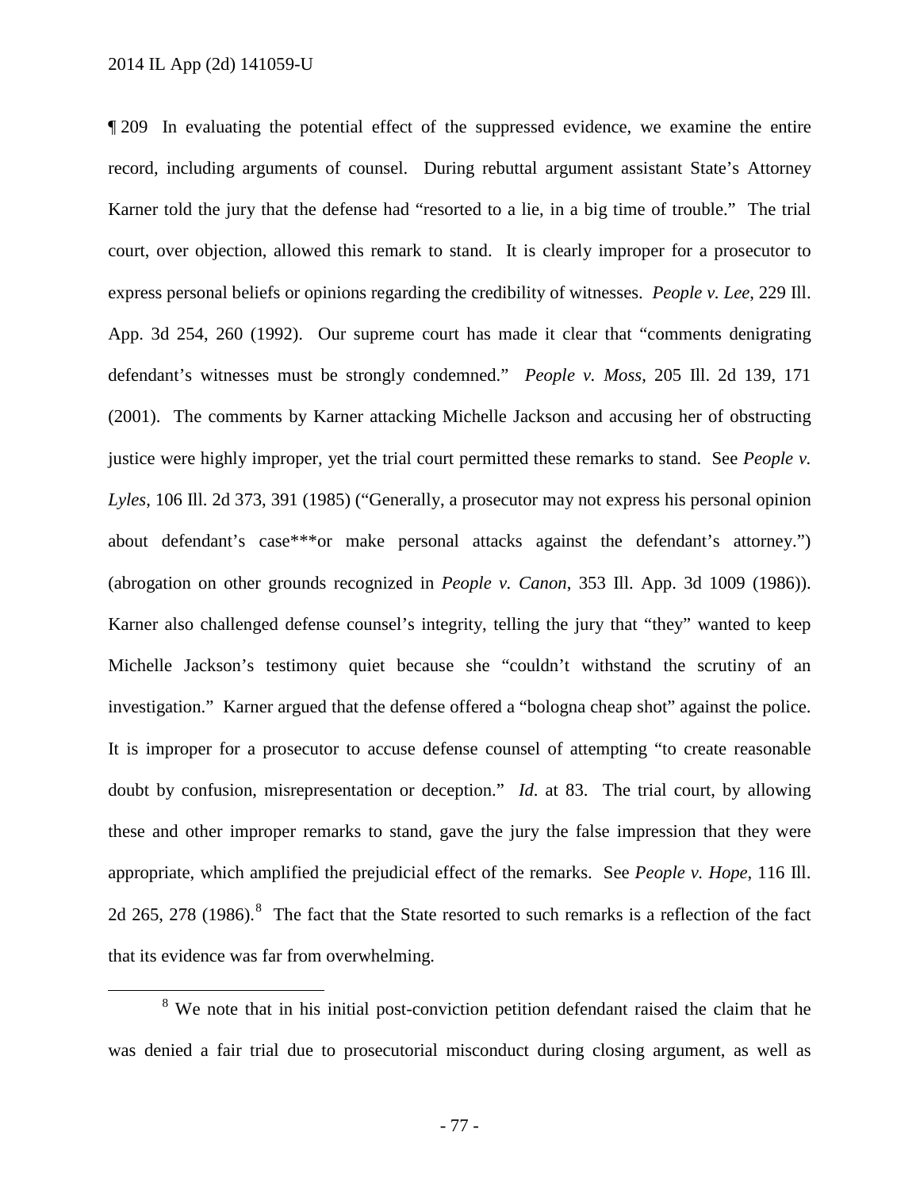¶ 209 In evaluating the potential effect of the suppressed evidence, we examine the entire record, including arguments of counsel. During rebuttal argument assistant State's Attorney Karner told the jury that the defense had "resorted to a lie, in a big time of trouble." The trial court, over objection, allowed this remark to stand. It is clearly improper for a prosecutor to express personal beliefs or opinions regarding the credibility of witnesses. *People v. Lee*, 229 Ill. App. 3d 254, 260 (1992). Our supreme court has made it clear that "comments denigrating defendant's witnesses must be strongly condemned." *People v. Moss*, 205 Ill. 2d 139, 171 (2001). The comments by Karner attacking Michelle Jackson and accusing her of obstructing justice were highly improper, yet the trial court permitted these remarks to stand. See *People v. Lyles*, 106 Ill. 2d 373, 391 (1985) ("Generally, a prosecutor may not express his personal opinion about defendant's case***or make personal attacks against the defendant's attorney.") (abrogation on other grounds recognized in *People v. Canon*, 353 Ill. App. 3d 1009 (1986)). Karner also challenged defense counsel's integrity, telling the jury that "they" wanted to keep Michelle Jackson's testimony quiet because she "couldn't withstand the scrutiny of an investigation." Karner argued that the defense offered a "bologna cheap shot" against the police. It is improper for a prosecutor to accuse defense counsel of attempting "to create reasonable doubt by confusion, misrepresentation or deception." *Id.* at 83. The trial court, by allowing these and other improper remarks to stand, gave the jury the false impression that they were appropriate, which amplified the prejudicial effect of the remarks. See *People v. Hope*, 116 Ill. 2d 265, 278 (1986).[8] The fact that the State resorted to such remarks is a reflection of the fact that its evidence was far from overwhelming.

[8] We note that in his initial post-conviction petition defendant raised the claim that he was denied a fair trial due to prosecutorial misconduct during closing argument, as well as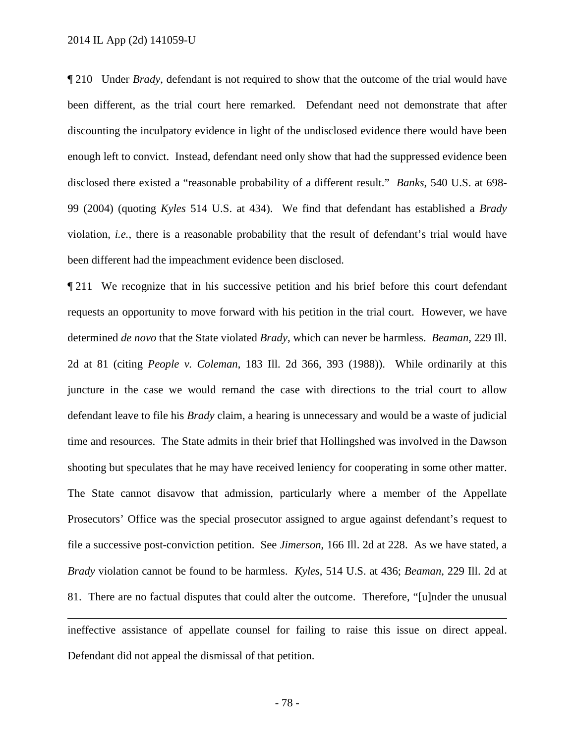¶ 210 Under *Brady*, defendant is not required to show that the outcome of the trial would have been different, as the trial court here remarked. Defendant need not demonstrate that after discounting the inculpatory evidence in light of the undisclosed evidence there would have been enough left to convict. Instead, defendant need only show that had the suppressed evidence been disclosed there existed a "reasonable probability of a different result." *Banks*, 540 U.S. at 698-99 (2004) (quoting *Kyles* 514 U.S. at 434). We find that defendant has established a *Brady* violation, *i.e.*, there is a reasonable probability that the result of defendant's trial would have been different had the impeachment evidence been disclosed.

¶ 211 We recognize that in his successive petition and his brief before this court defendant requests an opportunity to move forward with his petition in the trial court. However, we have determined *de novo* that the State violated *Brady*, which can never be harmless. *Beaman*, 229 Ill. 2d at 81 (citing *People v. Coleman*, 183 Ill. 2d 366, 393 (1988)). While ordinarily at this juncture in the case we would remand the case with directions to the trial court to allow defendant leave to file his *Brady* claim, a hearing is unnecessary and would be a waste of judicial time and resources. The State admits in their brief that Hollingshed was involved in the Dawson shooting but speculates that he may have received leniency for cooperating in some other matter. The State cannot disavow that admission, particularly where a member of the Appellate Prosecutors' Office was the special prosecutor assigned to argue against defendant's request to file a successive post-conviction petition. See *Jimerson*, 166 Ill. 2d at 228. As we have stated, a *Brady* violation cannot be found to be harmless. *Kyles*, 514 U.S. at 436; *Beaman*, 229 Ill. 2d at 81. There are no factual disputes that could alter the outcome. Therefore, "[u]nder the unusual

---

ineffective assistance of appellate counsel for failing to raise this issue on direct appeal. Defendant did not appeal the dismissal of that petition.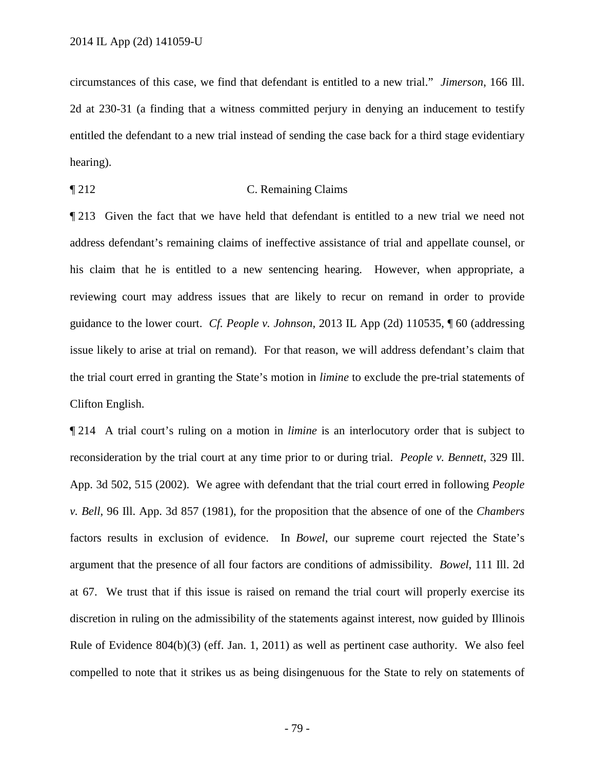circumstances of this case, we find that defendant is entitled to a new trial." *Jimerson*, 166 Ill. 2d at 230-31 (a finding that a witness committed perjury in denying an inducement to testify entitled the defendant to a new trial instead of sending the case back for a third stage evidentiary hearing).

¶ 212 C. Remaining Claims

¶ 213 Given the fact that we have held that defendant is entitled to a new trial we need not address defendant's remaining claims of ineffective assistance of trial and appellate counsel, or his claim that he is entitled to a new sentencing hearing. However, when appropriate, a reviewing court may address issues that are likely to recur on remand in order to provide guidance to the lower court. *Cf. People v. Johnson*, 2013 IL App (2d) 110535, ¶ 60 (addressing issue likely to arise at trial on remand). For that reason, we will address defendant's claim that the trial court erred in granting the State's motion in *limine* to exclude the pre-trial statements of Clifton English.

¶ 214 A trial court's ruling on a motion in *limine* is an interlocutory order that is subject to reconsideration by the trial court at any time prior to or during trial. *People v. Bennett*, 329 Ill. App. 3d 502, 515 (2002). We agree with defendant that the trial court erred in following *People v. Bell*, 96 Ill. App. 3d 857 (1981), for the proposition that the absence of one of the *Chambers* factors results in exclusion of evidence. In *Bowel*, our supreme court rejected the State's argument that the presence of all four factors are conditions of admissibility. *Bowel*, 111 Ill. 2d at 67. We trust that if this issue is raised on remand the trial court will properly exercise its discretion in ruling on the admissibility of the statements against interest, now guided by Illinois Rule of Evidence 804(b)(3) (eff. Jan. 1, 2011) as well as pertinent case authority. We also feel compelled to note that it strikes us as being disingenuous for the State to rely on statements of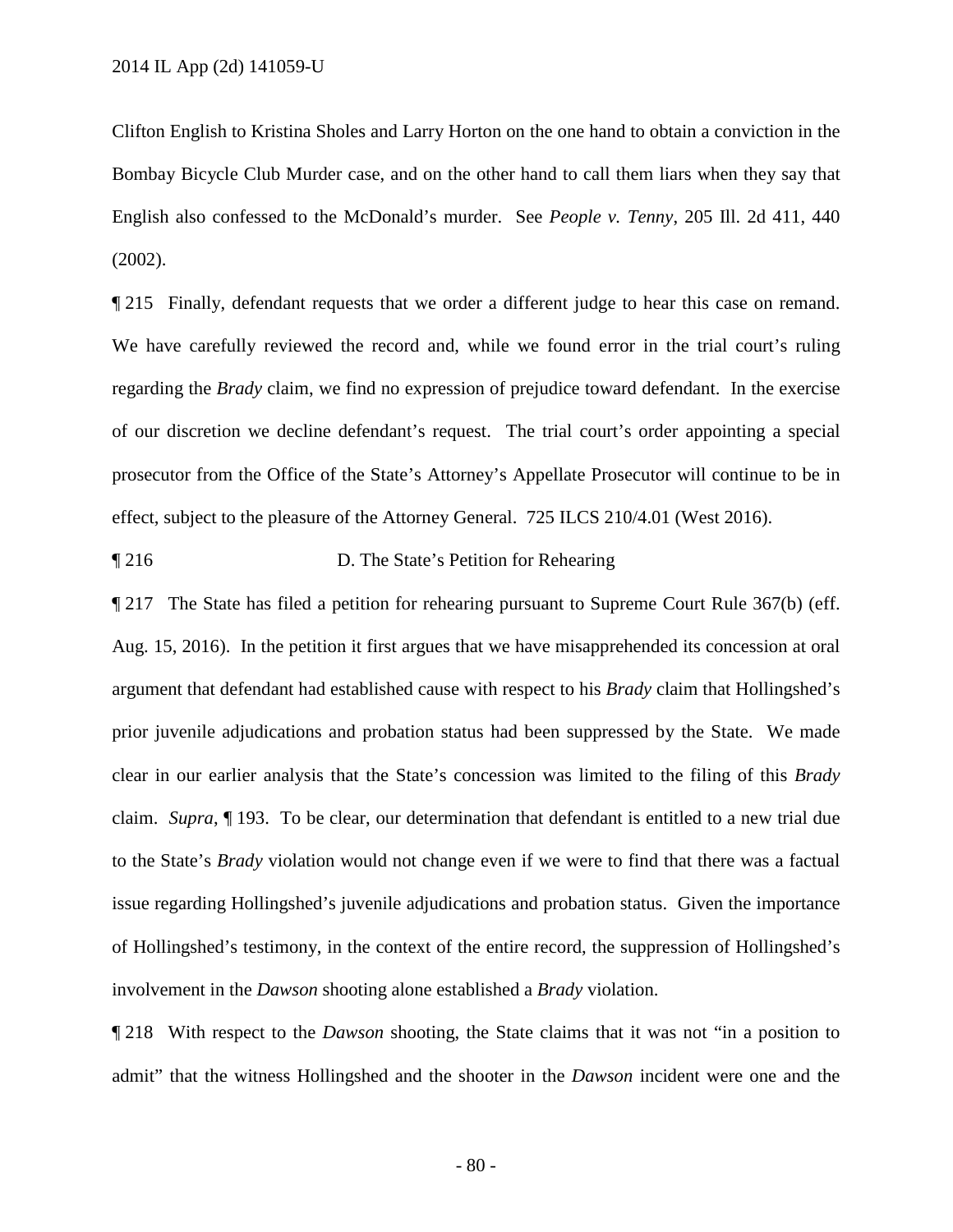Clifton English to Kristina Sholes and Larry Horton on the one hand to obtain a conviction in the Bombay Bicycle Club Murder case, and on the other hand to call them liars when they say that English also confessed to the McDonald's murder. See *People v. Tenny*, 205 Ill. 2d 411, 440 (2002).

¶ 215 Finally, defendant requests that we order a different judge to hear this case on remand. We have carefully reviewed the record and, while we found error in the trial court's ruling regarding the *Brady* claim, we find no expression of prejudice toward defendant. In the exercise of our discretion we decline defendant's request. The trial court's order appointing a special prosecutor from the Office of the State's Attorney's Appellate Prosecutor will continue to be in effect, subject to the pleasure of the Attorney General. 725 ILCS 210/4.01 (West 2016).

¶ 216 D. The State's Petition for Rehearing

¶ 217 The State has filed a petition for rehearing pursuant to Supreme Court Rule 367(b) (eff. Aug. 15, 2016). In the petition it first argues that we have misapprehended its concession at oral argument that defendant had established cause with respect to his *Brady* claim that Hollingshed's prior juvenile adjudications and probation status had been suppressed by the State. We made clear in our earlier analysis that the State's concession was limited to the filing of this *Brady* claim. *Supra*, ¶ 193. To be clear, our determination that defendant is entitled to a new trial due to the State's *Brady* violation would not change even if we were to find that there was a factual issue regarding Hollingshed's juvenile adjudications and probation status. Given the importance of Hollingshed's testimony, in the context of the entire record, the suppression of Hollingshed's involvement in the *Dawson* shooting alone established a *Brady* violation.

¶ 218 With respect to the *Dawson* shooting, the State claims that it was not "in a position to admit" that the witness Hollingshed and the shooter in the *Dawson* incident were one and the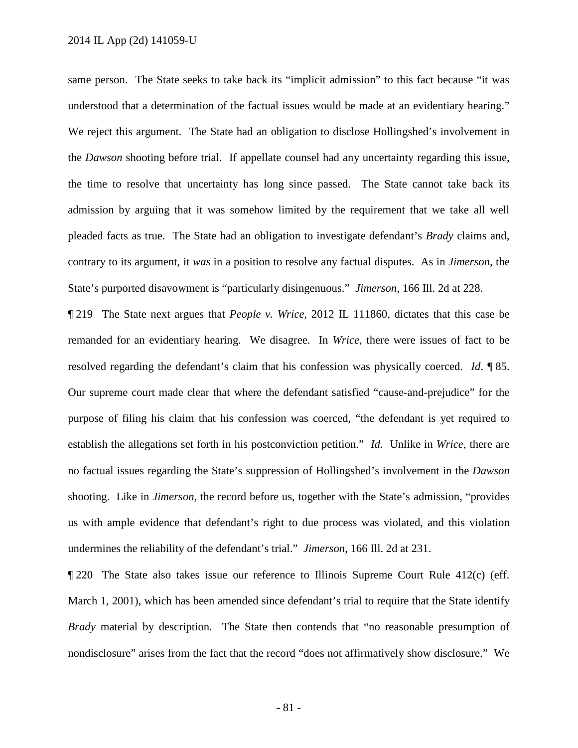same person. The State seeks to take back its "implicit admission" to this fact because "it was understood that a determination of the factual issues would be made at an evidentiary hearing." We reject this argument. The State had an obligation to disclose Hollingshed's involvement in the *Dawson* shooting before trial. If appellate counsel had any uncertainty regarding this issue, the time to resolve that uncertainty has long since passed. The State cannot take back its admission by arguing that it was somehow limited by the requirement that we take all well pleaded facts as true. The State had an obligation to investigate defendant's *Brady* claims and, contrary to its argument, it *was* in a position to resolve any factual disputes. As in *Jimerson*, the State's purported disavowment is "particularly disingenuous." *Jimerson*, 166 Ill. 2d at 228.

¶ 219 The State next argues that *People v. Wrice*, 2012 IL 111860, dictates that this case be remanded for an evidentiary hearing. We disagree. In *Wrice*, there were issues of fact to be resolved regarding the defendant's claim that his confession was physically coerced. *Id*. ¶ 85. Our supreme court made clear that where the defendant satisfied "cause-and-prejudice" for the purpose of filing his claim that his confession was coerced, "the defendant is yet required to establish the allegations set forth in his postconviction petition." *Id*. Unlike in *Wrice*, there are no factual issues regarding the State's suppression of Hollingshed's involvement in the *Dawson* shooting. Like in *Jimerson*, the record before us, together with the State's admission, "provides us with ample evidence that defendant's right to due process was violated, and this violation undermines the reliability of the defendant's trial." *Jimerson*, 166 Ill. 2d at 231.

¶ 220 The State also takes issue our reference to Illinois Supreme Court Rule 412(c) (eff. March 1, 2001), which has been amended since defendant's trial to require that the State identify *Brady* material by description. The State then contends that "no reasonable presumption of nondisclosure" arises from the fact that the record "does not affirmatively show disclosure." We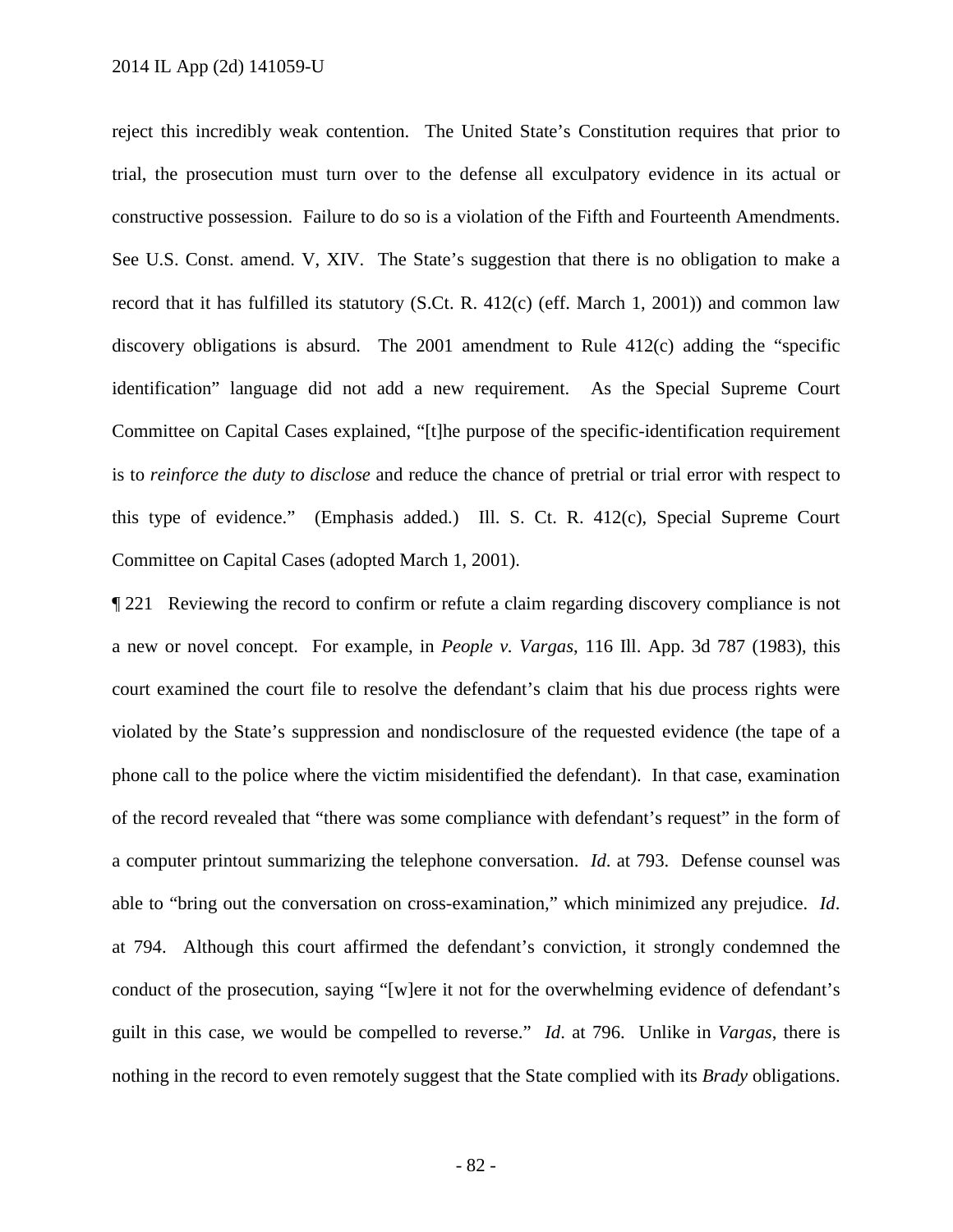reject this incredibly weak contention. The United State's Constitution requires that prior to trial, the prosecution must turn over to the defense all exculpatory evidence in its actual or constructive possession. Failure to do so is a violation of the Fifth and Fourteenth Amendments. See U.S. Const. amend. V, XIV. The State's suggestion that there is no obligation to make a record that it has fulfilled its statutory (S.Ct. R. 412(c) (eff. March 1, 2001)) and common law discovery obligations is absurd. The 2001 amendment to Rule 412(c) adding the "specific identification" language did not add a new requirement. As the Special Supreme Court Committee on Capital Cases explained, "[t]he purpose of the specific-identification requirement is to *reinforce the duty to disclose* and reduce the chance of pretrial or trial error with respect to this type of evidence." (Emphasis added.) Ill. S. Ct. R. 412(c), Special Supreme Court Committee on Capital Cases (adopted March 1, 2001).

¶ 221 Reviewing the record to confirm or refute a claim regarding discovery compliance is not a new or novel concept. For example, in *People v. Vargas*, 116 Ill. App. 3d 787 (1983), this court examined the court file to resolve the defendant's claim that his due process rights were violated by the State's suppression and nondisclosure of the requested evidence (the tape of a phone call to the police where the victim misidentified the defendant). In that case, examination of the record revealed that "there was some compliance with defendant's request" in the form of a computer printout summarizing the telephone conversation. *Id*. at 793. Defense counsel was able to "bring out the conversation on cross-examination," which minimized any prejudice. *Id*. at 794. Although this court affirmed the defendant's conviction, it strongly condemned the conduct of the prosecution, saying "[w]ere it not for the overwhelming evidence of defendant's guilt in this case, we would be compelled to reverse." *Id*. at 796. Unlike in *Vargas*, there is nothing in the record to even remotely suggest that the State complied with its *Brady* obligations.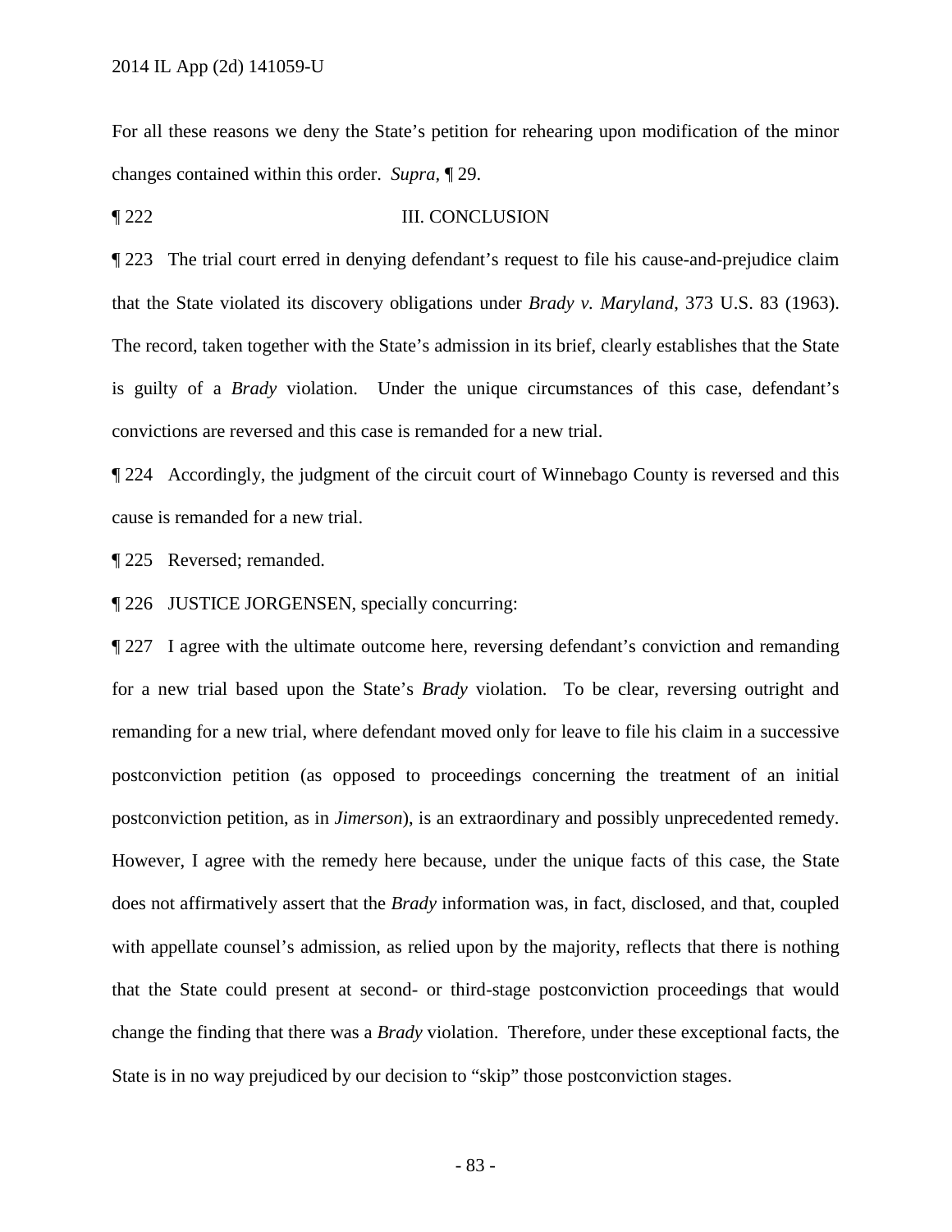For all these reasons we deny the State's petition for rehearing upon modification of the minor changes contained within this order. *Supra*, ¶ 29.

¶ 222 III. CONCLUSION

¶ 223 The trial court erred in denying defendant's request to file his cause-and-prejudice claim that the State violated its discovery obligations under *Brady v. Maryland*, 373 U.S. 83 (1963). The record, taken together with the State's admission in its brief, clearly establishes that the State is guilty of a *Brady* violation. Under the unique circumstances of this case, defendant's convictions are reversed and this case is remanded for a new trial.

¶ 224 Accordingly, the judgment of the circuit court of Winnebago County is reversed and this cause is remanded for a new trial.

¶ 225 Reversed; remanded.

¶ 226 JUSTICE JORGENSEN, specially concurring:

¶ 227 I agree with the ultimate outcome here, reversing defendant's conviction and remanding for a new trial based upon the State's *Brady* violation. To be clear, reversing outright and remanding for a new trial, where defendant moved only for leave to file his claim in a successive postconviction petition (as opposed to proceedings concerning the treatment of an initial postconviction petition, as in *Jimerson*), is an extraordinary and possibly unprecedented remedy. However, I agree with the remedy here because, under the unique facts of this case, the State does not affirmatively assert that the *Brady* information was, in fact, disclosed, and that, coupled with appellate counsel's admission, as relied upon by the majority, reflects that there is nothing that the State could present at second- or third-stage postconviction proceedings that would change the finding that there was a *Brady* violation. Therefore, under these exceptional facts, the State is in no way prejudiced by our decision to "skip" those postconviction stages.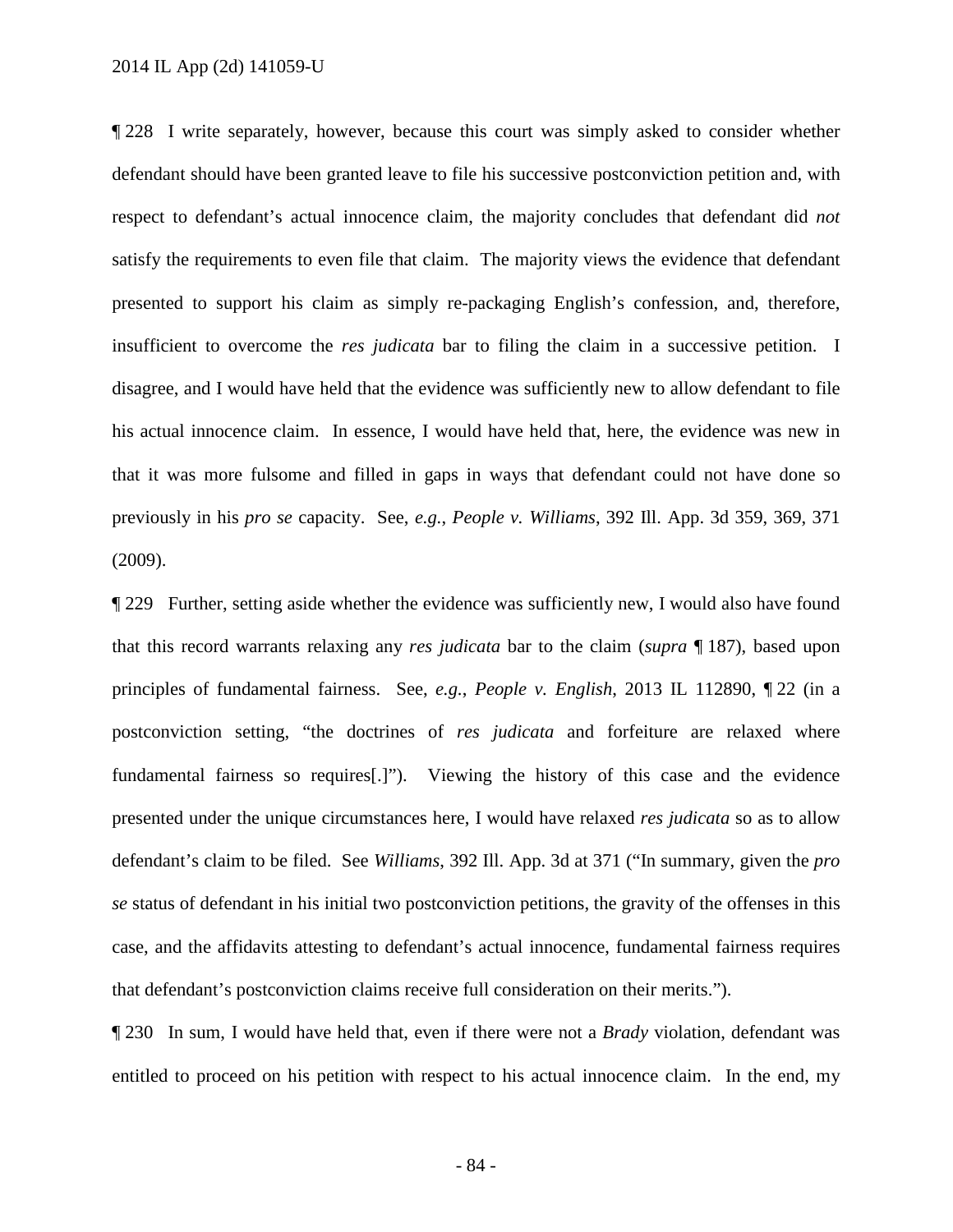¶ 228 I write separately, however, because this court was simply asked to consider whether defendant should have been granted leave to file his successive postconviction petition and, with respect to defendant's actual innocence claim, the majority concludes that defendant did *not* satisfy the requirements to even file that claim. The majority views the evidence that defendant presented to support his claim as simply re-packaging English's confession, and, therefore, insufficient to overcome the *res judicata* bar to filing the claim in a successive petition. I disagree, and I would have held that the evidence was sufficiently new to allow defendant to file his actual innocence claim. In essence, I would have held that, here, the evidence was new in that it was more fulsome and filled in gaps in ways that defendant could not have done so previously in his *pro se* capacity. See, *e.g.*, *People v. Williams*, 392 Ill. App. 3d 359, 369, 371 (2009).

¶ 229 Further, setting aside whether the evidence was sufficiently new, I would also have found that this record warrants relaxing any *res judicata* bar to the claim (*supra* ¶ 187), based upon principles of fundamental fairness. See, *e.g.*, *People v. English*, 2013 IL 112890, ¶ 22 (in a postconviction setting, "the doctrines of *res judicata* and forfeiture are relaxed where fundamental fairness so requires[.]"). Viewing the history of this case and the evidence presented under the unique circumstances here, I would have relaxed *res judicata* so as to allow defendant's claim to be filed. See *Williams*, 392 Ill. App. 3d at 371 ("In summary, given the *pro se* status of defendant in his initial two postconviction petitions, the gravity of the offenses in this case, and the affidavits attesting to defendant's actual innocence, fundamental fairness requires that defendant's postconviction claims receive full consideration on their merits.").

¶ 230 In sum, I would have held that, even if there were not a *Brady* violation, defendant was entitled to proceed on his petition with respect to his actual innocence claim. In the end, my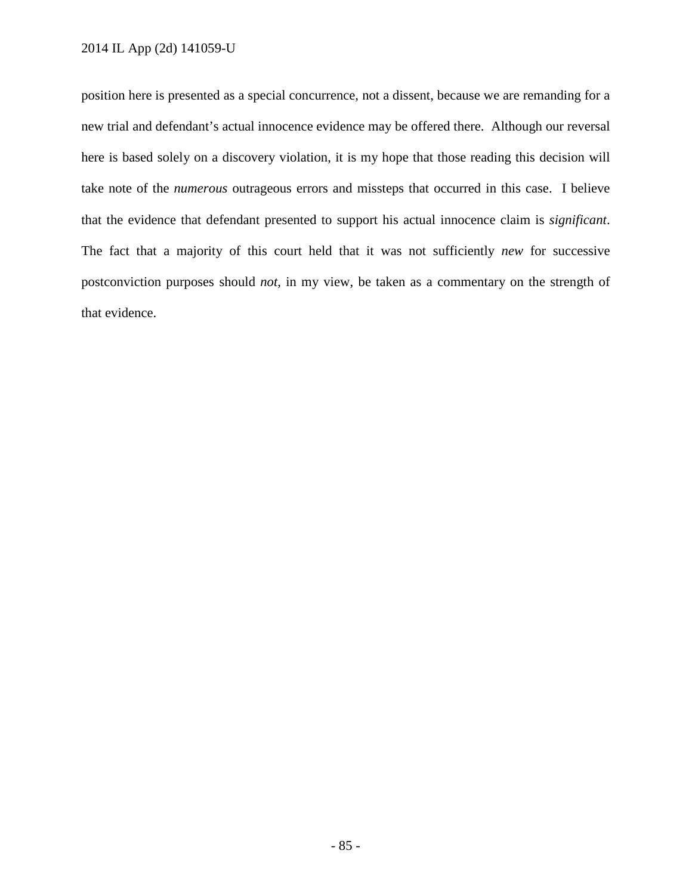position here is presented as a special concurrence, not a dissent, because we are remanding for a new trial and defendant's actual innocence evidence may be offered there. Although our reversal here is based solely on a discovery violation, it is my hope that those reading this decision will take note of the *numerous* outrageous errors and missteps that occurred in this case. I believe that the evidence that defendant presented to support his actual innocence claim is *significant*. The fact that a majority of this court held that it was not sufficiently *new* for successive postconviction purposes should *not*, in my view, be taken as a commentary on the strength of that evidence.